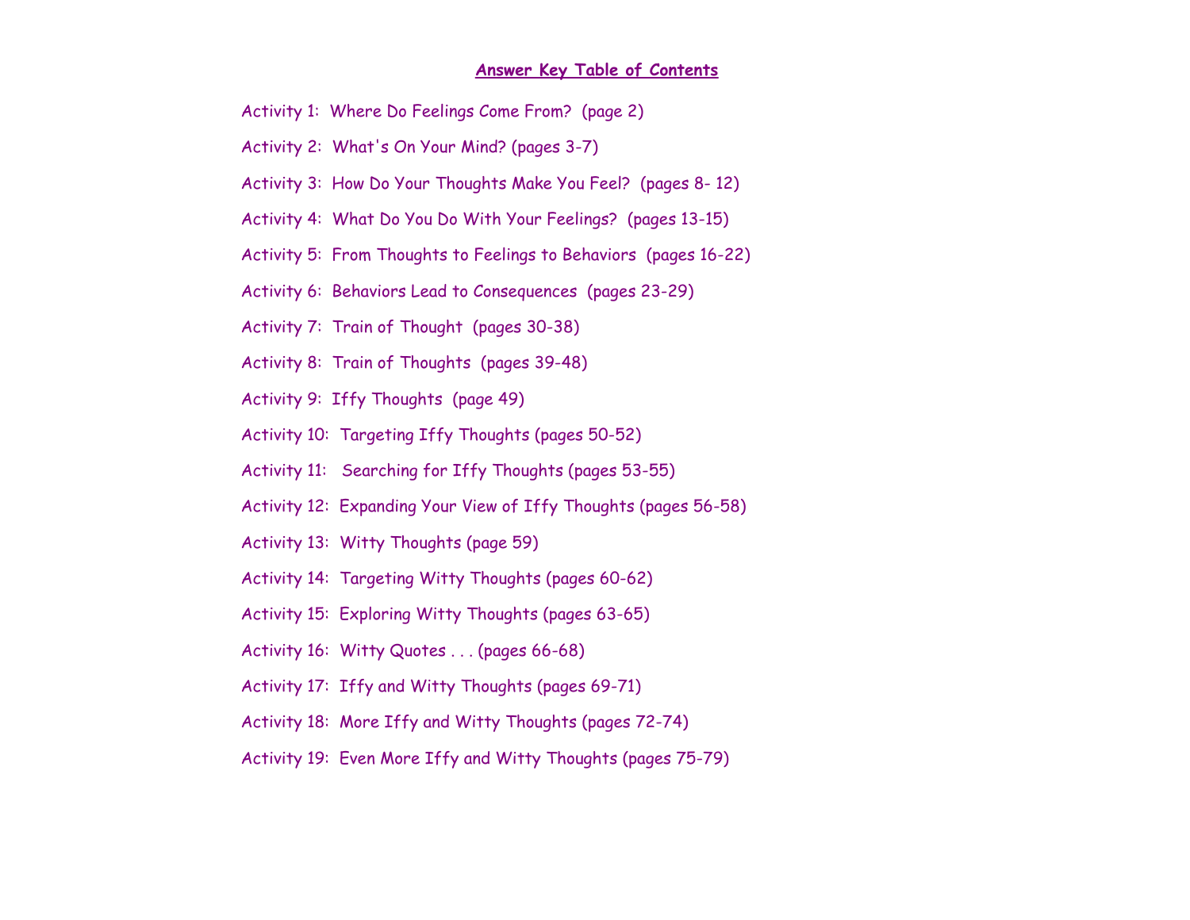# Answer Key Table of Contents

Activity 1: Where Do Feelings Come From? (page 2)

Activity 2: What's On Your Mind? (pages 3-7)

Activity 3: How Do Your Thoughts Make You Feel? (pages 8- 12)

Activity 4: What Do You Do With Your Feelings? (pages 13-15)

Activity 5: From Thoughts to Feelings to Behaviors (pages 16-22)

Activity 6: Behaviors Lead to Consequences (pages 23-29)

Activity 7: Train of Thought (pages 30-38)

Activity 8: Train of Thoughts (pages 39-48)

Activity 9: Iffy Thoughts (page 49)

Activity 10: Targeting Iffy Thoughts (pages 50-52)

Activity 11: Searching for Iffy Thoughts (pages 53-55)

Activity 12: Expanding Your View of Iffy Thoughts (pages 56-58)

Activity 13: Witty Thoughts (page 59)

Activity 14: Targeting Witty Thoughts (pages 60-62)

Activity 15: Exploring Witty Thoughts (pages 63-65)

Activity 16: Witty Quotes . . . (pages 66-68)

Activity 17: Iffy and Witty Thoughts (pages 69-71)

Activity 18: More Iffy and Witty Thoughts (pages 72-74)

Activity 19: Even More Iffy and Witty Thoughts (pages 75-79)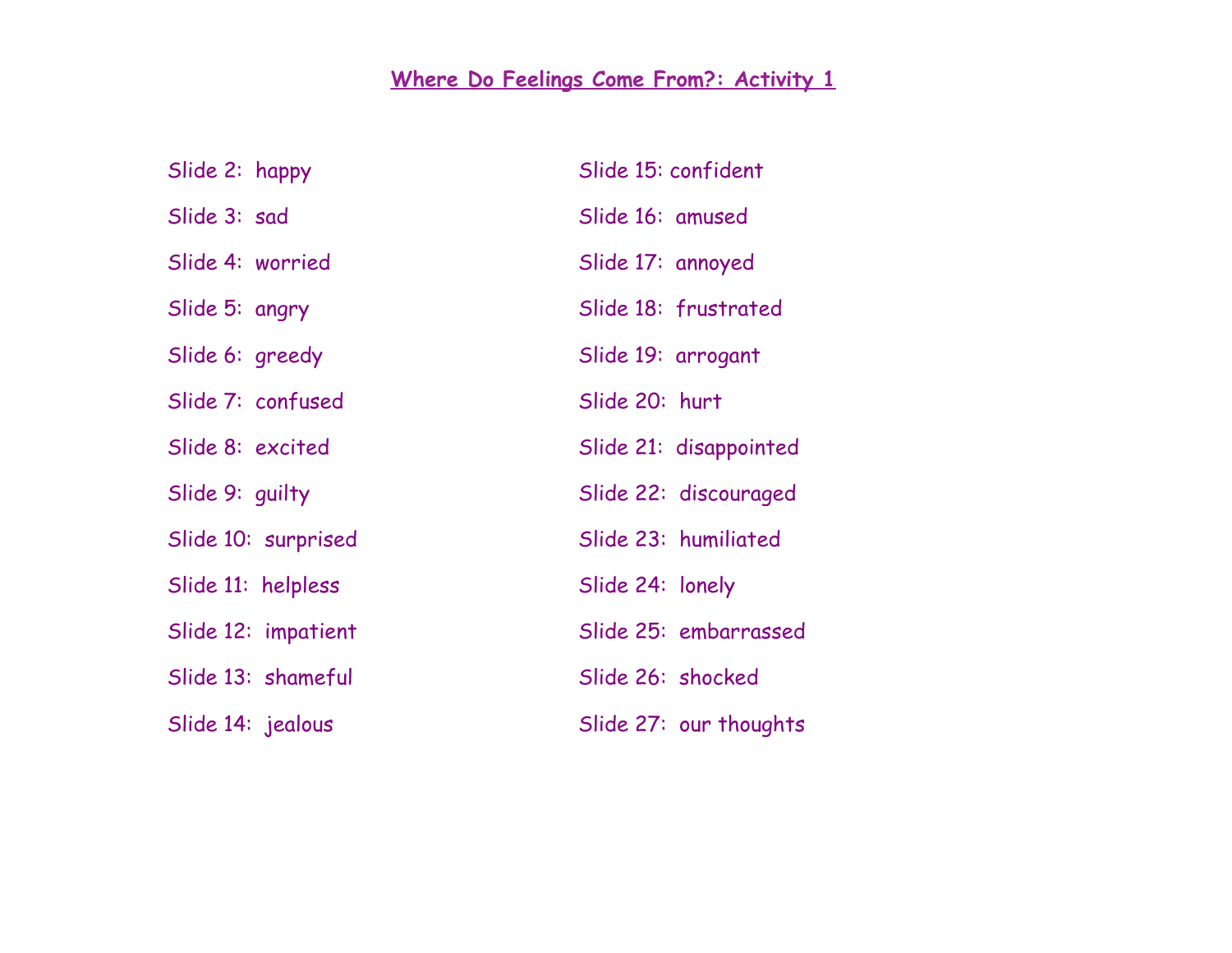## Where Do Feelings Come From?: Activity 1

Slide 2: happy

Slide 3: sad

Slide 4: worried

Slide 5: angry

Slide 6: greedy

Slide 7: confused

Slide 8: excited

Slide 9: guilty

Slide 10: surprised

Slide 11: helpless

Slide 12: impatient

Slide 13: shameful

Slide 14: jealous

Slide 15: confident

Slide 16: amused

Slide 17: annoyed

Slide 18: frustrated

Slide 19: arrogant

Slide 20: hurt

Slide 21: disappointed

Slide 22: discouraged

Slide 23: humiliated

Slide 24: lonely

Slide 25: embarrassed

Slide 26: shocked

Slide 27: our thoughts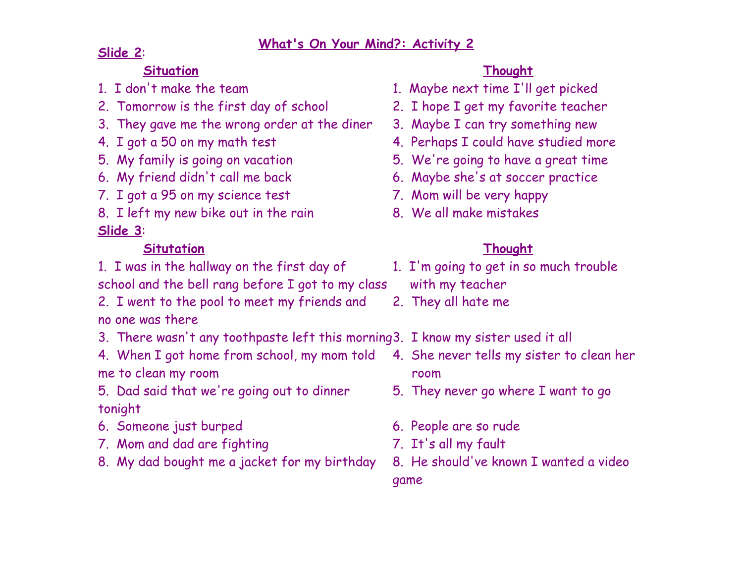# What's On Your Mind?: Activity 2

**Slide 2**:

| Situation | Thought |
| --- | --- |
| 1. I don't make the team | 1. Maybe next time I'll get picked |
| 2. Tomorrow is the first day of school | 2. I hope I get my favorite teacher |
| 3. They gave me the wrong order at the diner | 3. Maybe I can try something new |
| 4. I got a 50 on my math test | 4. Perhaps I could have studied more |
| 5. My family is going on vacation | 5. We're going to have a great time |
| 6. My friend didn't call me back | 6. Maybe she's at soccer practice |
| 7. I got a 95 on my science test | 7. Mom will be very happy |
| 8. I left my new bike out in the rain | 8. We all make mistakes |

**Slide 3**:

| Situtation | Thought |
| --- | --- |
| 1. I was in the hallway on the first day of school and the bell rang before I got to my class | 1. I'm going to get in so much trouble with my teacher |
| 2. I went to the pool to meet my friends and no one was there | 2. They all hate me |
| 3. There wasn't any toothpaste left this morning | 3. I know my sister used it all |
| 4. When I got home from school, my mom told me to clean my room | 4. She never tells my sister to clean her room |
| 5. Dad said that we're going out to dinner tonight | 5. They never go where I want to go |
| 6. Someone just burped | 6. People are so rude |
| 7. Mom and dad are fighting | 7. It's all my fault |
| 8. My dad bought me a jacket for my birthday | 8. He should've known I wanted a video game |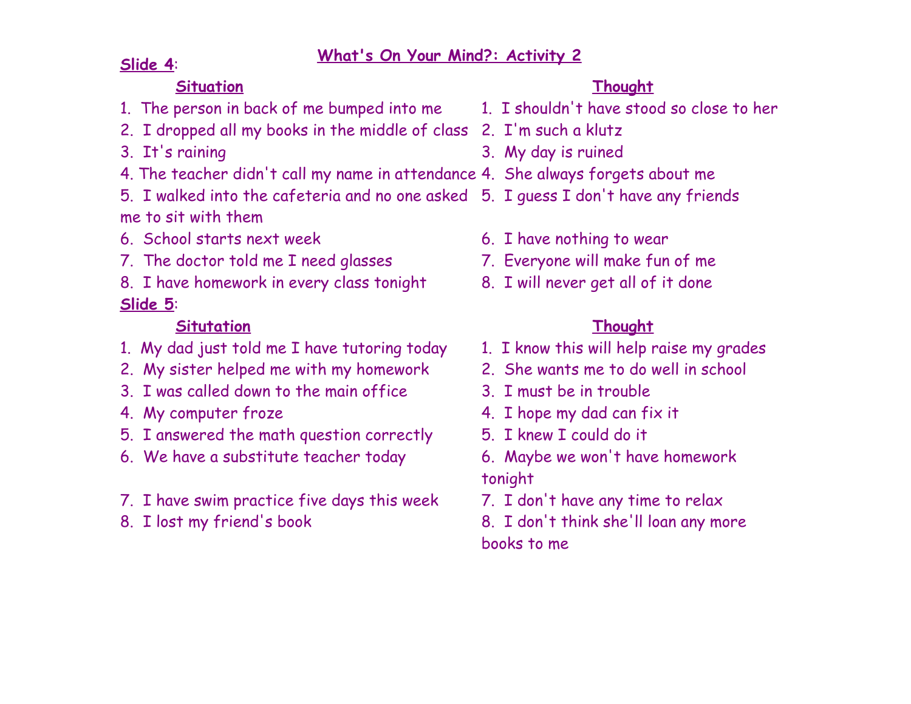# What's On Your Mind?: Activity 2

**Slide 4**:

| Situation | Thought |
| --- | --- |
| 1. The person in back of me bumped into me | 1. I shouldn't have stood so close to her |
| 2. I dropped all my books in the middle of class | 2. I'm such a klutz |
| 3. It's raining | 3. My day is ruined |
| 4. The teacher didn't call my name in attendance | 4. She always forgets about me |
| 5. I walked into the cafeteria and no one asked me to sit with them | 5. I guess I don't have any friends |
| 6. School starts next week | 6. I have nothing to wear |
| 7. The doctor told me I need glasses | 7. Everyone will make fun of me |
| 8. I have homework in every class tonight | 8. I will never get all of it done |

**Slide 5**:

| Situtation | Thought |
| --- | --- |
| 1. My dad just told me I have tutoring today | 1. I know this will help raise my grades |
| 2. My sister helped me with my homework | 2. She wants me to do well in school |
| 3. I was called down to the main office | 3. I must be in trouble |
| 4. My computer froze | 4. I hope my dad can fix it |
| 5. I answered the math question correctly | 5. I knew I could do it |
| 6. We have a substitute teacher today | 6. Maybe we won't have homework tonight |
| 7. I have swim practice five days this week | 7. I don't have any time to relax |
| 8. I lost my friend's book | 8. I don't think she'll loan any more books to me |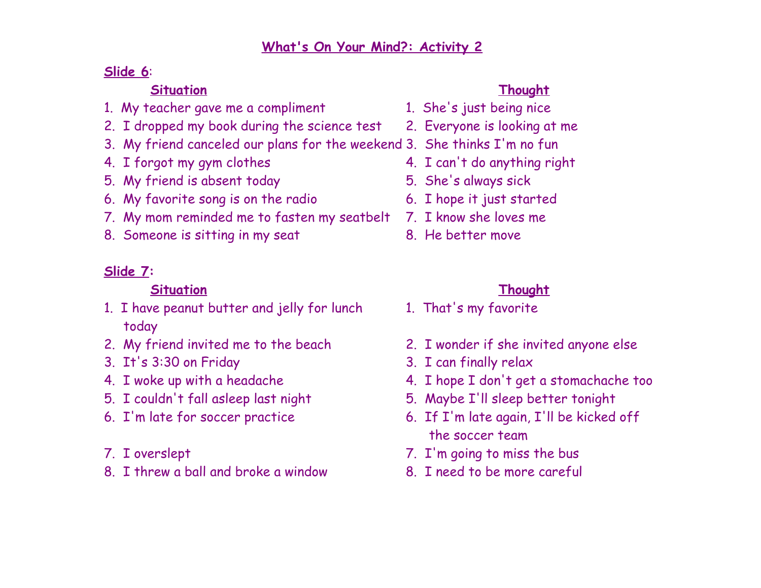# What's On Your Mind?: Activity 2

**Slide 6**:

| Situation | Thought |
|---|---|
| 1. My teacher gave me a compliment | 1. She's just being nice |
| 2. I dropped my book during the science test | 2. Everyone is looking at me |
| 3. My friend canceled our plans for the weekend | 3. She thinks I'm no fun |
| 4. I forgot my gym clothes | 4. I can't do anything right |
| 5. My friend is absent today | 5. She's always sick |
| 6. My favorite song is on the radio | 6. I hope it just started |
| 7. My mom reminded me to fasten my seatbelt | 7. I know she loves me |
| 8. Someone is sitting in my seat | 8. He better move |

**Slide 7**:

| Situation | Thought |
|---|---|
| 1. I have peanut butter and jelly for lunch today | 1. That's my favorite |
| 2. My friend invited me to the beach | 2. I wonder if she invited anyone else |
| 3. It's 3:30 on Friday | 3. I can finally relax |
| 4. I woke up with a headache | 4. I hope I don't get a stomachache too |
| 5. I couldn't fall asleep last night | 5. Maybe I'll sleep better tonight |
| 6. I'm late for soccer practice | 6. If I'm late again, I'll be kicked off the soccer team |
| 7. I overslept | 7. I'm going to miss the bus |
| 8. I threw a ball and broke a window | 8. I need to be more careful |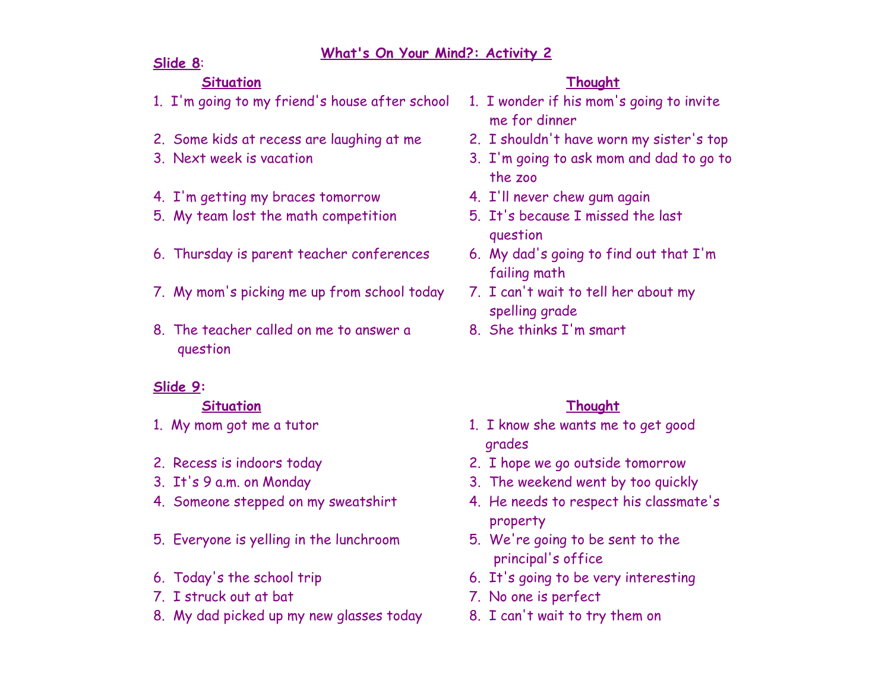# What's On Your Mind?: Activity 2

**Slide 8**:

| Situation | Thought |
|---|---|
| 1. I'm going to my friend's house after school | 1. I wonder if his mom's going to invite me for dinner |
| 2. Some kids at recess are laughing at me | 2. I shouldn't have worn my sister's top |
| 3. Next week is vacation | 3. I'm going to ask mom and dad to go to the zoo |
| 4. I'm getting my braces tomorrow | 4. I'll never chew gum again |
| 5. My team lost the math competition | 5. It's because I missed the last question |
| 6. Thursday is parent teacher conferences | 6. My dad's going to find out that I'm failing math |
| 7. My mom's picking me up from school today | 7. I can't wait to tell her about my spelling grade |
| 8. The teacher called on me to answer a question | 8. She thinks I'm smart |

**Slide 9**:

| Situation | Thought |
|---|---|
| 1. My mom got me a tutor | 1. I know she wants me to get good grades |
| 2. Recess is indoors today | 2. I hope we go outside tomorrow |
| 3. It's 9 a.m. on Monday | 3. The weekend went by too quickly |
| 4. Someone stepped on my sweatshirt | 4. He needs to respect his classmate's property |
| 5. Everyone is yelling in the lunchroom | 5. We're going to be sent to the principal's office |
| 6. Today's the school trip | 6. It's going to be very interesting |
| 7. I struck out at bat | 7. No one is perfect |
| 8. My dad picked up my new glasses today | 8. I can't wait to try them on |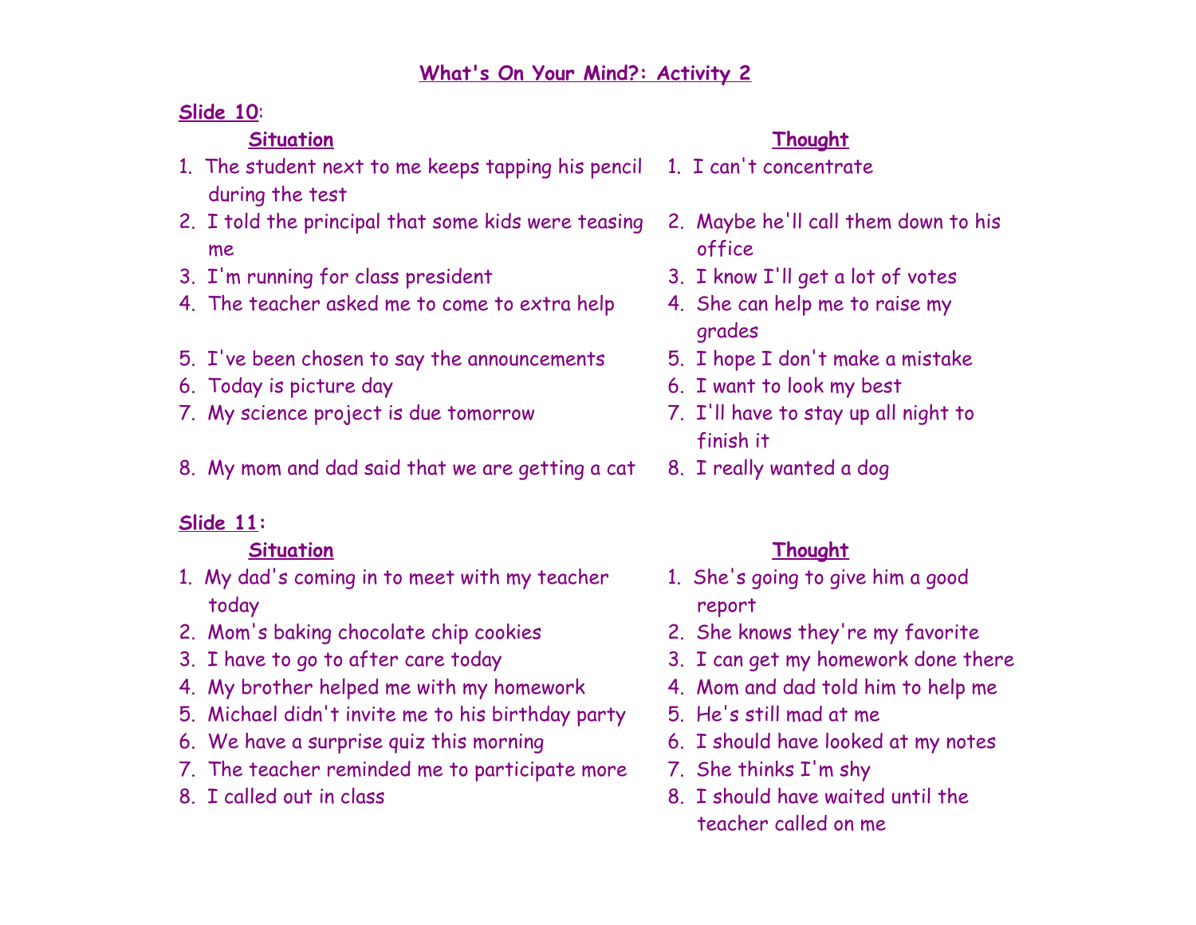# What's On Your Mind?: Activity 2

**Slide 10:**

| Situation | Thought |
| --- | --- |
| 1. The student next to me keeps tapping his pencil during the test | 1. I can't concentrate |
| 2. I told the principal that some kids were teasing me | 2. Maybe he'll call them down to his office |
| 3. I'm running for class president | 3. I know I'll get a lot of votes |
| 4. The teacher asked me to come to extra help | 4. She can help me to raise my grades |
| 5. I've been chosen to say the announcements | 5. I hope I don't make a mistake |
| 6. Today is picture day | 6. I want to look my best |
| 7. My science project is due tomorrow | 7. I'll have to stay up all night to finish it |
| 8. My mom and dad said that we are getting a cat | 8. I really wanted a dog |

**Slide 11:**

| Situation | Thought |
| --- | --- |
| 1. My dad's coming in to meet with my teacher today | 1. She's going to give him a good report |
| 2. Mom's baking chocolate chip cookies | 2. She knows they're my favorite |
| 3. I have to go to after care today | 3. I can get my homework done there |
| 4. My brother helped me with my homework | 4. Mom and dad told him to help me |
| 5. Michael didn't invite me to his birthday party | 5. He's still mad at me |
| 6. We have a surprise quiz this morning | 6. I should have looked at my notes |
| 7. The teacher reminded me to participate more | 7. She thinks I'm shy |
| 8. I called out in class | 8. I should have waited until the teacher called on me |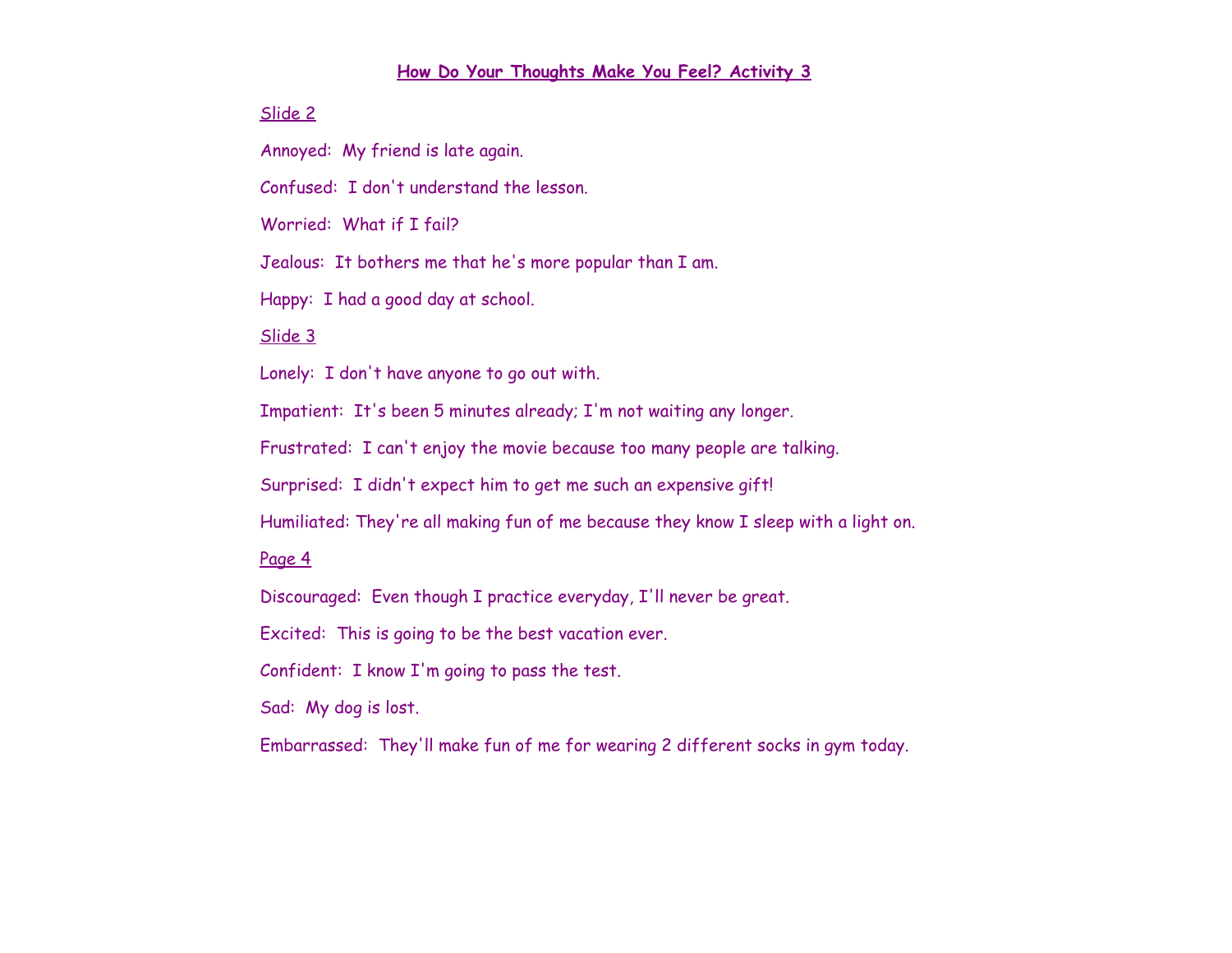# How Do Your Thoughts Make You Feel? Activity 3

Slide 2

Annoyed: My friend is late again.

Confused: I don't understand the lesson.

Worried: What if I fail?

Jealous: It bothers me that he's more popular than I am.

Happy: I had a good day at school.

Slide 3

Lonely: I don't have anyone to go out with.

Impatient: It's been 5 minutes already; I'm not waiting any longer.

Frustrated: I can't enjoy the movie because too many people are talking.

Surprised: I didn't expect him to get me such an expensive gift!

Humiliated: They're all making fun of me because they know I sleep with a light on.

Page 4

Discouraged: Even though I practice everyday, I'll never be great.

Excited: This is going to be the best vacation ever.

Confident: I know I'm going to pass the test.

Sad: My dog is lost.

Embarrassed: They'll make fun of me for wearing 2 different socks in gym today.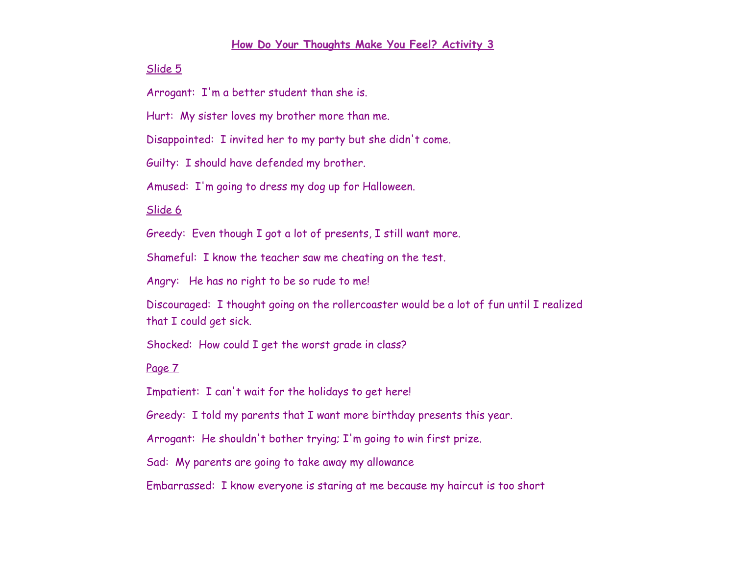## How Do Your Thoughts Make You Feel? Activity 3

Slide 5

Arrogant: I'm a better student than she is.

Hurt: My sister loves my brother more than me.

Disappointed: I invited her to my party but she didn't come.

Guilty: I should have defended my brother.

Amused: I'm going to dress my dog up for Halloween.

Slide 6

Greedy: Even though I got a lot of presents, I still want more.

Shameful: I know the teacher saw me cheating on the test.

Angry: He has no right to be so rude to me!

Discouraged: I thought going on the rollercoaster would be a lot of fun until I realized that I could get sick.

Shocked: How could I get the worst grade in class?

Page 7

Impatient: I can't wait for the holidays to get here!

Greedy: I told my parents that I want more birthday presents this year.

Arrogant: He shouldn't bother trying; I'm going to win first prize.

Sad: My parents are going to take away my allowance

Embarrassed: I know everyone is staring at me because my haircut is too short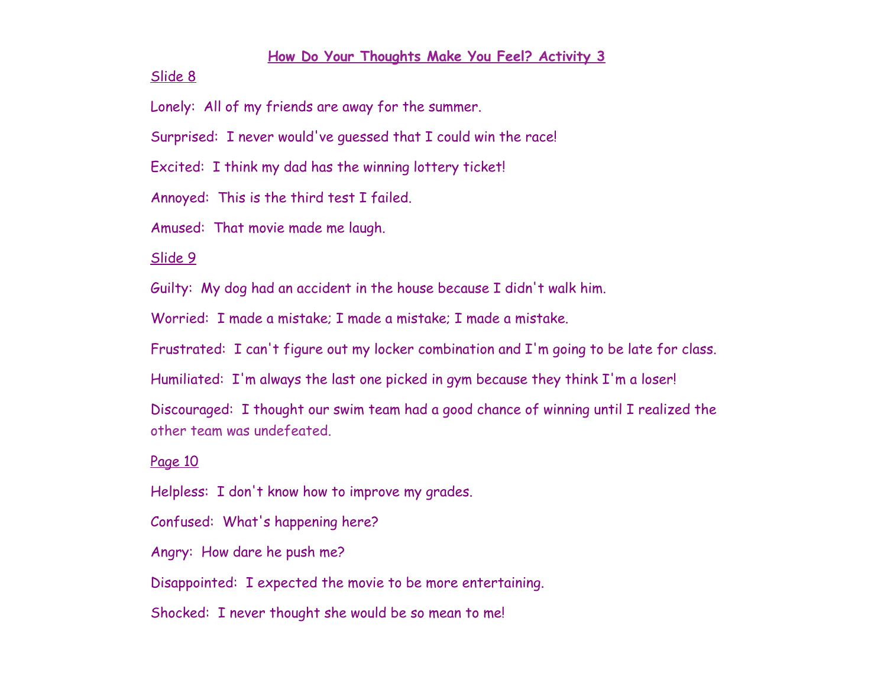## How Do Your Thoughts Make You Feel? Activity 3

Slide 8

Lonely: All of my friends are away for the summer.

Surprised: I never would've guessed that I could win the race!

Excited: I think my dad has the winning lottery ticket!

Annoyed: This is the third test I failed.

Amused: That movie made me laugh.

Slide 9

Guilty: My dog had an accident in the house because I didn't walk him.

Worried: I made a mistake; I made a mistake; I made a mistake.

Frustrated: I can't figure out my locker combination and I'm going to be late for class.

Humiliated: I'm always the last one picked in gym because they think I'm a loser!

Discouraged: I thought our swim team had a good chance of winning until I realized the other team was undefeated.

Page 10

Helpless: I don't know how to improve my grades.

Confused: What's happening here?

Angry: How dare he push me?

Disappointed: I expected the movie to be more entertaining.

Shocked: I never thought she would be so mean to me!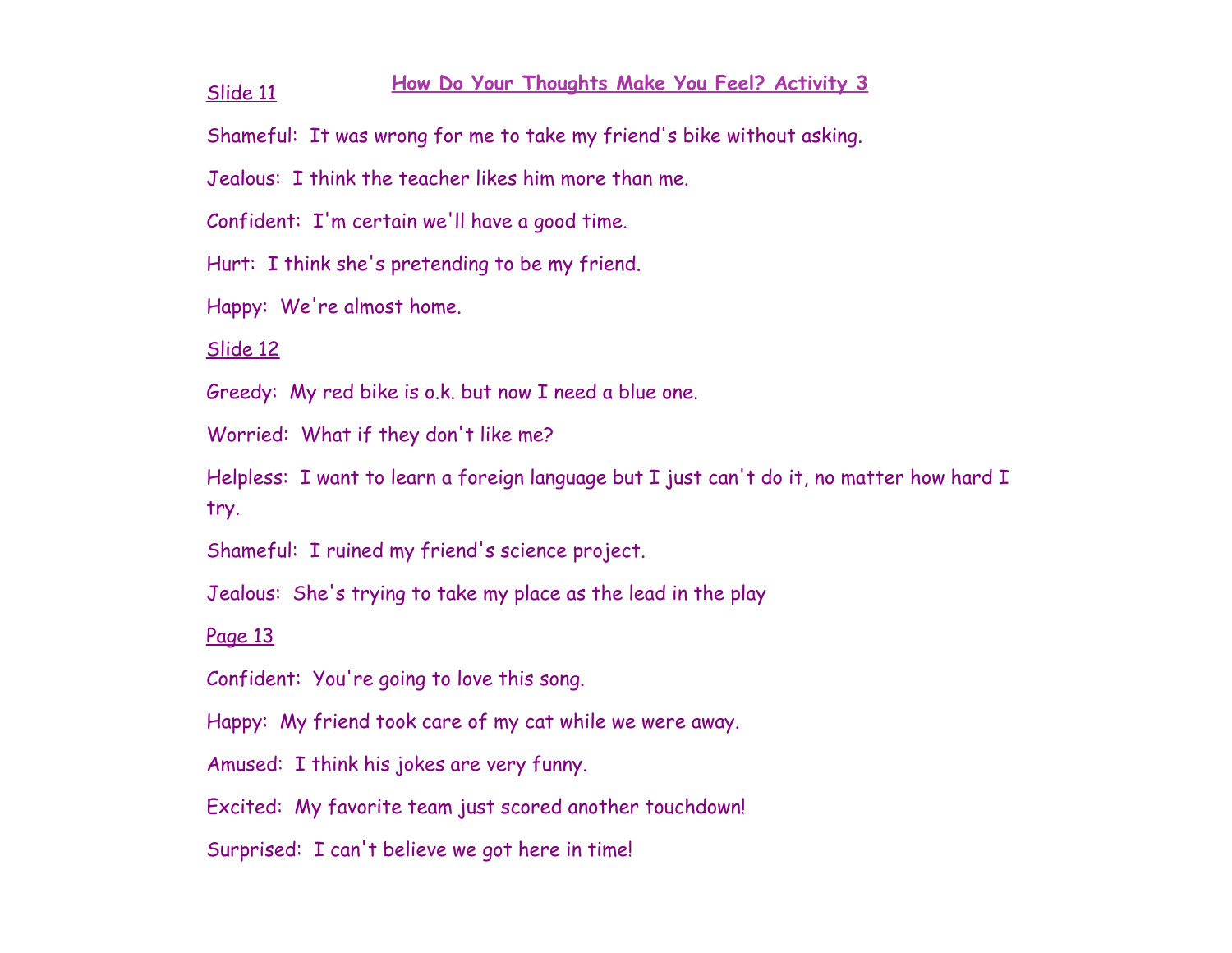## How Do Your Thoughts Make You Feel? Activity 3

Slide 11

Shameful: It was wrong for me to take my friend's bike without asking.

Jealous: I think the teacher likes him more than me.

Confident: I'm certain we'll have a good time.

Hurt: I think she's pretending to be my friend.

Happy: We're almost home.

Slide 12

Greedy: My red bike is o.k. but now I need a blue one.

Worried: What if they don't like me?

Helpless: I want to learn a foreign language but I just can't do it, no matter how hard I try.

Shameful: I ruined my friend's science project.

Jealous: She's trying to take my place as the lead in the play

Page 13

Confident: You're going to love this song.

Happy: My friend took care of my cat while we were away.

Amused: I think his jokes are very funny.

Excited: My favorite team just scored another touchdown!

Surprised: I can't believe we got here in time!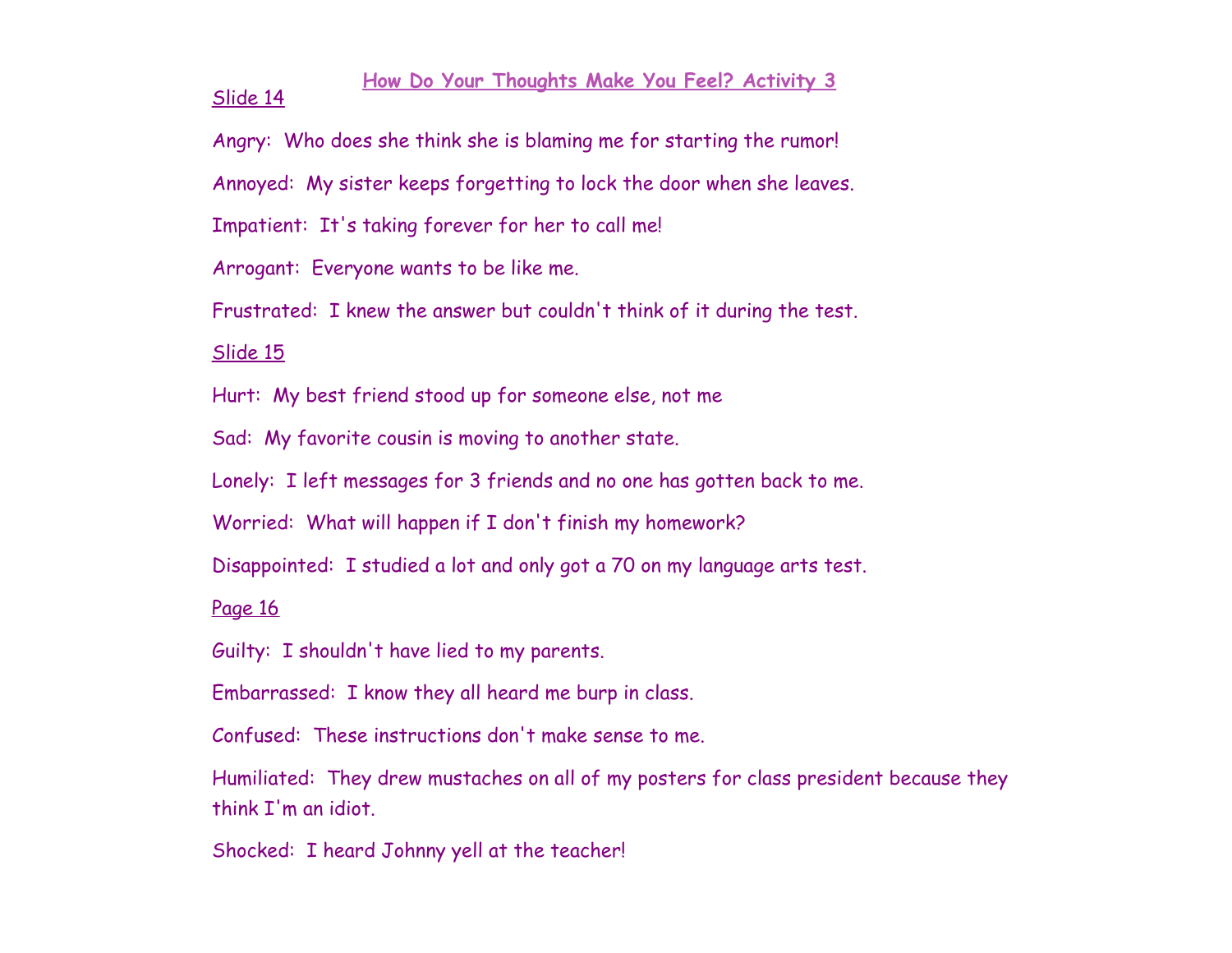## How Do Your Thoughts Make You Feel? Activity 3

Slide 14

Angry: Who does she think she is blaming me for starting the rumor!

Annoyed: My sister keeps forgetting to lock the door when she leaves.

Impatient: It's taking forever for her to call me!

Arrogant: Everyone wants to be like me.

Frustrated: I knew the answer but couldn't think of it during the test.

Slide 15

Hurt: My best friend stood up for someone else, not me

Sad: My favorite cousin is moving to another state.

Lonely: I left messages for 3 friends and no one has gotten back to me.

Worried: What will happen if I don't finish my homework?

Disappointed: I studied a lot and only got a 70 on my language arts test.

Page 16

Guilty: I shouldn't have lied to my parents.

Embarrassed: I know they all heard me burp in class.

Confused: These instructions don't make sense to me.

Humiliated: They drew mustaches on all of my posters for class president because they think I'm an idiot.

Shocked: I heard Johnny yell at the teacher!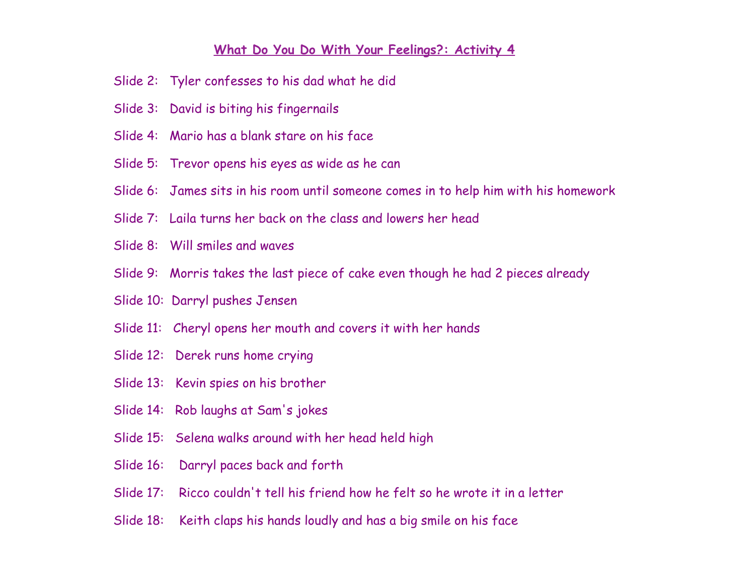## What Do You Do With Your Feelings?: Activity 4

Slide 2: Tyler confesses to his dad what he did

Slide 3: David is biting his fingernails

Slide 4: Mario has a blank stare on his face

Slide 5: Trevor opens his eyes as wide as he can

Slide 6: James sits in his room until someone comes in to help him with his homework

Slide 7: Laila turns her back on the class and lowers her head

Slide 8: Will smiles and waves

Slide 9: Morris takes the last piece of cake even though he had 2 pieces already

Slide 10: Darryl pushes Jensen

Slide 11: Cheryl opens her mouth and covers it with her hands

Slide 12: Derek runs home crying

Slide 13: Kevin spies on his brother

Slide 14: Rob laughs at Sam's jokes

Slide 15: Selena walks around with her head held high

Slide 16: Darryl paces back and forth

Slide 17: Ricco couldn't tell his friend how he felt so he wrote it in a letter

Slide 18: Keith claps his hands loudly and has a big smile on his face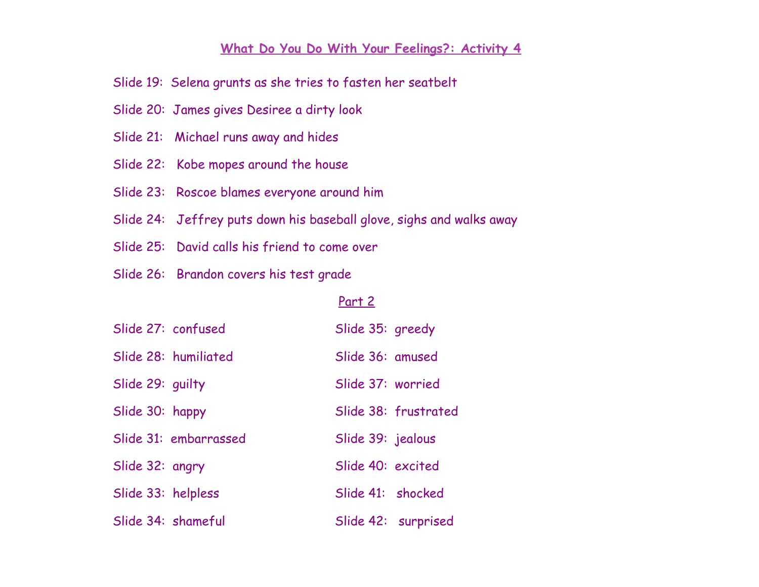## <u>What Do You Do With Your Feelings?: Activity 4</u>

Slide 19: Selena grunts as she tries to fasten her seatbelt

Slide 20: James gives Desiree a dirty look

Slide 21: Michael runs away and hides

Slide 22: Kobe mopes around the house

Slide 23: Roscoe blames everyone around him

Slide 24: Jeffrey puts down his baseball glove, sighs and walks away

Slide 25: David calls his friend to come over

Slide 26: Brandon covers his test grade

### <u>Part 2</u>

Slide 27: confused

Slide 28: humiliated

Slide 29: guilty

Slide 30: happy

Slide 31: embarrassed

Slide 32: angry

Slide 33: helpless

Slide 34: shameful

Slide 35: greedy

Slide 36: amused

Slide 37: worried

Slide 38: frustrated

Slide 39: jealous

Slide 40: excited

Slide 41: shocked

Slide 42: surprised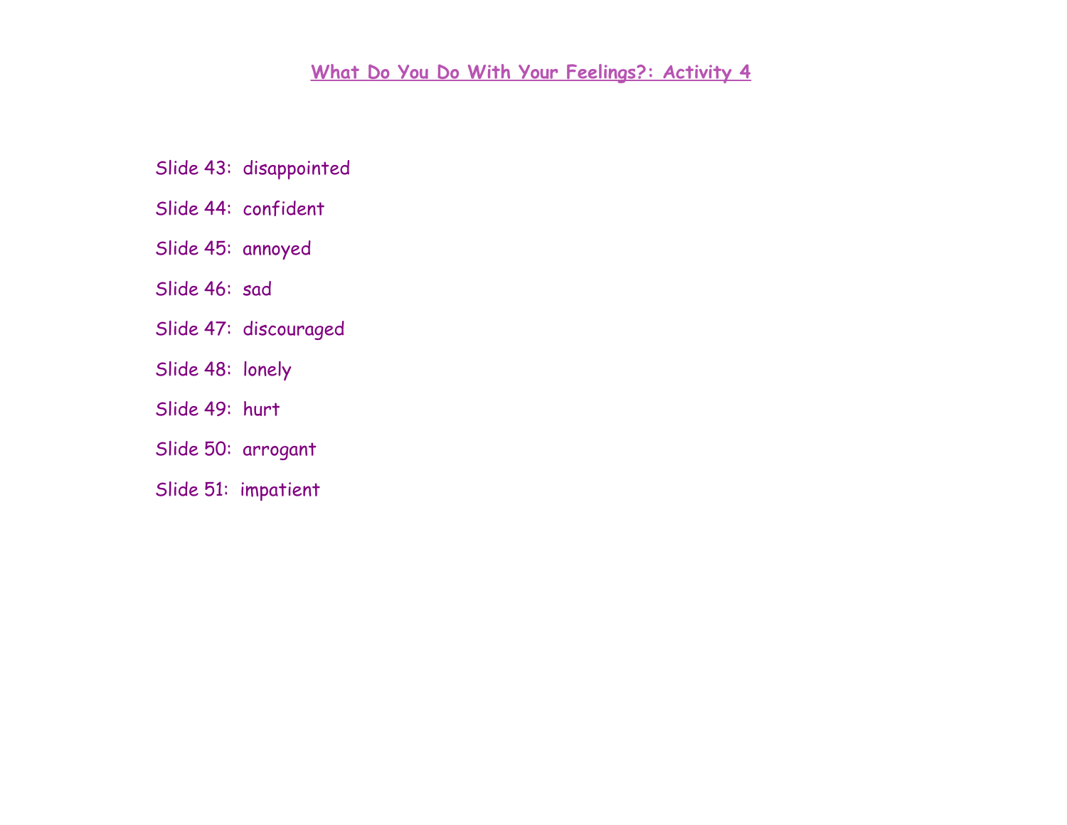## What Do You Do With Your Feelings?: Activity 4

Slide 43: disappointed

Slide 44: confident

Slide 45: annoyed

Slide 46: sad

Slide 47: discouraged

Slide 48: lonely

Slide 49: hurt

Slide 50: arrogant

Slide 51: impatient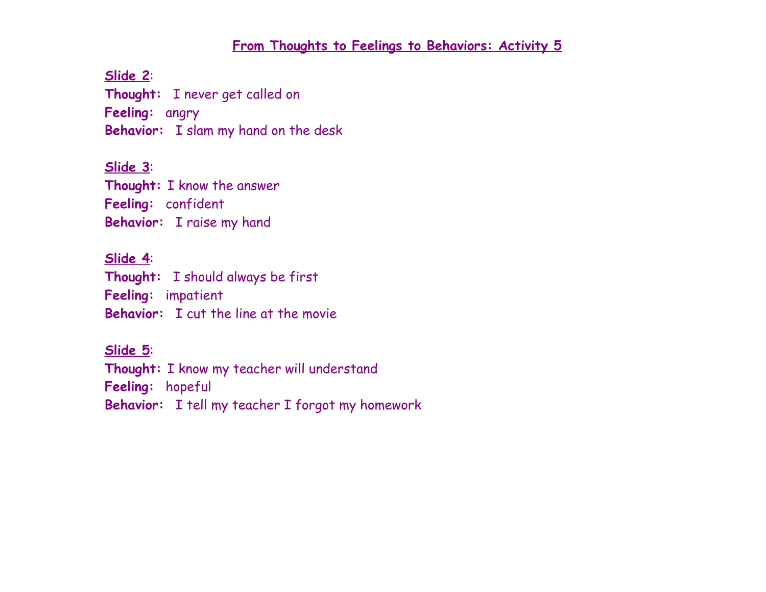# From Thoughts to Feelings to Behaviors: Activity 5

**Slide 2**:
**Thought:** I never get called on
**Feeling:** angry
**Behavior:** I slam my hand on the desk

**Slide 3**:
**Thought:** I know the answer
**Feeling:** confident
**Behavior:** I raise my hand

**Slide 4**:
**Thought:** I should always be first
**Feeling:** impatient
**Behavior:** I cut the line at the movie

**Slide 5**:
**Thought:** I know my teacher will understand
**Feeling:** hopeful
**Behavior:** I tell my teacher I forgot my homework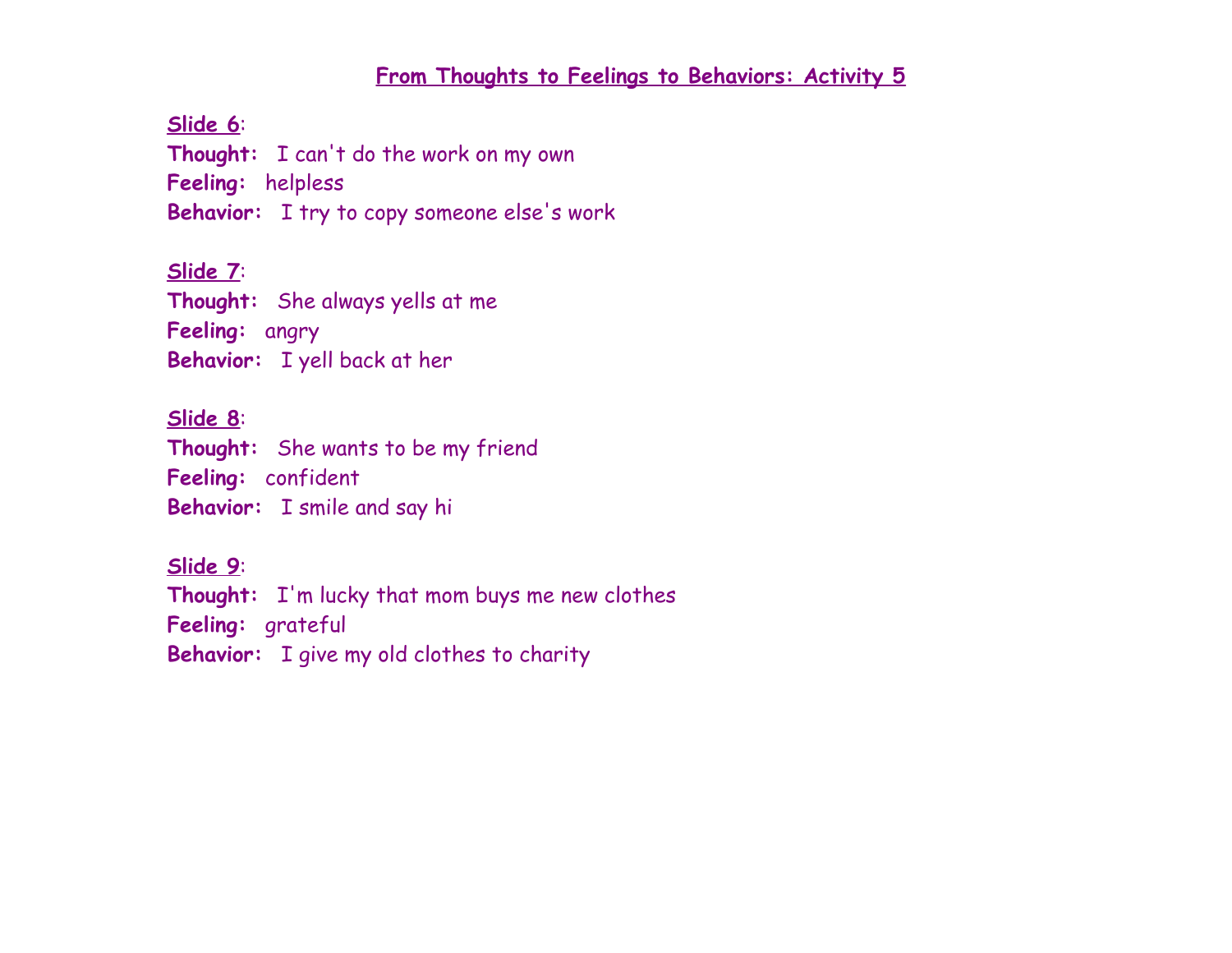# From Thoughts to Feelings to Behaviors: Activity 5

**Slide 6**:
**Thought:** I can't do the work on my own
**Feeling:** helpless
**Behavior:** I try to copy someone else's work

**Slide 7**:
**Thought:** She always yells at me
**Feeling:** angry
**Behavior:** I yell back at her

**Slide 8**:
**Thought:** She wants to be my friend
**Feeling:** confident
**Behavior:** I smile and say hi

**Slide 9**:
**Thought:** I'm lucky that mom buys me new clothes
**Feeling:** grateful
**Behavior:** I give my old clothes to charity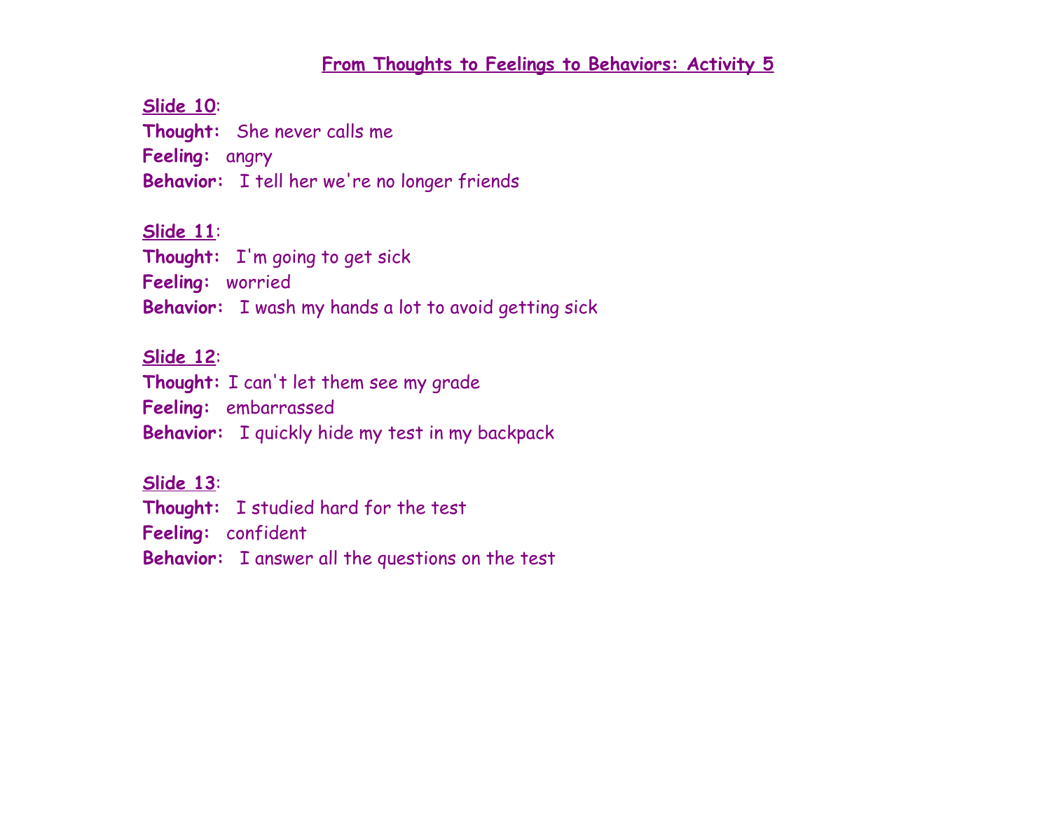# From Thoughts to Feelings to Behaviors: Activity 5

**Slide 10**:
**Thought:** She never calls me
**Feeling:** angry
**Behavior:** I tell her we're no longer friends

**Slide 11**:
**Thought:** I'm going to get sick
**Feeling:** worried
**Behavior:** I wash my hands a lot to avoid getting sick

**Slide 12**:
**Thought:** I can't let them see my grade
**Feeling:** embarrassed
**Behavior:** I quickly hide my test in my backpack

**Slide 13**:
**Thought:** I studied hard for the test
**Feeling:** confident
**Behavior:** I answer all the questions on the test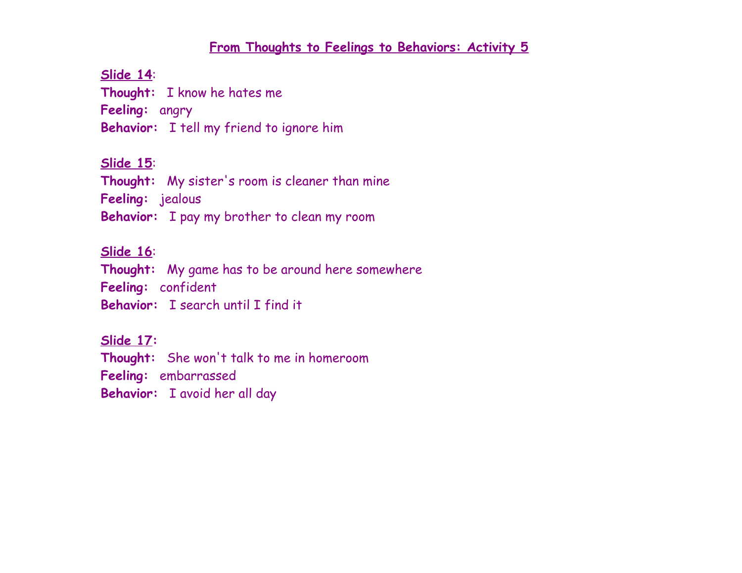# From Thoughts to Feelings to Behaviors: Activity 5

**Slide 14**:
**Thought:** I know he hates me
**Feeling:** angry
**Behavior:** I tell my friend to ignore him

**Slide 15**:
**Thought:** My sister's room is cleaner than mine
**Feeling:** jealous
**Behavior:** I pay my brother to clean my room

**Slide 16**:
**Thought:** My game has to be around here somewhere
**Feeling:** confident
**Behavior:** I search until I find it

**Slide 17**:
**Thought:** She won't talk to me in homeroom
**Feeling:** embarrassed
**Behavior:** I avoid her all day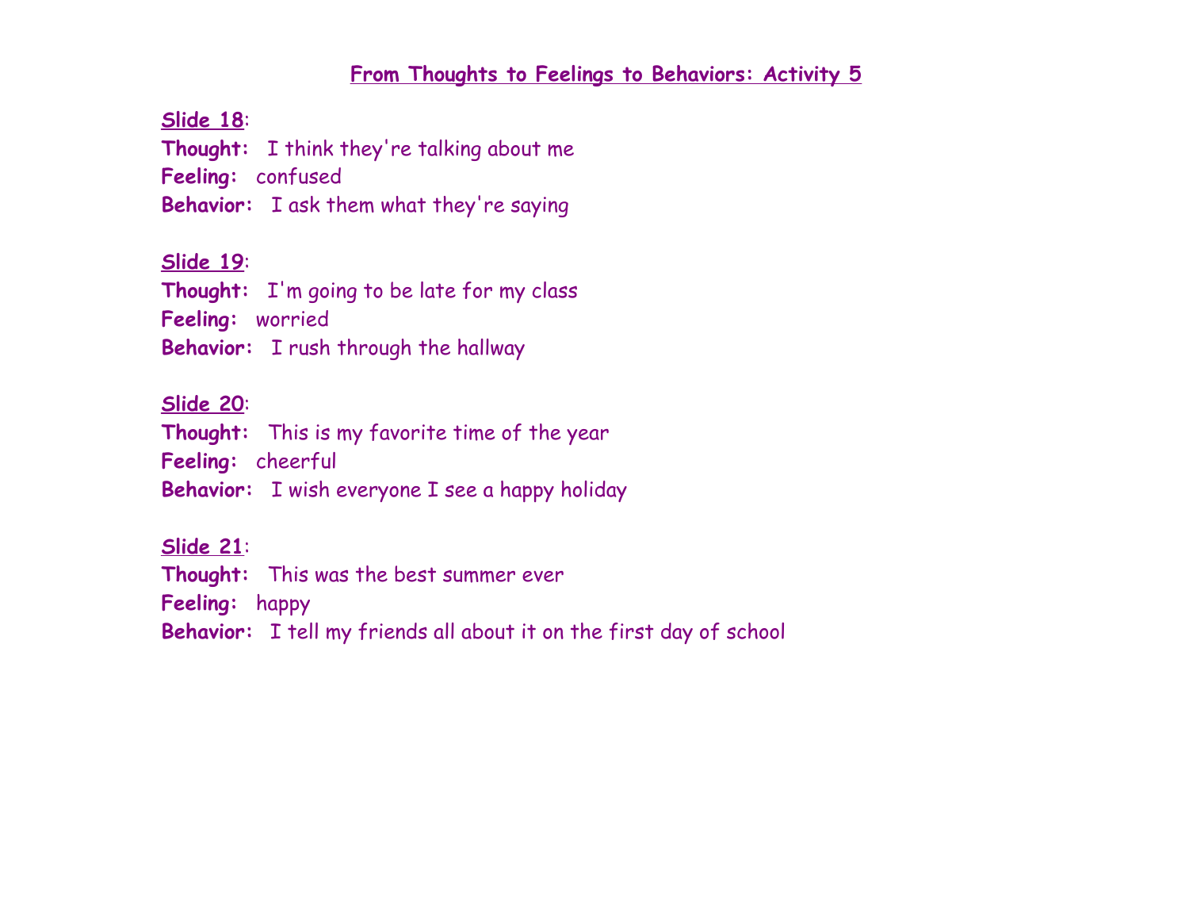# From Thoughts to Feelings to Behaviors: Activity 5

**Slide 18**:
**Thought:** I think they're talking about me
**Feeling:** confused
**Behavior:** I ask them what they're saying

**Slide 19**:
**Thought:** I'm going to be late for my class
**Feeling:** worried
**Behavior:** I rush through the hallway

**Slide 20**:
**Thought:** This is my favorite time of the year
**Feeling:** cheerful
**Behavior:** I wish everyone I see a happy holiday

**Slide 21**:
**Thought:** This was the best summer ever
**Feeling:** happy
**Behavior:** I tell my friends all about it on the first day of school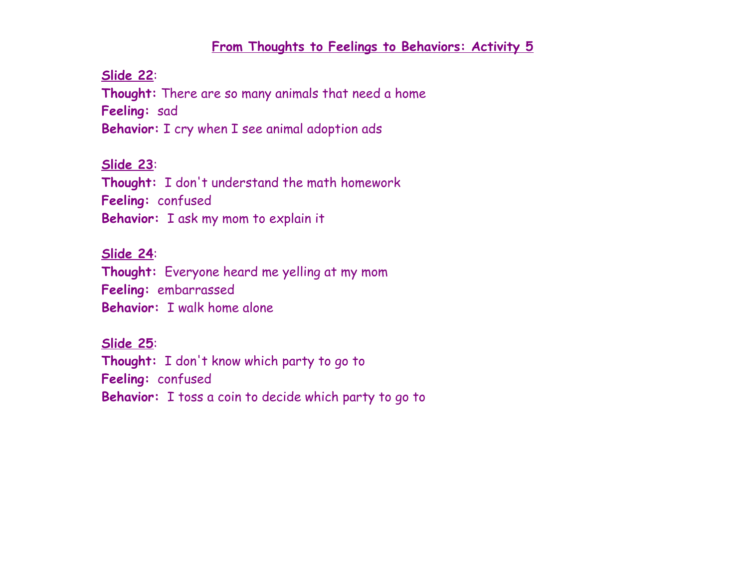# From Thoughts to Feelings to Behaviors: Activity 5

**Slide 22**:
**Thought:** There are so many animals that need a home
**Feeling:** sad
**Behavior:** I cry when I see animal adoption ads

**Slide 23**:
**Thought:** I don't understand the math homework
**Feeling:** confused
**Behavior:** I ask my mom to explain it

**Slide 24**:
**Thought:** Everyone heard me yelling at my mom
**Feeling:** embarrassed
**Behavior:** I walk home alone

**Slide 25**:
**Thought:** I don't know which party to go to
**Feeling:** confused
**Behavior:** I toss a coin to decide which party to go to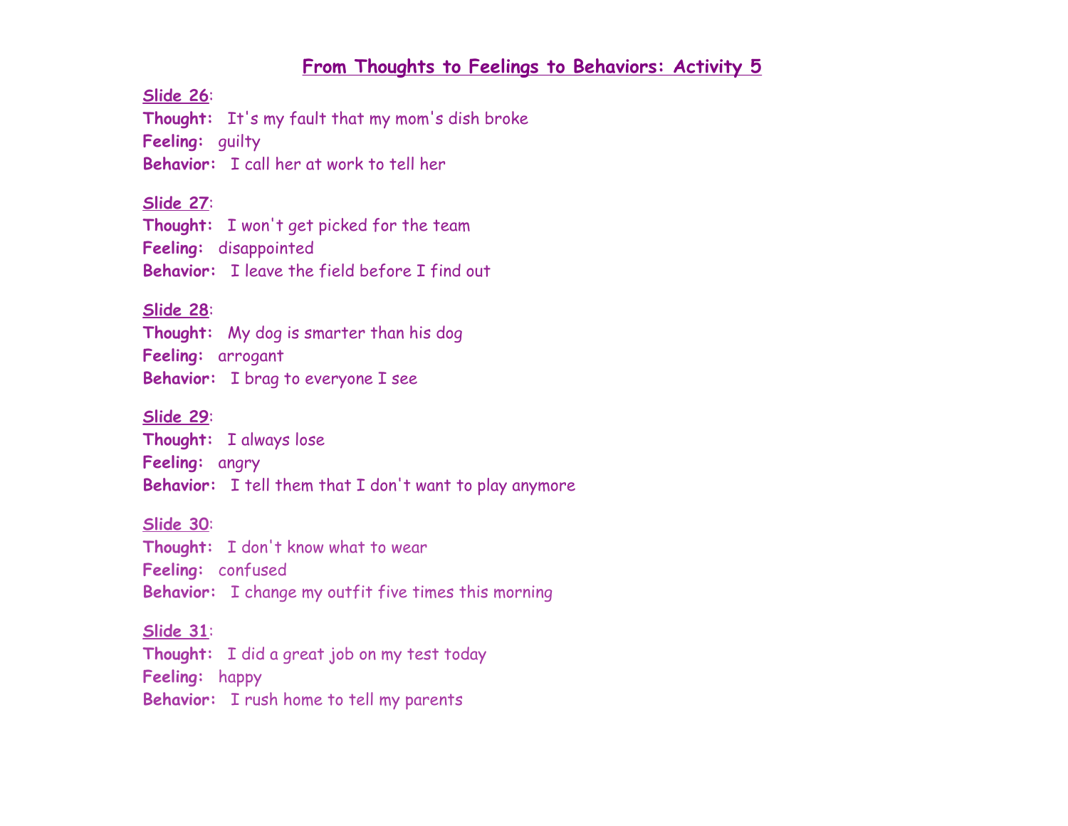# From Thoughts to Feelings to Behaviors: Activity 5

**Slide 26**:
**Thought:** It's my fault that my mom's dish broke
**Feeling:** guilty
**Behavior:** I call her at work to tell her

**Slide 27**:
**Thought:** I won't get picked for the team
**Feeling:** disappointed
**Behavior:** I leave the field before I find out

**Slide 28**:
**Thought:** My dog is smarter than his dog
**Feeling:** arrogant
**Behavior:** I brag to everyone I see

**Slide 29**:
**Thought:** I always lose
**Feeling:** angry
**Behavior:** I tell them that I don't want to play anymore

**Slide 30**:
**Thought:** I don't know what to wear
**Feeling:** confused
**Behavior:** I change my outfit five times this morning

**Slide 31**:
**Thought:** I did a great job on my test today
**Feeling:** happy
**Behavior:** I rush home to tell my parents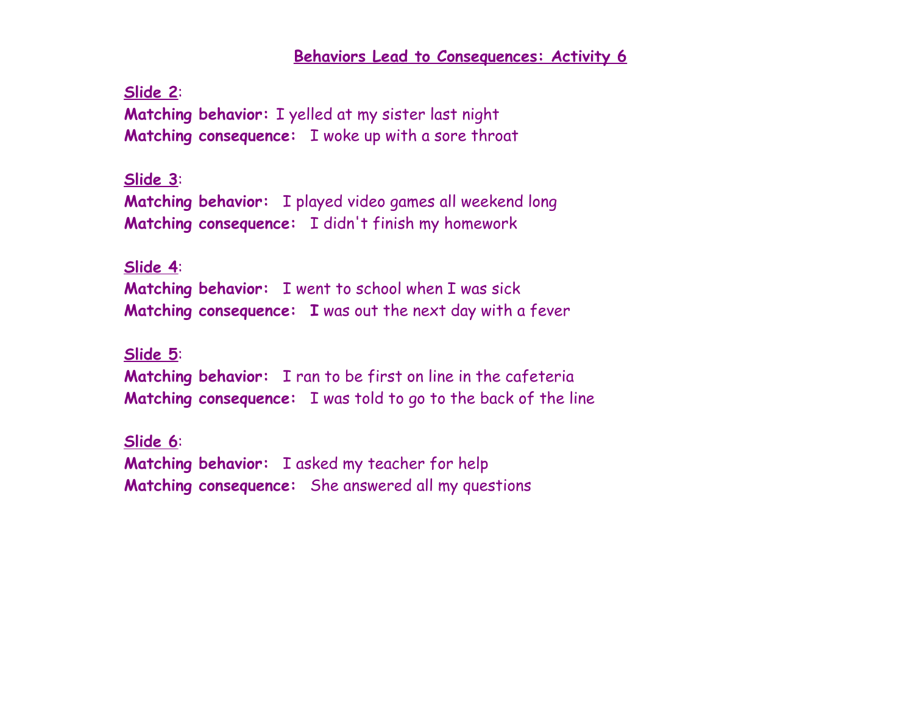## Behaviors Lead to Consequences: Activity 6

**Slide 2**:
**Matching behavior:** I yelled at my sister last night
**Matching consequence:** I woke up with a sore throat

**Slide 3**:
**Matching behavior:** I played video games all weekend long
**Matching consequence:** I didn't finish my homework

**Slide 4**:
**Matching behavior:** I went to school when I was sick
**Matching consequence:** **I** was out the next day with a fever

**Slide 5**:
**Matching behavior:** I ran to be first on line in the cafeteria
**Matching consequence:** I was told to go to the back of the line

**Slide 6**:
**Matching behavior:** I asked my teacher for help
**Matching consequence:** She answered all my questions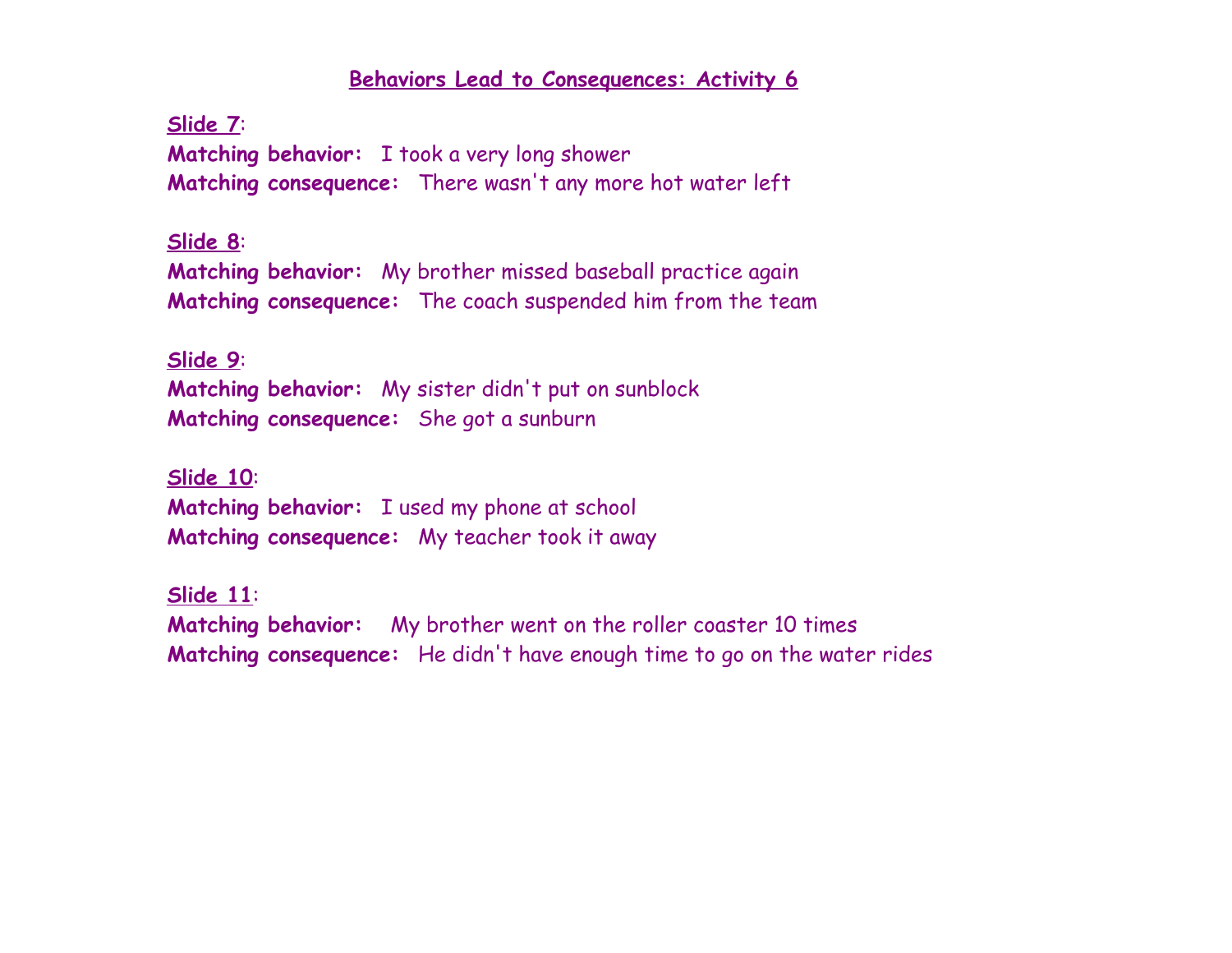# Behaviors Lead to Consequences: Activity 6

**Slide 7**:
**Matching behavior:** I took a very long shower
**Matching consequence:** There wasn't any more hot water left

**Slide 8**:
**Matching behavior:** My brother missed baseball practice again
**Matching consequence:** The coach suspended him from the team

**Slide 9**:
**Matching behavior:** My sister didn't put on sunblock
**Matching consequence:** She got a sunburn

**Slide 10**:
**Matching behavior:** I used my phone at school
**Matching consequence:** My teacher took it away

**Slide 11**:
**Matching behavior:** My brother went on the roller coaster 10 times
**Matching consequence:** He didn't have enough time to go on the water rides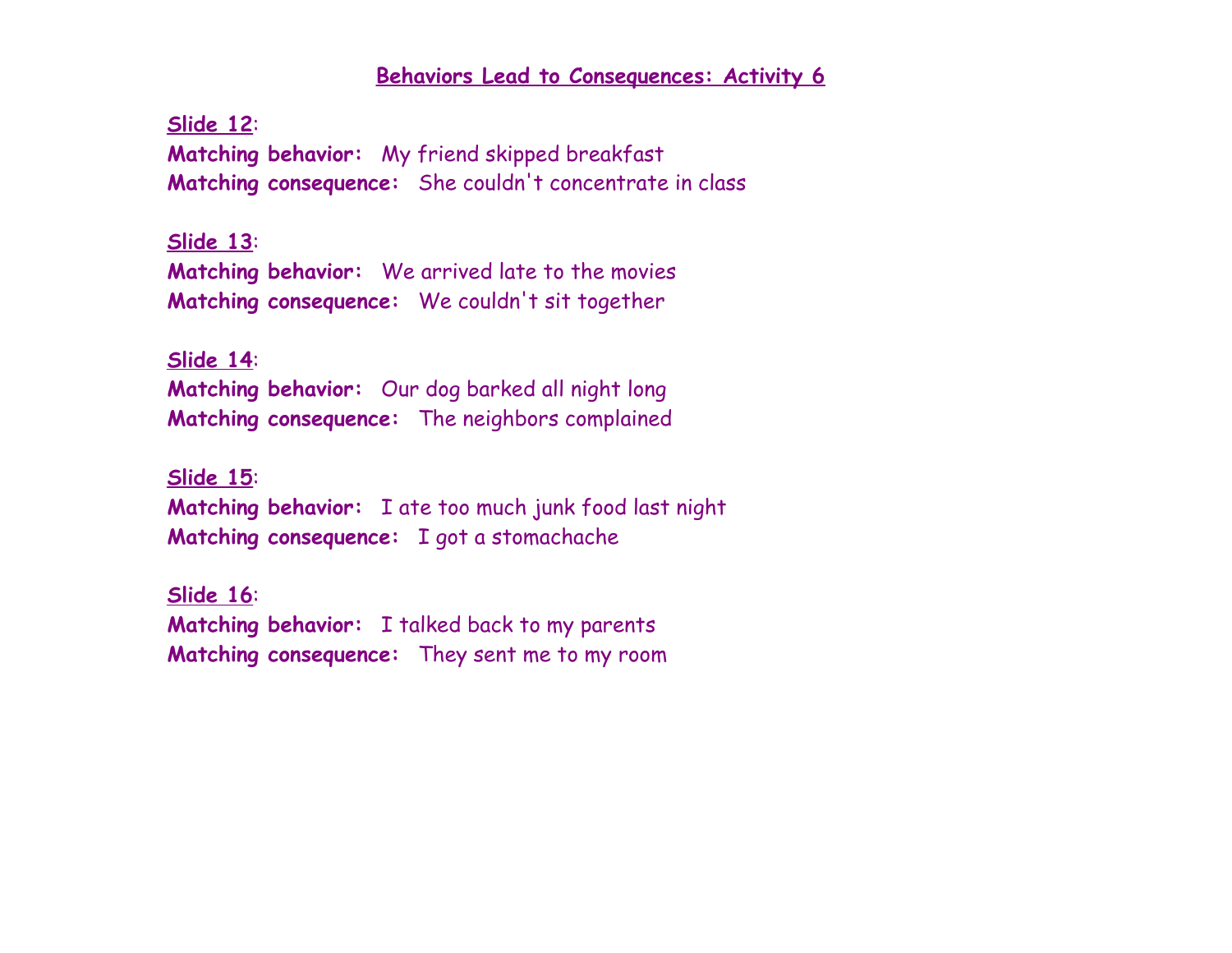## Behaviors Lead to Consequences: Activity 6

**Slide 12**:
**Matching behavior:** My friend skipped breakfast
**Matching consequence:** She couldn't concentrate in class

**Slide 13**:
**Matching behavior:** We arrived late to the movies
**Matching consequence:** We couldn't sit together

**Slide 14**:
**Matching behavior:** Our dog barked all night long
**Matching consequence:** The neighbors complained

**Slide 15**:
**Matching behavior:** I ate too much junk food last night
**Matching consequence:** I got a stomachache

**Slide 16**:
**Matching behavior:** I talked back to my parents
**Matching consequence:** They sent me to my room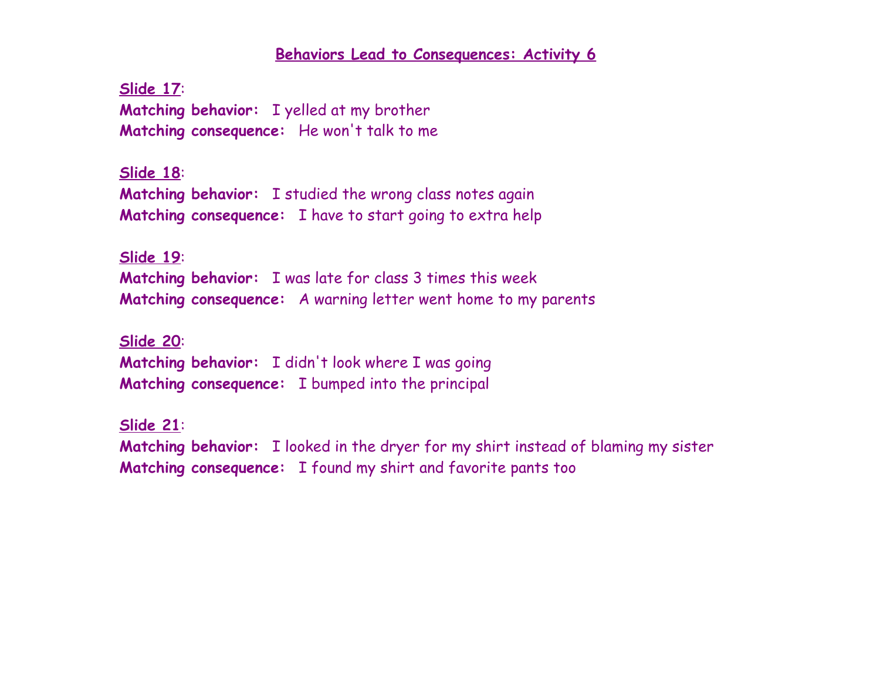## Behaviors Lead to Consequences: Activity 6

**Slide 17**:
**Matching behavior:** I yelled at my brother
**Matching consequence:** He won't talk to me

**Slide 18**:
**Matching behavior:** I studied the wrong class notes again
**Matching consequence:** I have to start going to extra help

**Slide 19**:
**Matching behavior:** I was late for class 3 times this week
**Matching consequence:** A warning letter went home to my parents

**Slide 20**:
**Matching behavior:** I didn't look where I was going
**Matching consequence:** I bumped into the principal

**Slide 21**:
**Matching behavior:** I looked in the dryer for my shirt instead of blaming my sister
**Matching consequence:** I found my shirt and favorite pants too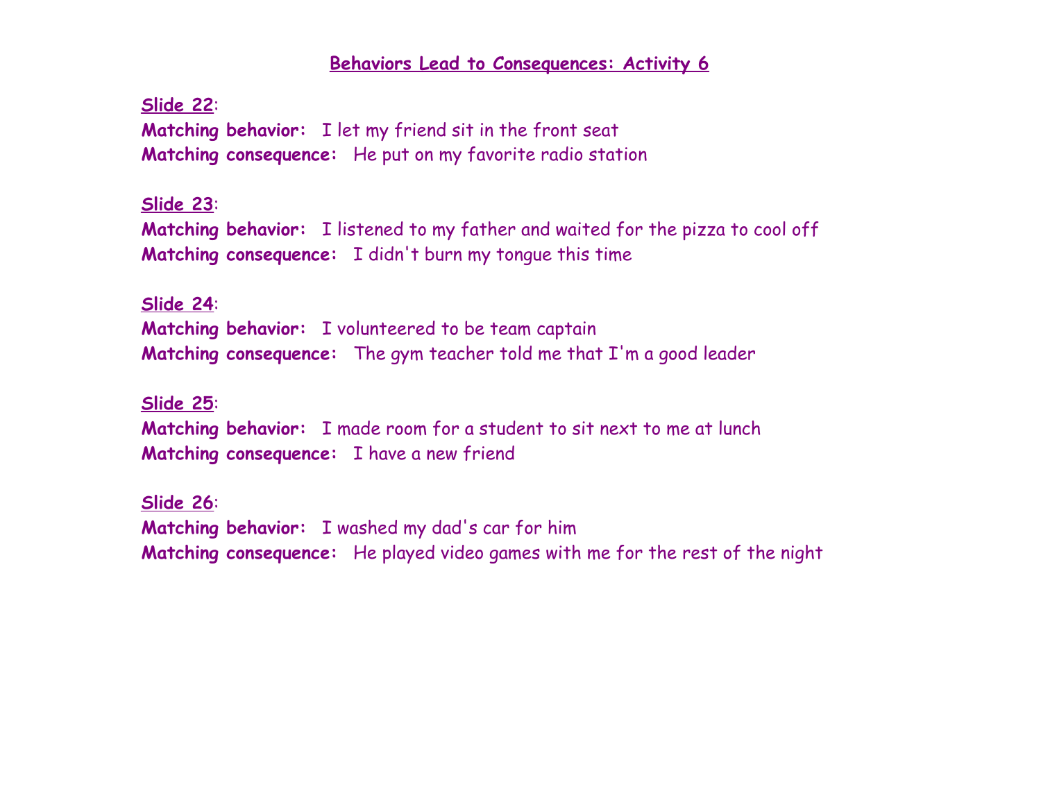## Behaviors Lead to Consequences: Activity 6

**Slide 22**:
**Matching behavior:** I let my friend sit in the front seat
**Matching consequence:** He put on my favorite radio station

**Slide 23**:
**Matching behavior:** I listened to my father and waited for the pizza to cool off
**Matching consequence:** I didn't burn my tongue this time

**Slide 24**:
**Matching behavior:** I volunteered to be team captain
**Matching consequence:** The gym teacher told me that I'm a good leader

**Slide 25**:
**Matching behavior:** I made room for a student to sit next to me at lunch
**Matching consequence:** I have a new friend

**Slide 26**:
**Matching behavior:** I washed my dad's car for him
**Matching consequence:** He played video games with me for the rest of the night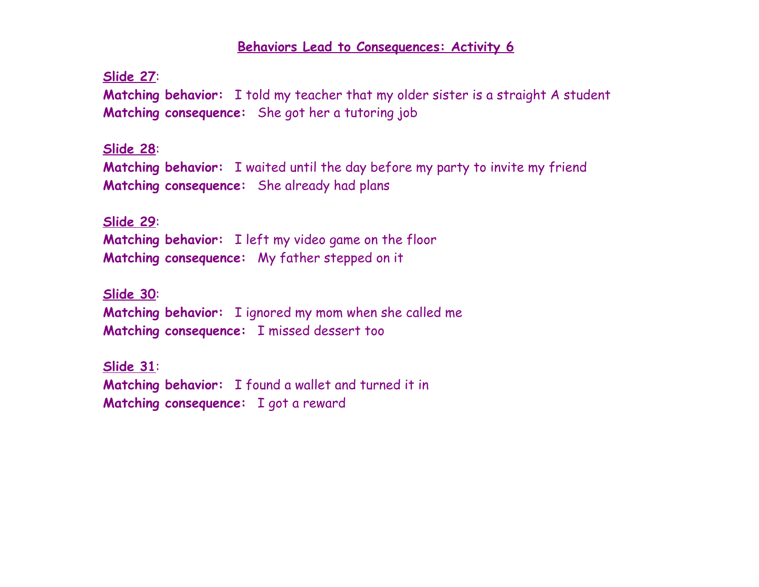## Behaviors Lead to Consequences: Activity 6

**Slide 27**:
**Matching behavior:** I told my teacher that my older sister is a straight A student
**Matching consequence:** She got her a tutoring job

**Slide 28**:
**Matching behavior:** I waited until the day before my party to invite my friend
**Matching consequence:** She already had plans

**Slide 29**:
**Matching behavior:** I left my video game on the floor
**Matching consequence:** My father stepped on it

**Slide 30**:
**Matching behavior:** I ignored my mom when she called me
**Matching consequence:** I missed dessert too

**Slide 31**:
**Matching behavior:** I found a wallet and turned it in
**Matching consequence:** I got a reward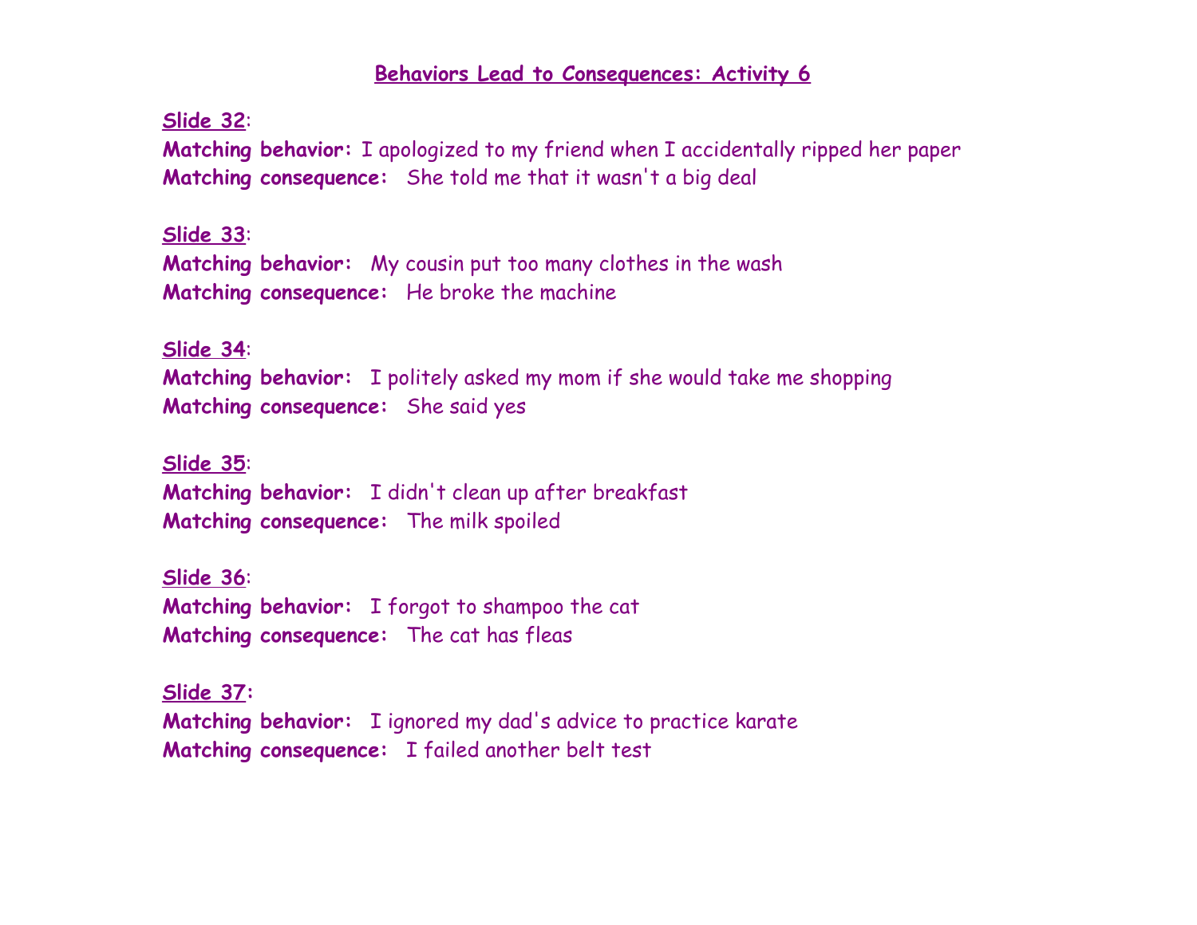## Behaviors Lead to Consequences: Activity 6

**Slide 32**:
**Matching behavior:** I apologized to my friend when I accidentally ripped her paper
**Matching consequence:** She told me that it wasn't a big deal

**Slide 33**:
**Matching behavior:** My cousin put too many clothes in the wash
**Matching consequence:** He broke the machine

**Slide 34**:
**Matching behavior:** I politely asked my mom if she would take me shopping
**Matching consequence:** She said yes

**Slide 35**:
**Matching behavior:** I didn't clean up after breakfast
**Matching consequence:** The milk spoiled

**Slide 36**:
**Matching behavior:** I forgot to shampoo the cat
**Matching consequence:** The cat has fleas

**Slide 37:**
**Matching behavior:** I ignored my dad's advice to practice karate
**Matching consequence:** I failed another belt test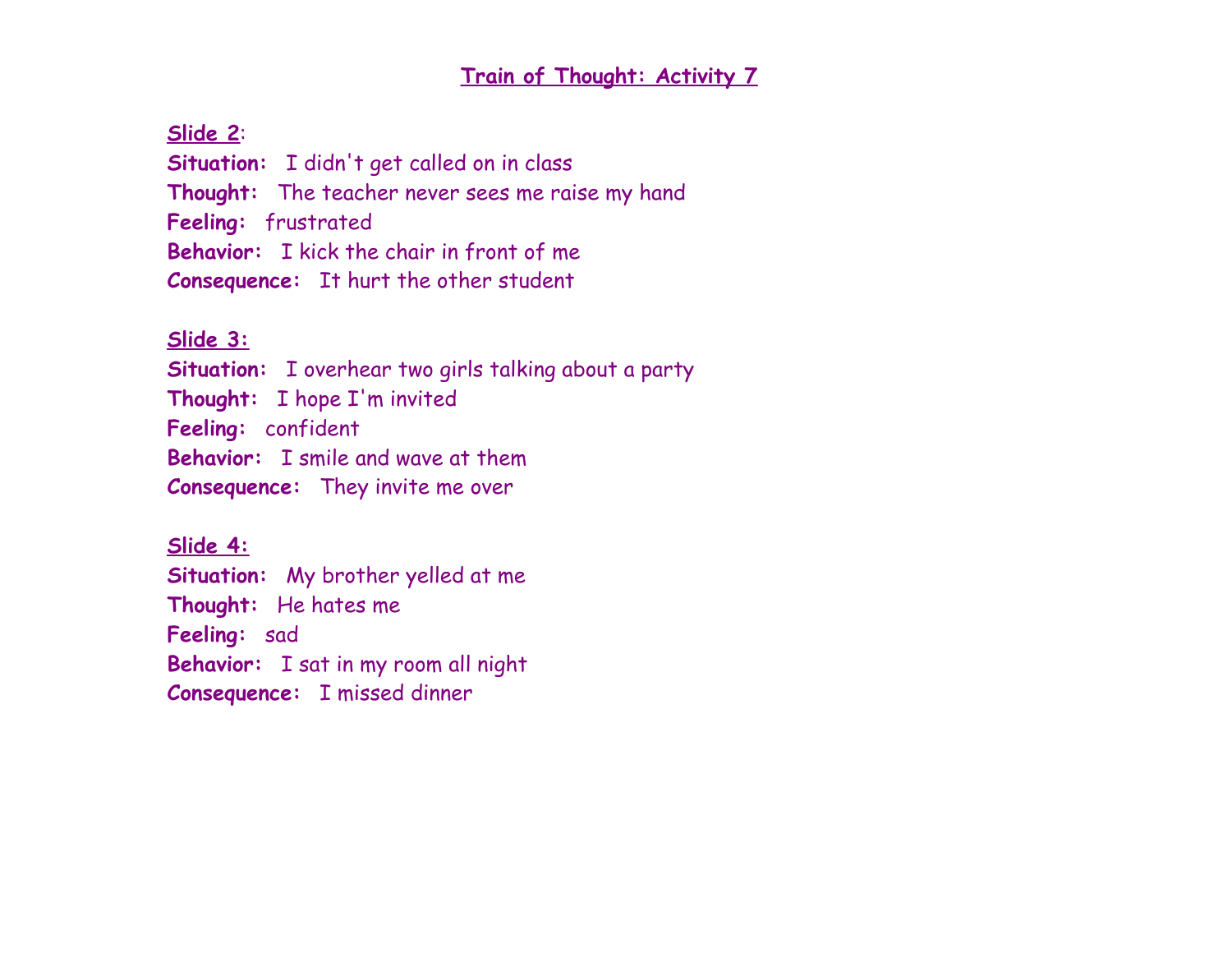# Train of Thought: Activity 7

**Slide 2**:

**Situation:** I didn't get called on in class
**Thought:** The teacher never sees me raise my hand
**Feeling:** frustrated
**Behavior:** I kick the chair in front of me
**Consequence:** It hurt the other student

**Slide 3:**

**Situation:** I overhear two girls talking about a party
**Thought:** I hope I'm invited
**Feeling:** confident
**Behavior:** I smile and wave at them
**Consequence:** They invite me over

**Slide 4:**

**Situation:** My brother yelled at me
**Thought:** He hates me
**Feeling:** sad
**Behavior:** I sat in my room all night
**Consequence:** I missed dinner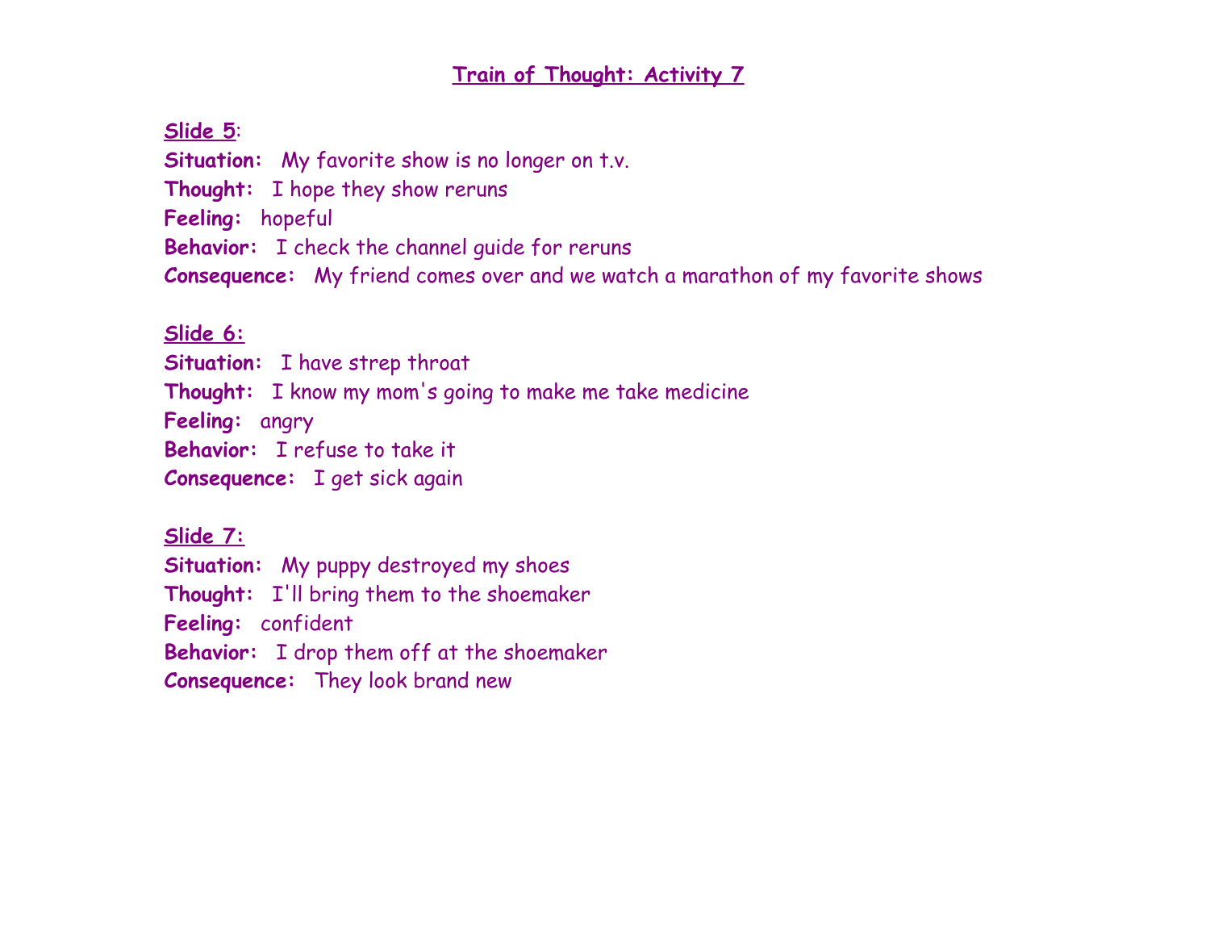# Train of Thought: Activity 7

**Slide 5**:
**Situation:** My favorite show is no longer on t.v.
**Thought:** I hope they show reruns
**Feeling:** hopeful
**Behavior:** I check the channel guide for reruns
**Consequence:** My friend comes over and we watch a marathon of my favorite shows

**Slide 6:**
**Situation:** I have strep throat
**Thought:** I know my mom's going to make me take medicine
**Feeling:** angry
**Behavior:** I refuse to take it
**Consequence:** I get sick again

**Slide 7:**
**Situation:** My puppy destroyed my shoes
**Thought:** I'll bring them to the shoemaker
**Feeling:** confident
**Behavior:** I drop them off at the shoemaker
**Consequence:** They look brand new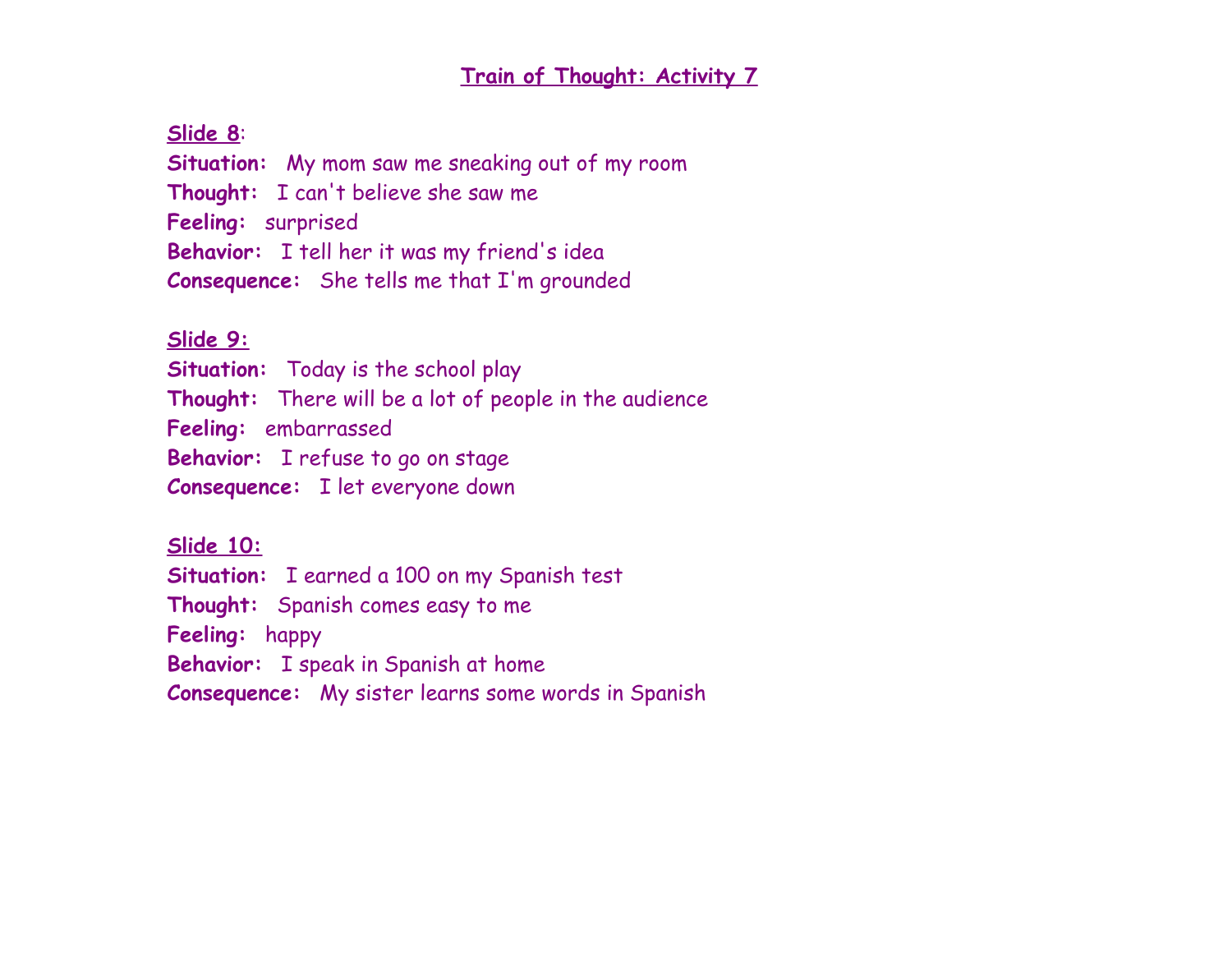## Train of Thought: Activity 7

**Slide 8**:
**Situation:** My mom saw me sneaking out of my room
**Thought:** I can't believe she saw me
**Feeling:** surprised
**Behavior:** I tell her it was my friend's idea
**Consequence:** She tells me that I'm grounded

**Slide 9:**
**Situation:** Today is the school play
**Thought:** There will be a lot of people in the audience
**Feeling:** embarrassed
**Behavior:** I refuse to go on stage
**Consequence:** I let everyone down

**Slide 10:**
**Situation:** I earned a 100 on my Spanish test
**Thought:** Spanish comes easy to me
**Feeling:** happy
**Behavior:** I speak in Spanish at home
**Consequence:** My sister learns some words in Spanish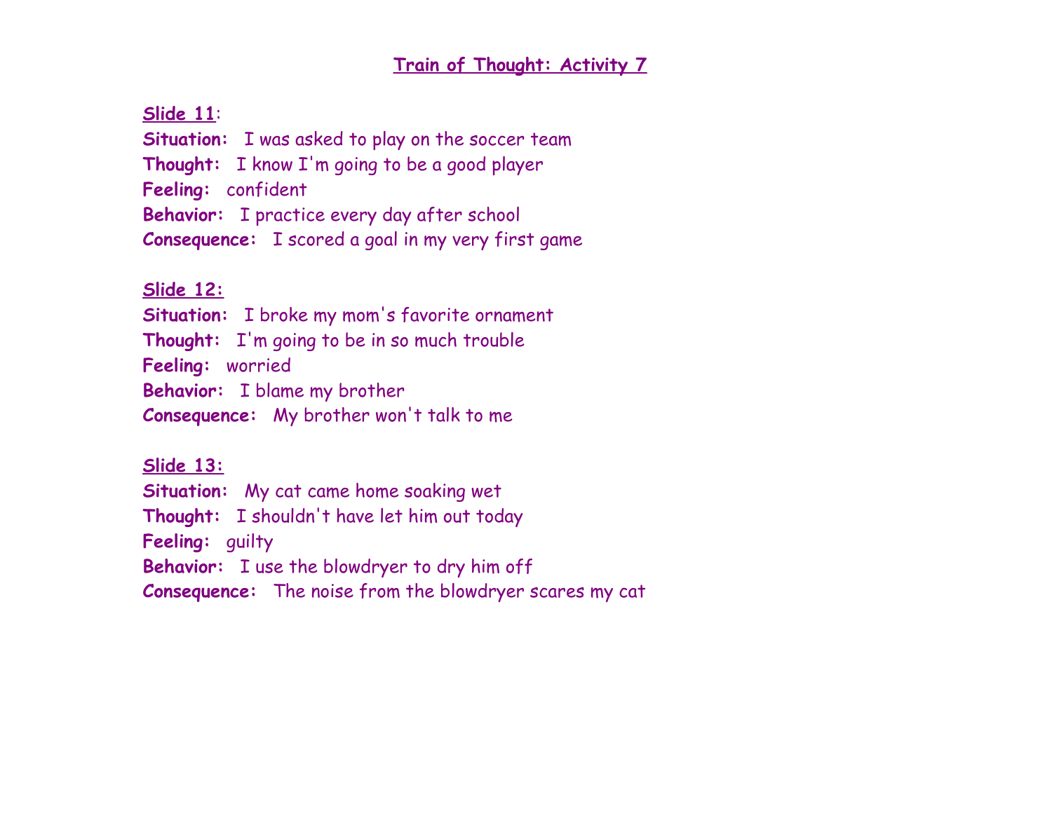# Train of Thought: Activity 7

**Slide 11**:
**Situation:** I was asked to play on the soccer team
**Thought:** I know I'm going to be a good player
**Feeling:** confident
**Behavior:** I practice every day after school
**Consequence:** I scored a goal in my very first game

**Slide 12:**
**Situation:** I broke my mom's favorite ornament
**Thought:** I'm going to be in so much trouble
**Feeling:** worried
**Behavior:** I blame my brother
**Consequence:** My brother won't talk to me

**Slide 13:**
**Situation:** My cat came home soaking wet
**Thought:** I shouldn't have let him out today
**Feeling:** guilty
**Behavior:** I use the blowdryer to dry him off
**Consequence:** The noise from the blowdryer scares my cat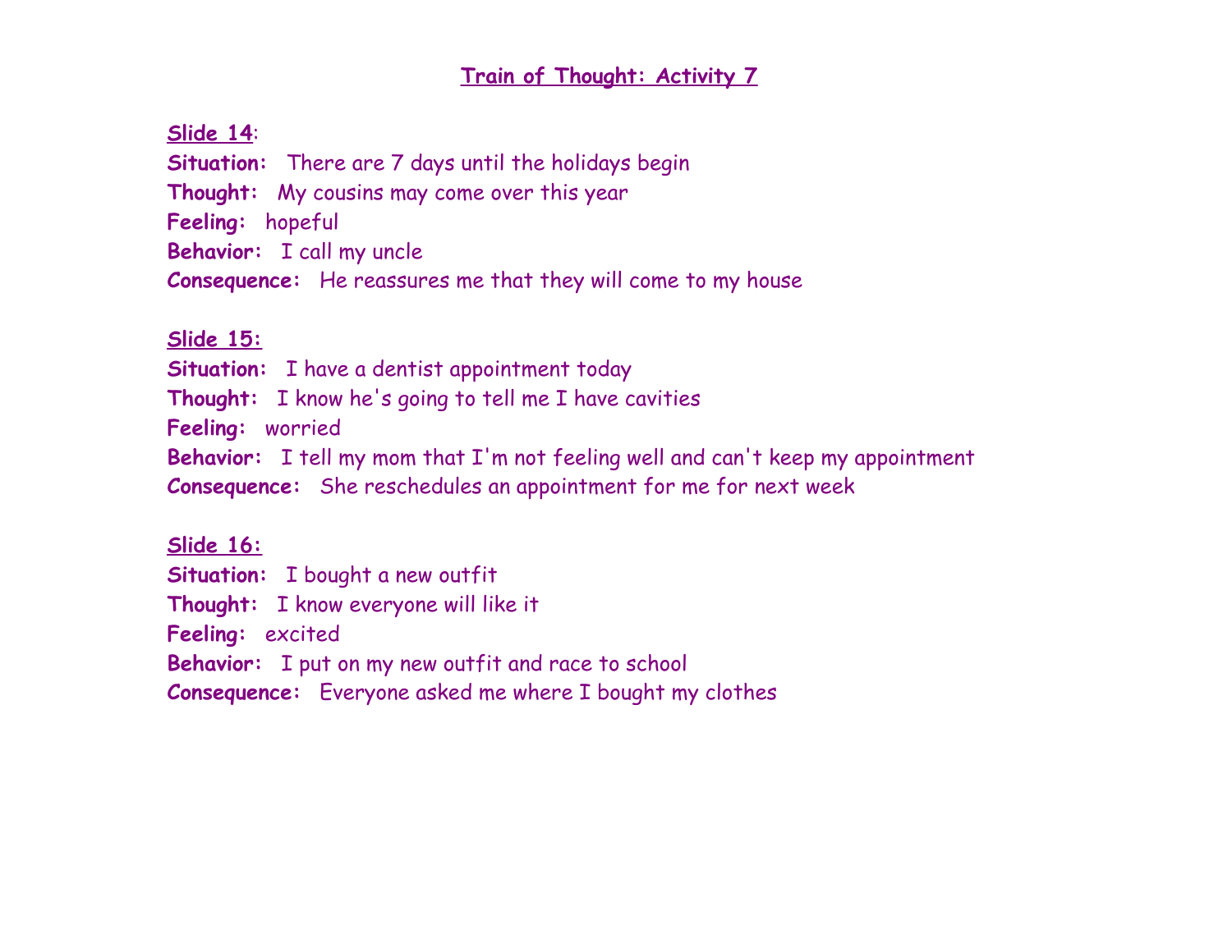# Train of Thought: Activity 7

**Slide 14**:
**Situation:** There are 7 days until the holidays begin
**Thought:** My cousins may come over this year
**Feeling:** hopeful
**Behavior:** I call my uncle
**Consequence:** He reassures me that they will come to my house

**Slide 15:**
**Situation:** I have a dentist appointment today
**Thought:** I know he's going to tell me I have cavities
**Feeling:** worried
**Behavior:** I tell my mom that I'm not feeling well and can't keep my appointment
**Consequence:** She reschedules an appointment for me for next week

**Slide 16:**
**Situation:** I bought a new outfit
**Thought:** I know everyone will like it
**Feeling:** excited
**Behavior:** I put on my new outfit and race to school
**Consequence:** Everyone asked me where I bought my clothes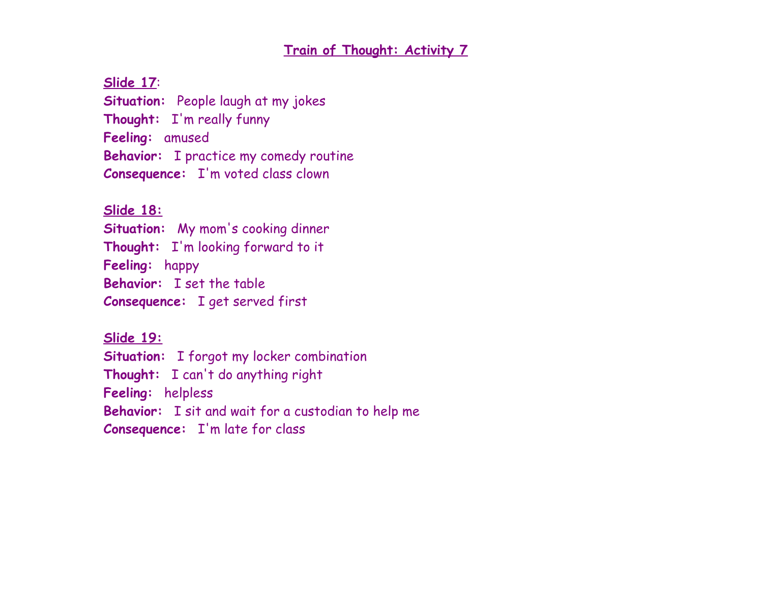# Train of Thought: Activity 7

**Slide 17**:
**Situation:** People laugh at my jokes
**Thought:** I'm really funny
**Feeling:** amused
**Behavior:** I practice my comedy routine
**Consequence:** I'm voted class clown

**Slide 18:**
**Situation:** My mom's cooking dinner
**Thought:** I'm looking forward to it
**Feeling:** happy
**Behavior:** I set the table
**Consequence:** I get served first

**Slide 19:**
**Situation:** I forgot my locker combination
**Thought:** I can't do anything right
**Feeling:** helpless
**Behavior:** I sit and wait for a custodian to help me
**Consequence:** I'm late for class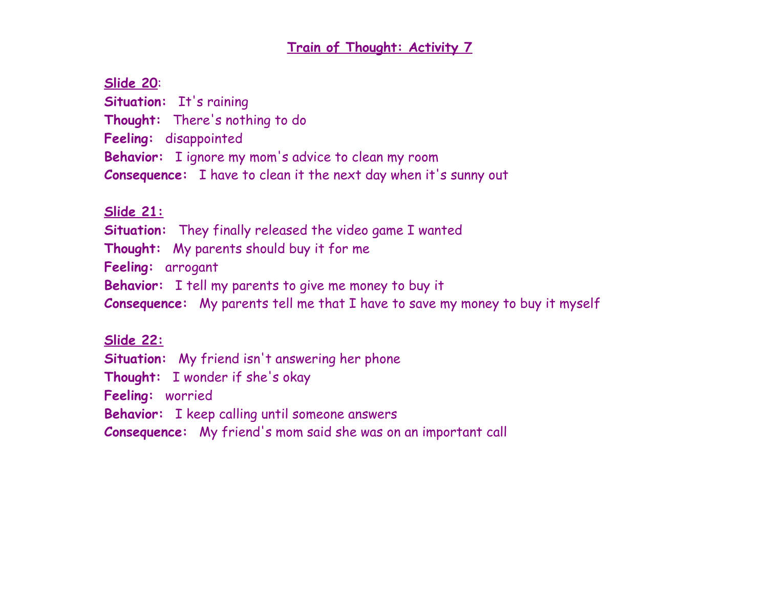# Train of Thought: Activity 7

**Slide 20**:

**Situation:** It's raining

**Thought:** There's nothing to do

**Feeling:** disappointed

**Behavior:** I ignore my mom's advice to clean my room

**Consequence:** I have to clean it the next day when it's sunny out

**Slide 21:**

**Situation:** They finally released the video game I wanted

**Thought:** My parents should buy it for me

**Feeling:** arrogant

**Behavior:** I tell my parents to give me money to buy it

**Consequence:** My parents tell me that I have to save my money to buy it myself

**Slide 22:**

**Situation:** My friend isn't answering her phone

**Thought:** I wonder if she's okay

**Feeling:** worried

**Behavior:** I keep calling until someone answers

**Consequence:** My friend's mom said she was on an important call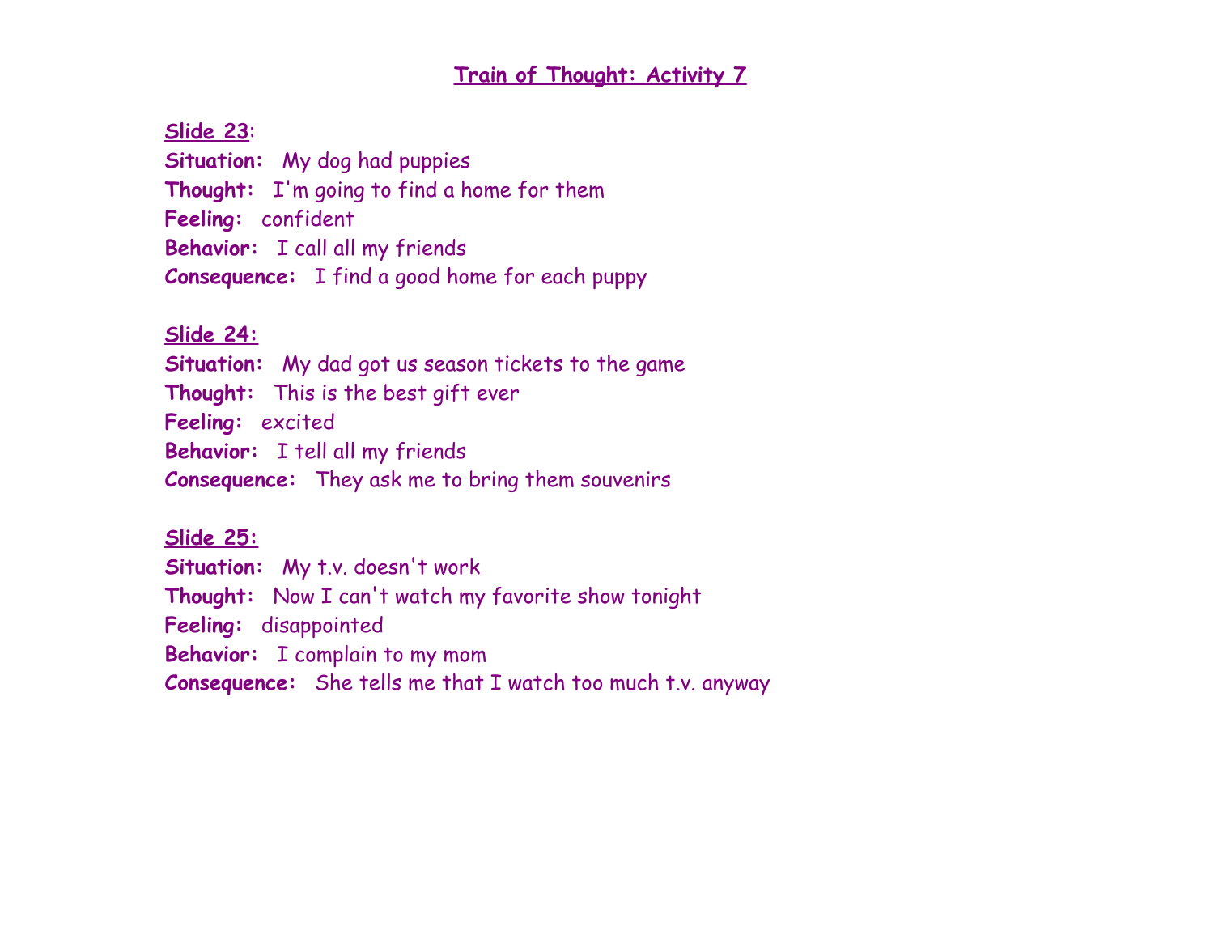## Train of Thought: Activity 7

**Slide 23**:
**Situation:** My dog had puppies
**Thought:** I'm going to find a home for them
**Feeling:** confident
**Behavior:** I call all my friends
**Consequence:** I find a good home for each puppy

**Slide 24:**
**Situation:** My dad got us season tickets to the game
**Thought:** This is the best gift ever
**Feeling:** excited
**Behavior:** I tell all my friends
**Consequence:** They ask me to bring them souvenirs

**Slide 25:**
**Situation:** My t.v. doesn't work
**Thought:** Now I can't watch my favorite show tonight
**Feeling:** disappointed
**Behavior:** I complain to my mom
**Consequence:** She tells me that I watch too much t.v. anyway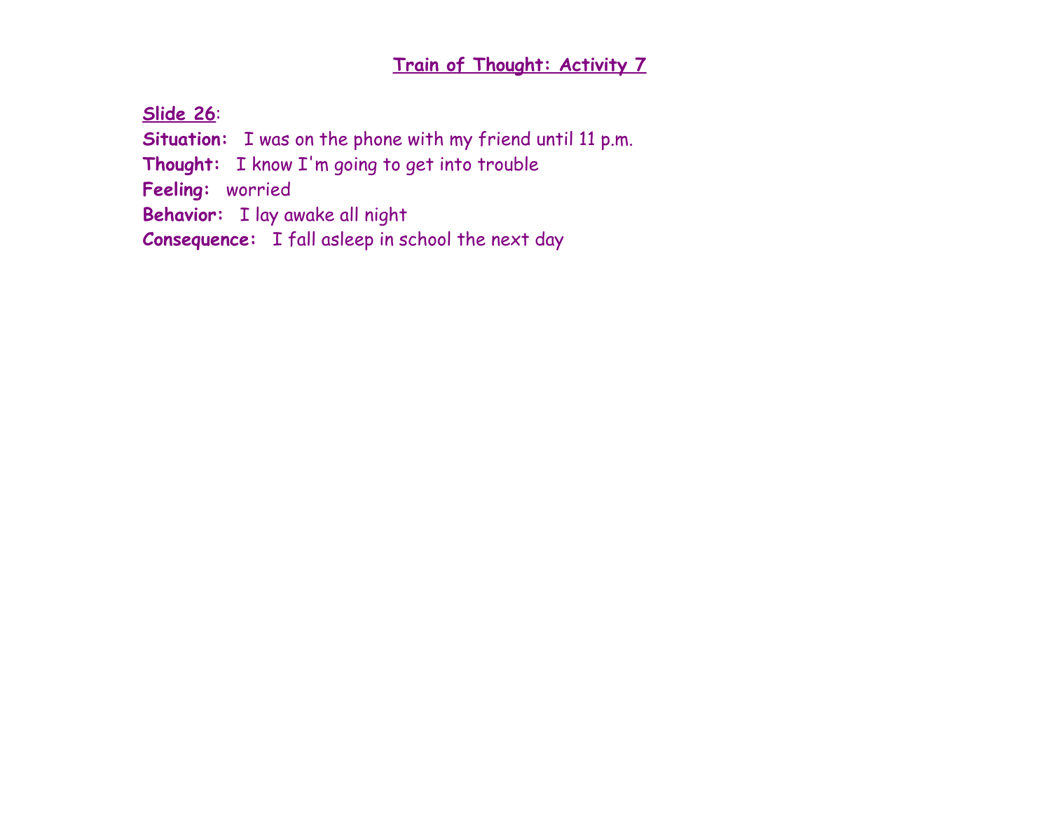## Train of Thought: Activity 7

**Slide 26**:

**Situation:** I was on the phone with my friend until 11 p.m.

**Thought:** I know I'm going to get into trouble

**Feeling:** worried

**Behavior:** I lay awake all night

**Consequence:** I fall asleep in school the next day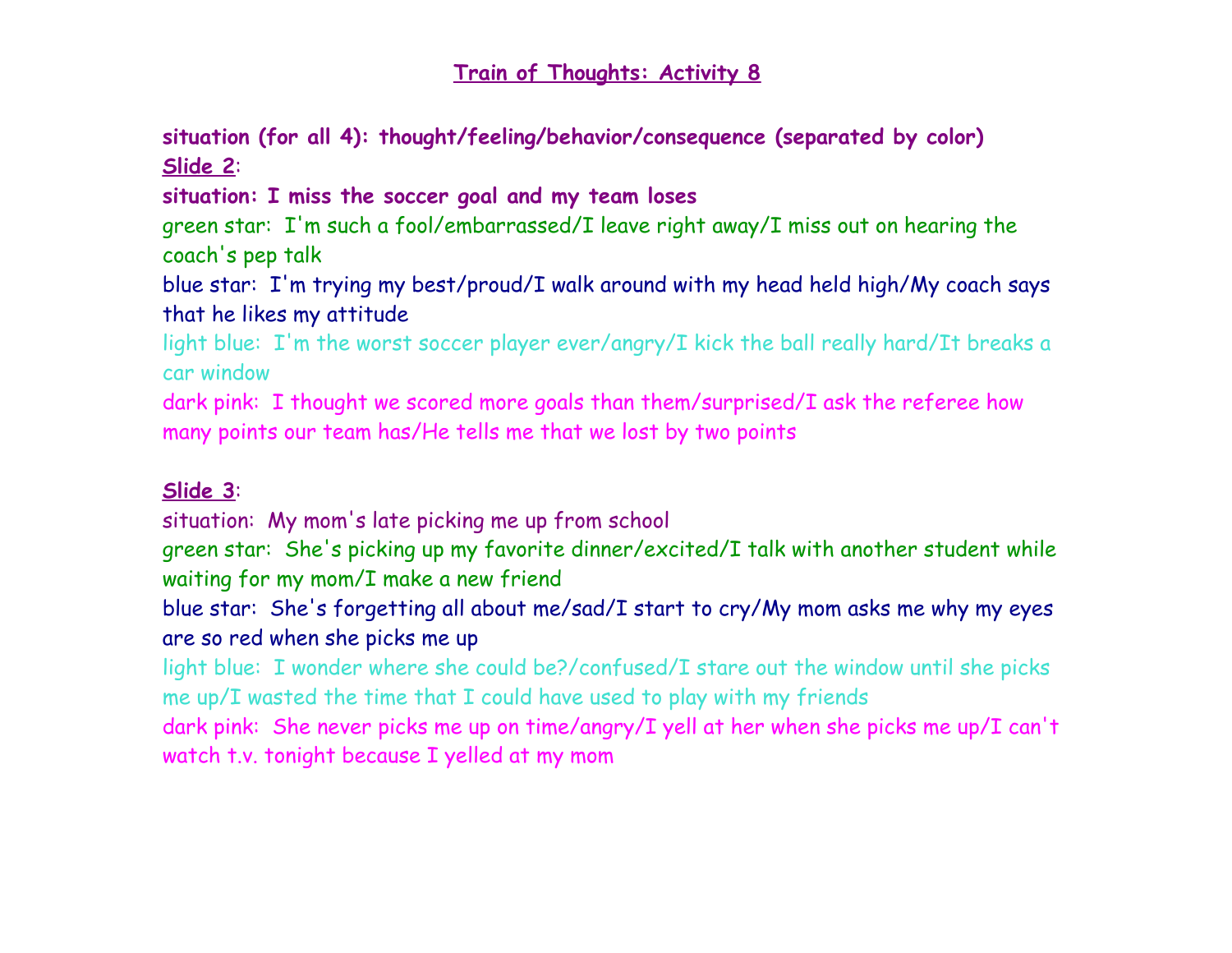# Train of Thoughts: Activity 8

**situation (for all 4): thought/feeling/behavior/consequence (separated by color)**

**Slide 2**:

**situation: I miss the soccer goal and my team loses**

green star: I'm such a fool/embarrassed/I leave right away/I miss out on hearing the coach's pep talk

blue star: I'm trying my best/proud/I walk around with my head held high/My coach says that he likes my attitude

light blue: I'm the worst soccer player ever/angry/I kick the ball really hard/It breaks a car window

dark pink: I thought we scored more goals than them/surprised/I ask the referee how many points our team has/He tells me that we lost by two points

**Slide 3**:

situation: My mom's late picking me up from school

green star: She's picking up my favorite dinner/excited/I talk with another student while waiting for my mom/I make a new friend

blue star: She's forgetting all about me/sad/I start to cry/My mom asks me why my eyes are so red when she picks me up

light blue: I wonder where she could be?/confused/I stare out the window until she picks me up/I wasted the time that I could have used to play with my friends

dark pink: She never picks me up on time/angry/I yell at her when she picks me up/I can't watch t.v. tonight because I yelled at my mom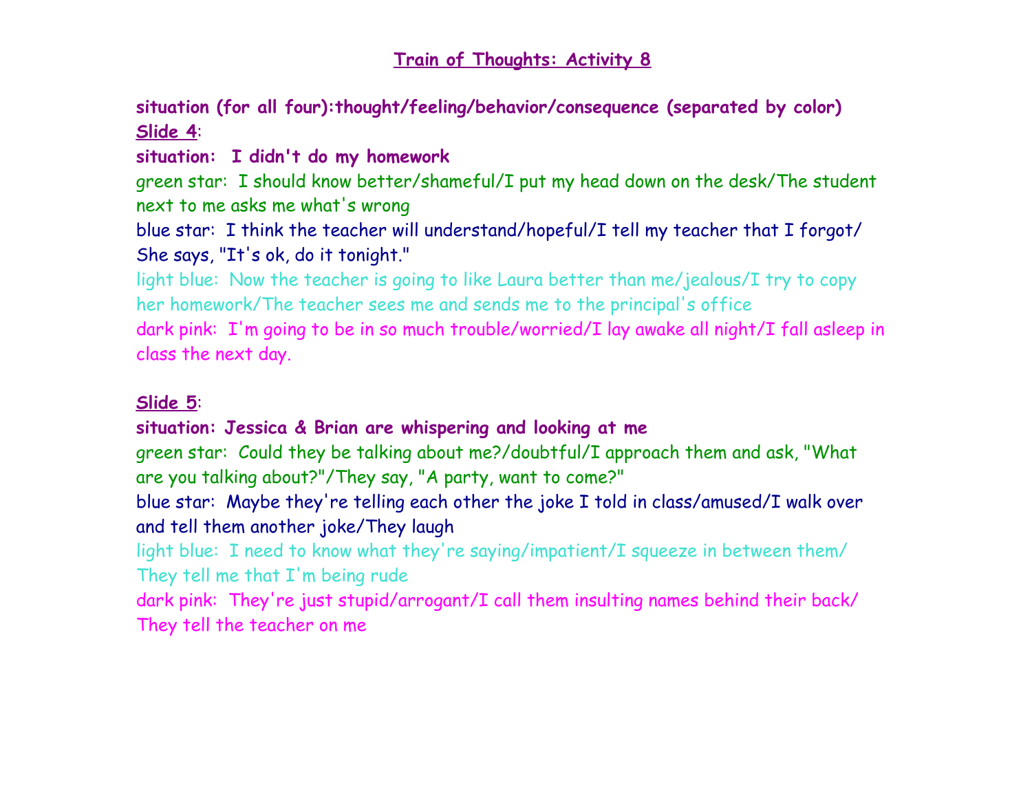# Train of Thoughts: Activity 8

**situation (for all four):thought/feeling/behavior/consequence (separated by color)**

**Slide 4**:

**situation: I didn't do my homework**

green star: I should know better/shameful/I put my head down on the desk/The student next to me asks me what's wrong

blue star: I think the teacher will understand/hopeful/I tell my teacher that I forgot/ She says, "It's ok, do it tonight."

light blue: Now the teacher is going to like Laura better than me/jealous/I try to copy her homework/The teacher sees me and sends me to the principal's office

dark pink: I'm going to be in so much trouble/worried/I lay awake all night/I fall asleep in class the next day.

**Slide 5**:

**situation: Jessica & Brian are whispering and looking at me**

green star: Could they be talking about me?/doubtful/I approach them and ask, "What are you talking about?"/They say, "A party, want to come?"

blue star: Maybe they're telling each other the joke I told in class/amused/I walk over and tell them another joke/They laugh

light blue: I need to know what they're saying/impatient/I squeeze in between them/ They tell me that I'm being rude

dark pink: They're just stupid/arrogant/I call them insulting names behind their back/ They tell the teacher on me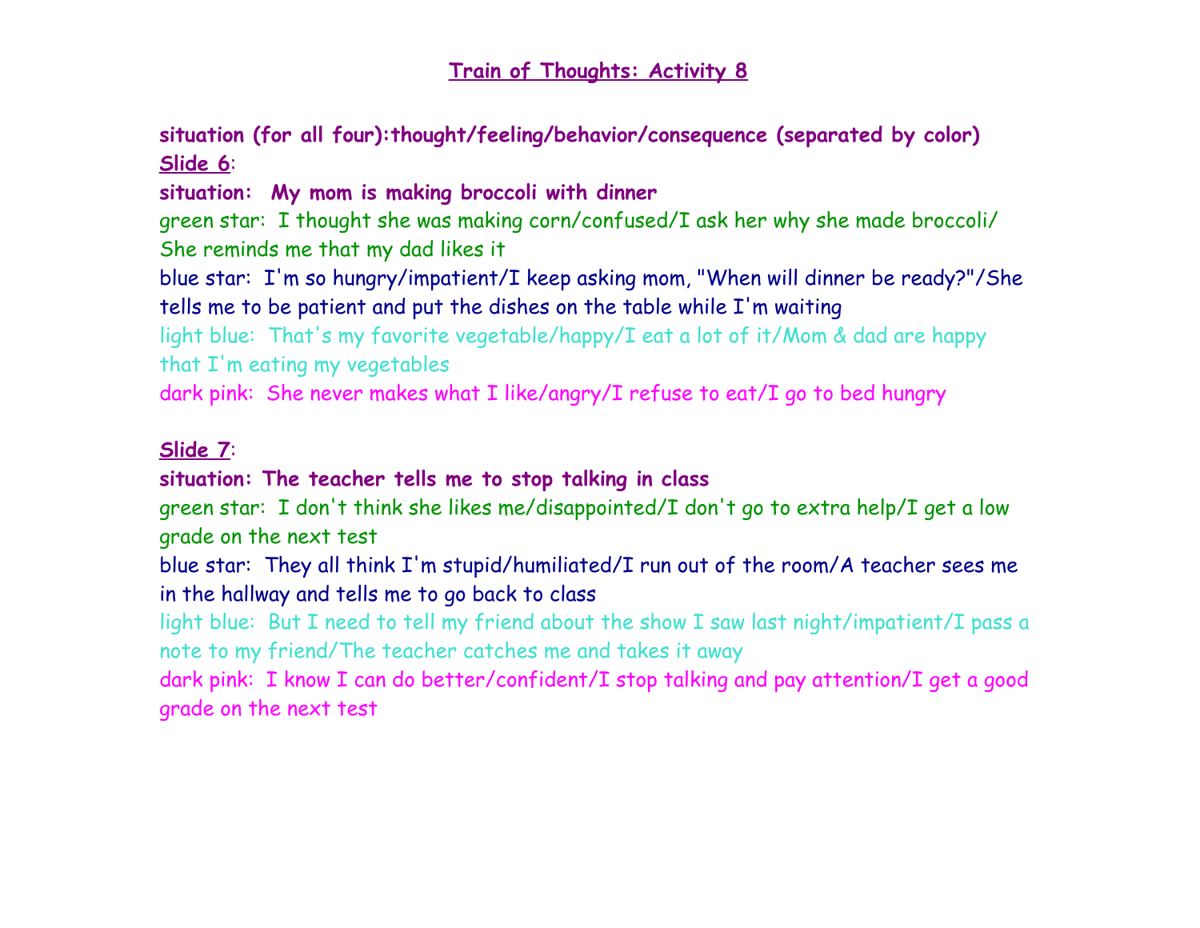# Train of Thoughts: Activity 8

**situation (for all four):thought/feeling/behavior/consequence (separated by color)**

**Slide 6:**

**situation: My mom is making broccoli with dinner**

green star: I thought she was making corn/confused/I ask her why she made broccoli/ She reminds me that my dad likes it

blue star: I'm so hungry/impatient/I keep asking mom, "When will dinner be ready?"/She tells me to be patient and put the dishes on the table while I'm waiting

light blue: That's my favorite vegetable/happy/I eat a lot of it/Mom & dad are happy that I'm eating my vegetables

dark pink: She never makes what I like/angry/I refuse to eat/I go to bed hungry

**Slide 7:**

**situation: The teacher tells me to stop talking in class**

green star: I don't think she likes me/disappointed/I don't go to extra help/I get a low grade on the next test

blue star: They all think I'm stupid/humiliated/I run out of the room/A teacher sees me in the hallway and tells me to go back to class

light blue: But I need to tell my friend about the show I saw last night/impatient/I pass a note to my friend/The teacher catches me and takes it away

dark pink: I know I can do better/confident/I stop talking and pay attention/I get a good grade on the next test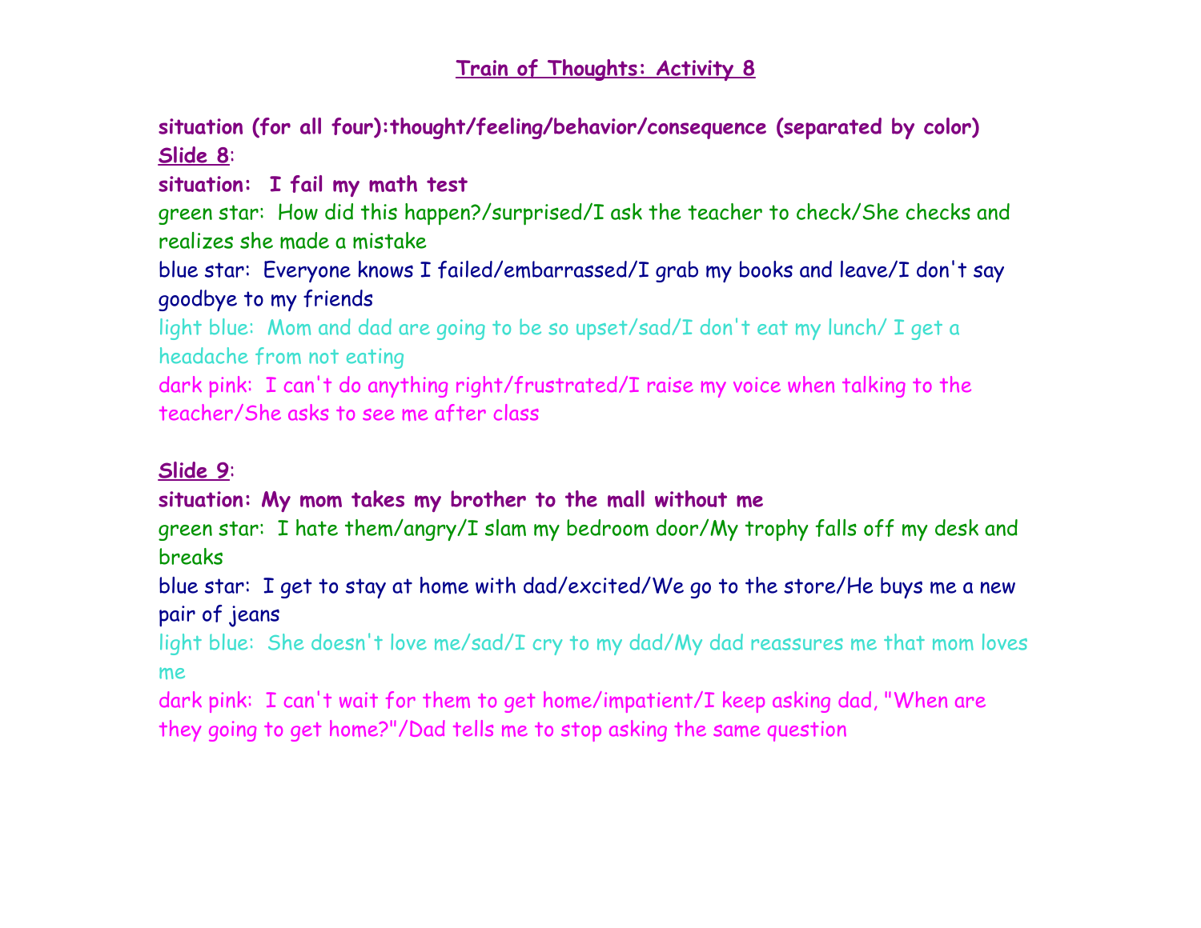## Train of Thoughts: Activity 8

**situation (for all four):thought/feeling/behavior/consequence (separated by color)**

**Slide 8**:

**situation: I fail my math test**

green star: How did this happen?/surprised/I ask the teacher to check/She checks and realizes she made a mistake

blue star: Everyone knows I failed/embarrassed/I grab my books and leave/I don't say goodbye to my friends

light blue: Mom and dad are going to be so upset/sad/I don't eat my lunch/ I get a headache from not eating

dark pink: I can't do anything right/frustrated/I raise my voice when talking to the teacher/She asks to see me after class

**Slide 9**:

**situation: My mom takes my brother to the mall without me**

green star: I hate them/angry/I slam my bedroom door/My trophy falls off my desk and breaks

blue star: I get to stay at home with dad/excited/We go to the store/He buys me a new pair of jeans

light blue: She doesn't love me/sad/I cry to my dad/My dad reassures me that mom loves me

dark pink: I can't wait for them to get home/impatient/I keep asking dad, "When are they going to get home?"/Dad tells me to stop asking the same question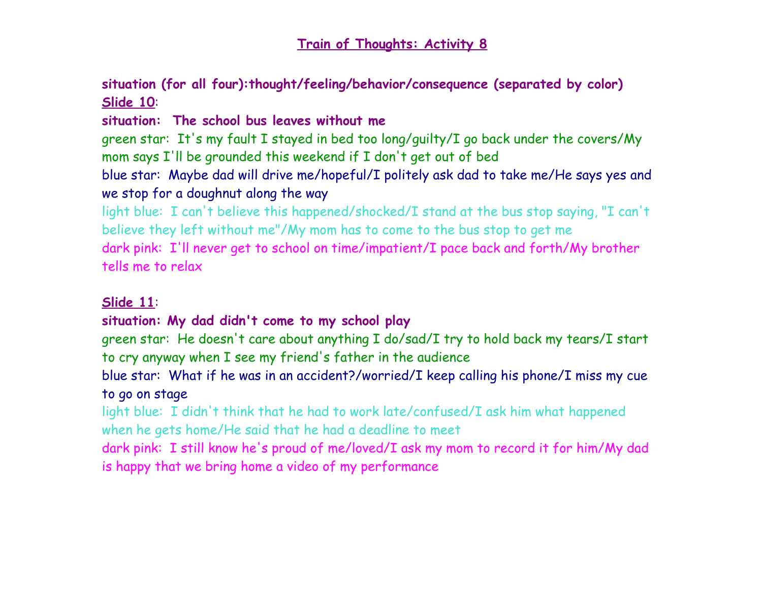# Train of Thoughts: Activity 8

**situation (for all four):thought/feeling/behavior/consequence (separated by color)**

Slide 10:

**situation: The school bus leaves without me**

green star: It's my fault I stayed in bed too long/guilty/I go back under the covers/My mom says I'll be grounded this weekend if I don't get out of bed

blue star: Maybe dad will drive me/hopeful/I politely ask dad to take me/He says yes and we stop for a doughnut along the way

light blue: I can't believe this happened/shocked/I stand at the bus stop saying, "I can't believe they left without me"/My mom has to come to the bus stop to get me

dark pink: I'll never get to school on time/impatient/I pace back and forth/My brother tells me to relax

Slide 11:

**situation: My dad didn't come to my school play**

green star: He doesn't care about anything I do/sad/I try to hold back my tears/I start to cry anyway when I see my friend's father in the audience

blue star: What if he was in an accident?/worried/I keep calling his phone/I miss my cue to go on stage

light blue: I didn't think that he had to work late/confused/I ask him what happened when he gets home/He said that he had a deadline to meet

dark pink: I still know he's proud of me/loved/I ask my mom to record it for him/My dad is happy that we bring home a video of my performance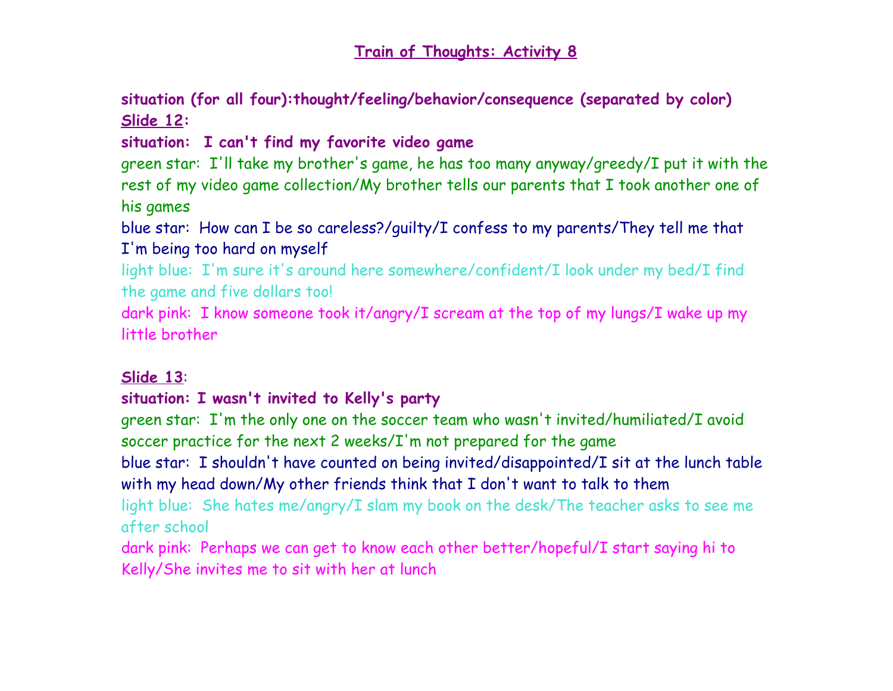## Train of Thoughts: Activity 8

**situation (for all four):thought/feeling/behavior/consequence (separated by color)**

**Slide 12:**

**situation: I can't find my favorite video game**

green star: I'll take my brother's game, he has too many anyway/greedy/I put it with the rest of my video game collection/My brother tells our parents that I took another one of his games

blue star: How can I be so careless?/guilty/I confess to my parents/They tell me that I'm being too hard on myself

light blue: I'm sure it's around here somewhere/confident/I look under my bed/I find the game and five dollars too!

dark pink: I know someone took it/angry/I scream at the top of my lungs/I wake up my little brother

**Slide 13:**

**situation: I wasn't invited to Kelly's party**

green star: I'm the only one on the soccer team who wasn't invited/humiliated/I avoid soccer practice for the next 2 weeks/I'm not prepared for the game

blue star: I shouldn't have counted on being invited/disappointed/I sit at the lunch table with my head down/My other friends think that I don't want to talk to them

light blue: She hates me/angry/I slam my book on the desk/The teacher asks to see me after school

dark pink: Perhaps we can get to know each other better/hopeful/I start saying hi to Kelly/She invites me to sit with her at lunch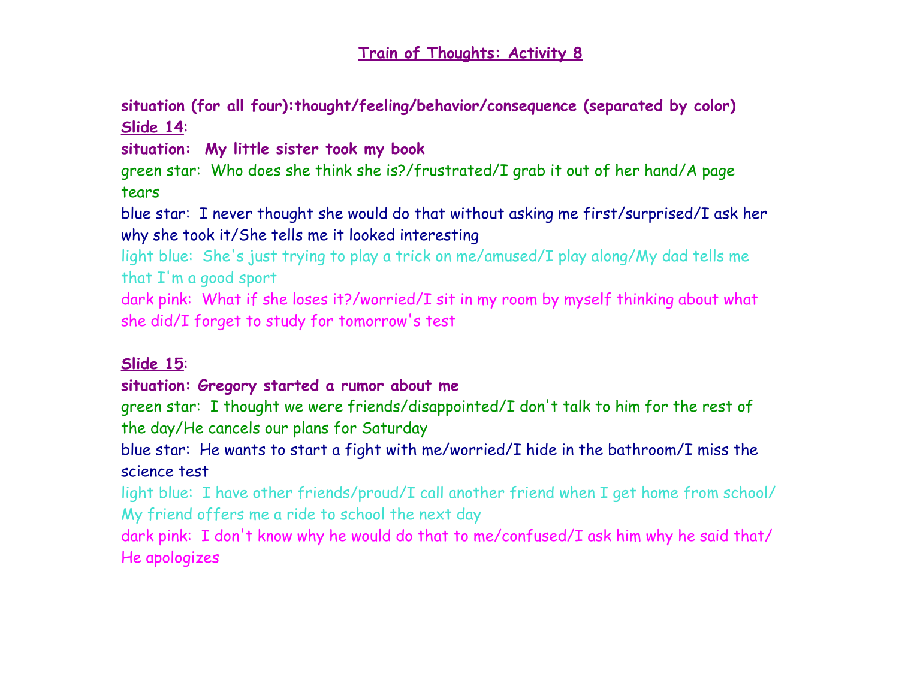# Train of Thoughts: Activity 8

**situation (for all four):thought/feeling/behavior/consequence (separated by color)**

**Slide 14**:

**situation: My little sister took my book**

green star: Who does she think she is?/frustrated/I grab it out of her hand/A page tears

blue star: I never thought she would do that without asking me first/surprised/I ask her why she took it/She tells me it looked interesting

light blue: She's just trying to play a trick on me/amused/I play along/My dad tells me that I'm a good sport

dark pink: What if she loses it?/worried/I sit in my room by myself thinking about what she did/I forget to study for tomorrow's test

**Slide 15**:

**situation: Gregory started a rumor about me**

green star: I thought we were friends/disappointed/I don't talk to him for the rest of the day/He cancels our plans for Saturday

blue star: He wants to start a fight with me/worried/I hide in the bathroom/I miss the science test

light blue: I have other friends/proud/I call another friend when I get home from school/ My friend offers me a ride to school the next day

dark pink: I don't know why he would do that to me/confused/I ask him why he said that/ He apologizes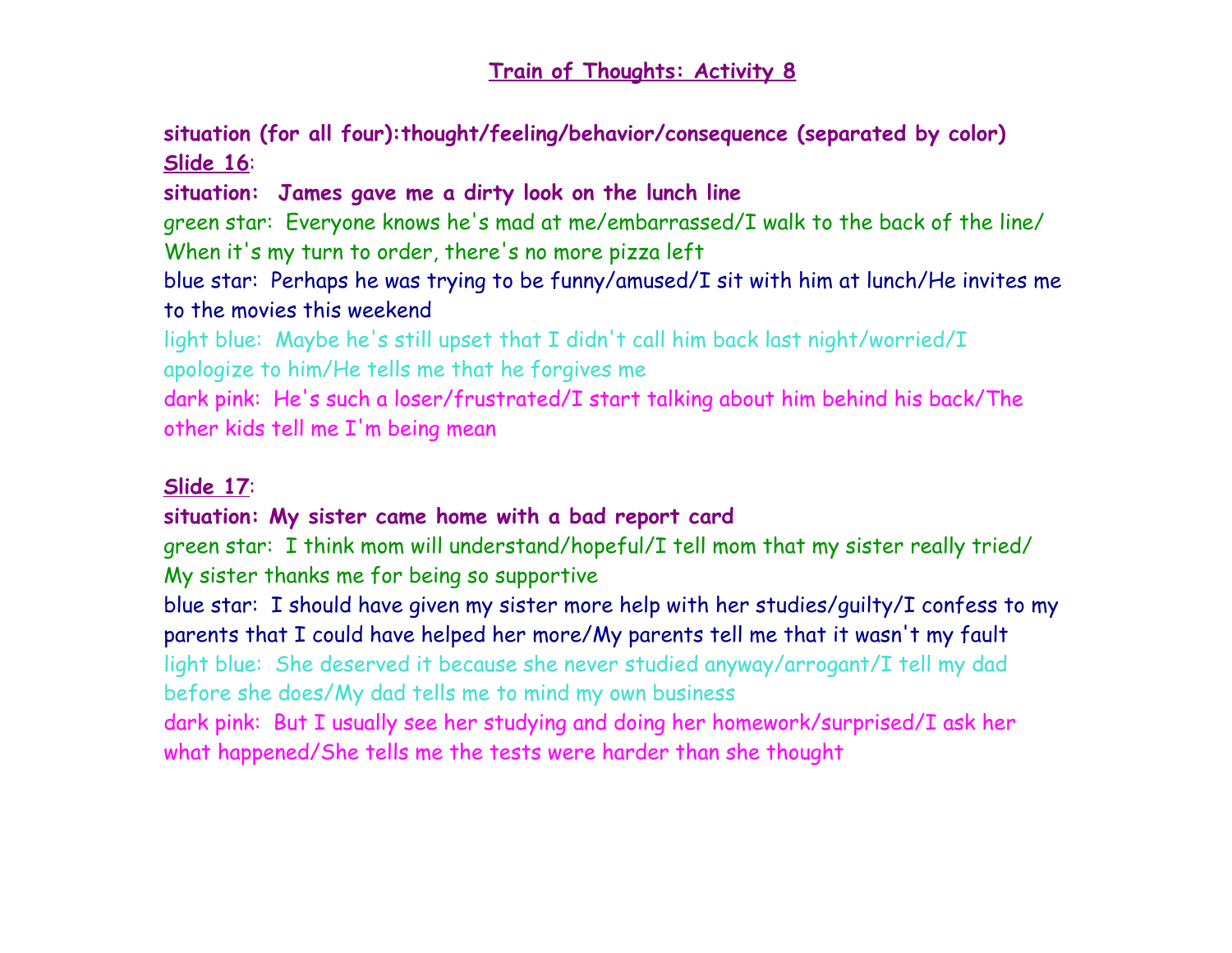# Train of Thoughts: Activity 8

**situation (for all four):thought/feeling/behavior/consequence (separated by color)**

Slide 16:

**situation: James gave me a dirty look on the lunch line**

green star: Everyone knows he's mad at me/embarrassed/I walk to the back of the line/ When it's my turn to order, there's no more pizza left

blue star: Perhaps he was trying to be funny/amused/I sit with him at lunch/He invites me to the movies this weekend

light blue: Maybe he's still upset that I didn't call him back last night/worried/I apologize to him/He tells me that he forgives me

dark pink: He's such a loser/frustrated/I start talking about him behind his back/The other kids tell me I'm being mean

Slide 17:

**situation: My sister came home with a bad report card**

green star: I think mom will understand/hopeful/I tell mom that my sister really tried/ My sister thanks me for being so supportive

blue star: I should have given my sister more help with her studies/guilty/I confess to my parents that I could have helped her more/My parents tell me that it wasn't my fault

light blue: She deserved it because she never studied anyway/arrogant/I tell my dad before she does/My dad tells me to mind my own business

dark pink: But I usually see her studying and doing her homework/surprised/I ask her what happened/She tells me the tests were harder than she thought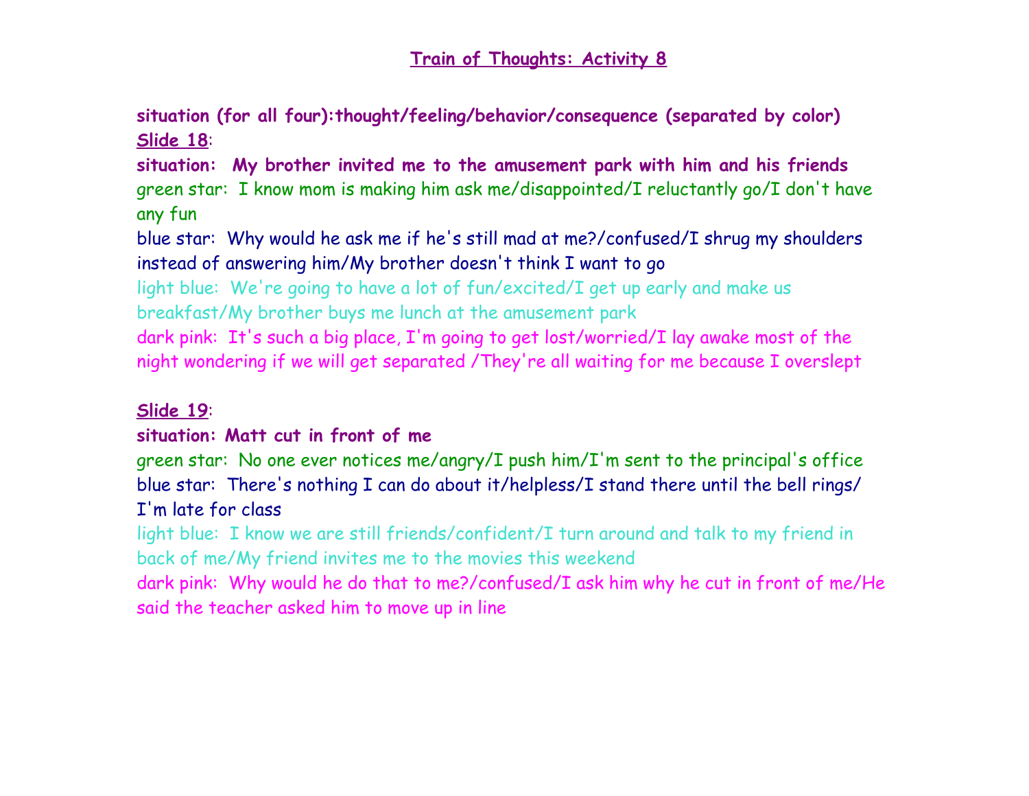## Train of Thoughts: Activity 8

**situation (for all four):thought/feeling/behavior/consequence (separated by color)**

**Slide 18:**

**situation: My brother invited me to the amusement park with him and his friends**

green star: I know mom is making him ask me/disappointed/I reluctantly go/I don't have any fun

blue star: Why would he ask me if he's still mad at me?/confused/I shrug my shoulders instead of answering him/My brother doesn't think I want to go

light blue: We're going to have a lot of fun/excited/I get up early and make us breakfast/My brother buys me lunch at the amusement park

dark pink: It's such a big place, I'm going to get lost/worried/I lay awake most of the night wondering if we will get separated /They're all waiting for me because I overslept

**Slide 19:**

**situation: Matt cut in front of me**

green star: No one ever notices me/angry/I push him/I'm sent to the principal's office

blue star: There's nothing I can do about it/helpless/I stand there until the bell rings/ I'm late for class

light blue: I know we are still friends/confident/I turn around and talk to my friend in back of me/My friend invites me to the movies this weekend

dark pink: Why would he do that to me?/confused/I ask him why he cut in front of me/He said the teacher asked him to move up in line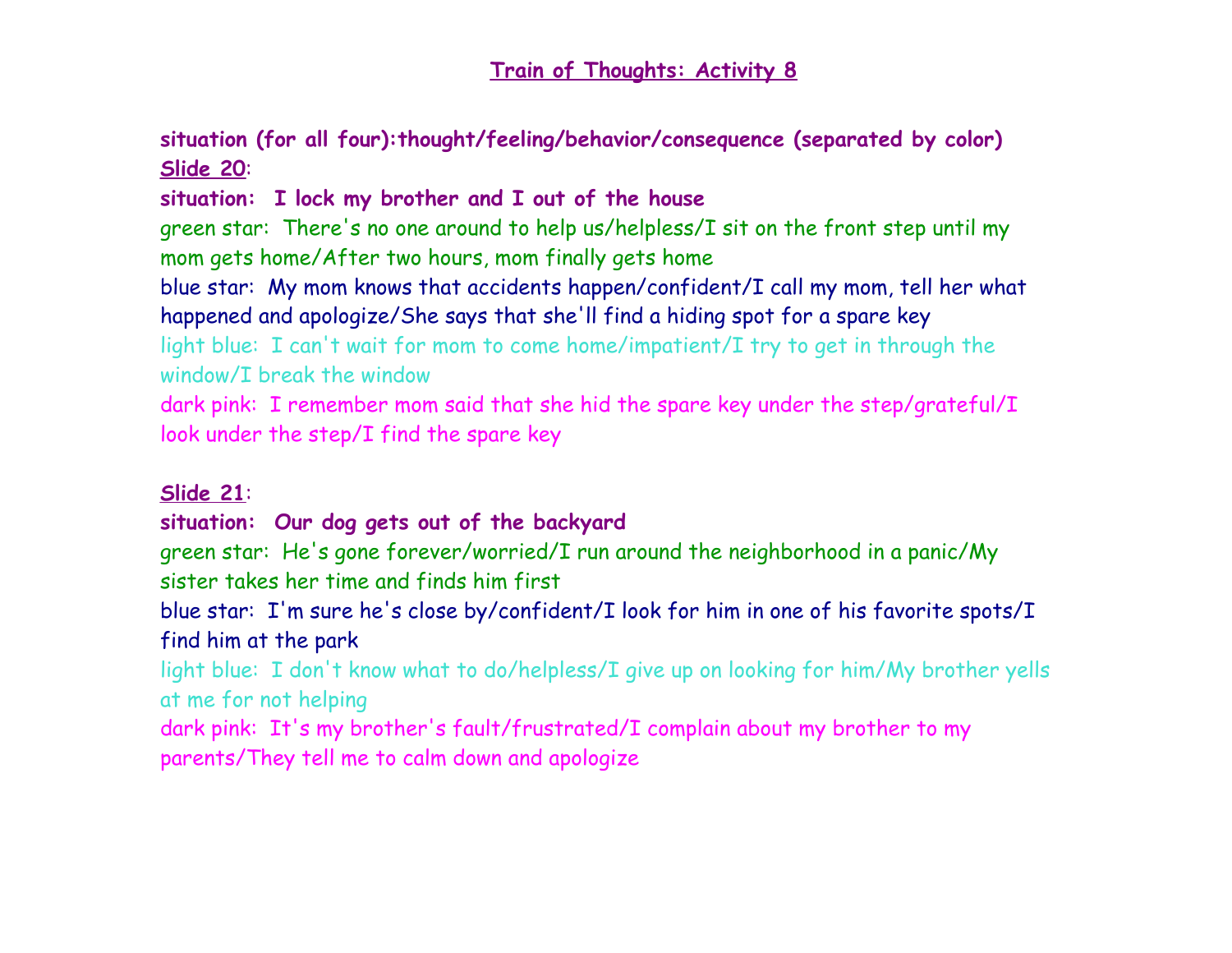## Train of Thoughts: Activity 8

**situation (for all four):thought/feeling/behavior/consequence (separated by color)**
**Slide 20**:
**situation: I lock my brother and I out of the house**
green star: There's no one around to help us/helpless/I sit on the front step until my mom gets home/After two hours, mom finally gets home
blue star: My mom knows that accidents happen/confident/I call my mom, tell her what happened and apologize/She says that she'll find a hiding spot for a spare key
light blue: I can't wait for mom to come home/impatient/I try to get in through the window/I break the window
dark pink: I remember mom said that she hid the spare key under the step/grateful/I look under the step/I find the spare key

**Slide 21**:
**situation: Our dog gets out of the backyard**
green star: He's gone forever/worried/I run around the neighborhood in a panic/My sister takes her time and finds him first
blue star: I'm sure he's close by/confident/I look for him in one of his favorite spots/I find him at the park
light blue: I don't know what to do/helpless/I give up on looking for him/My brother yells at me for not helping
dark pink: It's my brother's fault/frustrated/I complain about my brother to my parents/They tell me to calm down and apologize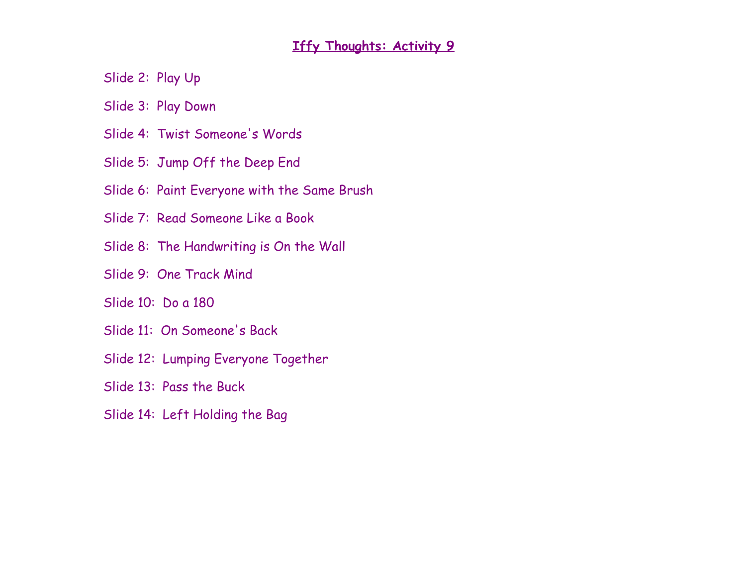# **Iffy Thoughts: Activity 9**

Slide 2: Play Up

Slide 3: Play Down

Slide 4: Twist Someone's Words

Slide 5: Jump Off the Deep End

Slide 6: Paint Everyone with the Same Brush

Slide 7: Read Someone Like a Book

Slide 8: The Handwriting is On the Wall

Slide 9: One Track Mind

Slide 10: Do a 180

Slide 11: On Someone's Back

Slide 12: Lumping Everyone Together

Slide 13: Pass the Buck

Slide 14: Left Holding the Bag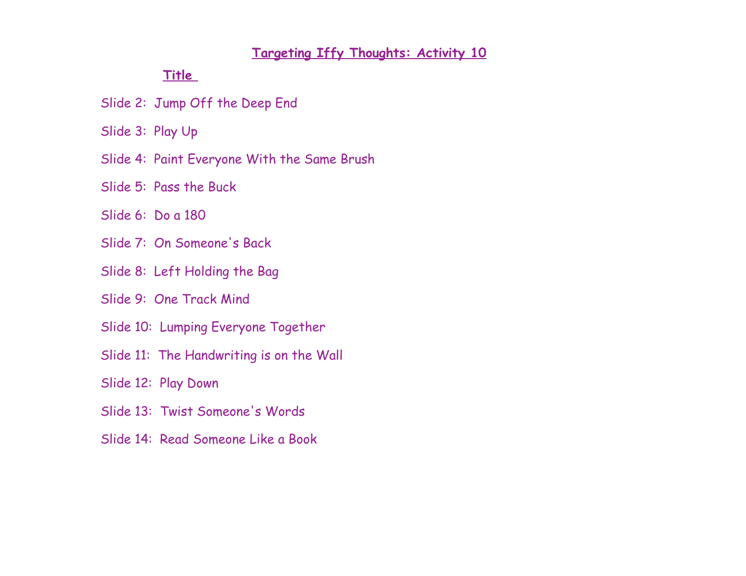# Targeting Iffy Thoughts: Activity 10

**Title**

Slide 2: Jump Off the Deep End

Slide 3: Play Up

Slide 4: Paint Everyone With the Same Brush

Slide 5: Pass the Buck

Slide 6: Do a 180

Slide 7: On Someone's Back

Slide 8: Left Holding the Bag

Slide 9: One Track Mind

Slide 10: Lumping Everyone Together

Slide 11: The Handwriting is on the Wall

Slide 12: Play Down

Slide 13: Twist Someone's Words

Slide 14: Read Someone Like a Book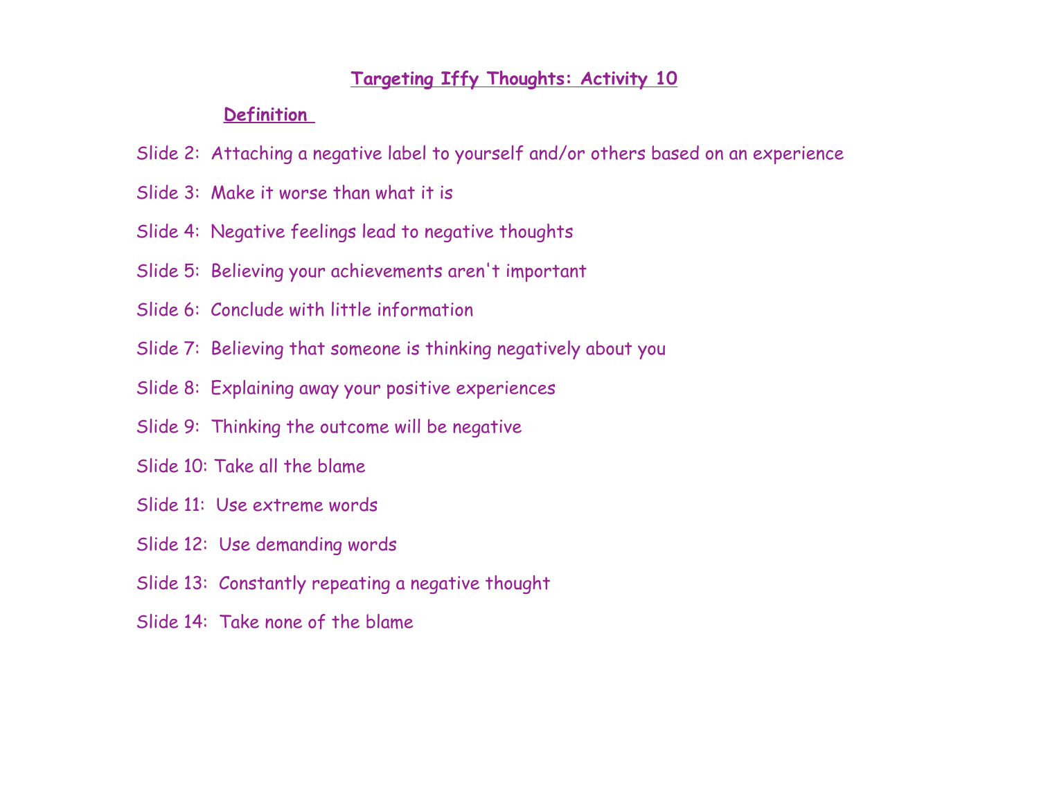# Targeting Iffy Thoughts: Activity 10

## Definition

Slide 2: Attaching a negative label to yourself and/or others based on an experience

Slide 3: Make it worse than what it is

Slide 4: Negative feelings lead to negative thoughts

Slide 5: Believing your achievements aren't important

Slide 6: Conclude with little information

Slide 7: Believing that someone is thinking negatively about you

Slide 8: Explaining away your positive experiences

Slide 9: Thinking the outcome will be negative

Slide 10: Take all the blame

Slide 11: Use extreme words

Slide 12: Use demanding words

Slide 13: Constantly repeating a negative thought

Slide 14: Take none of the blame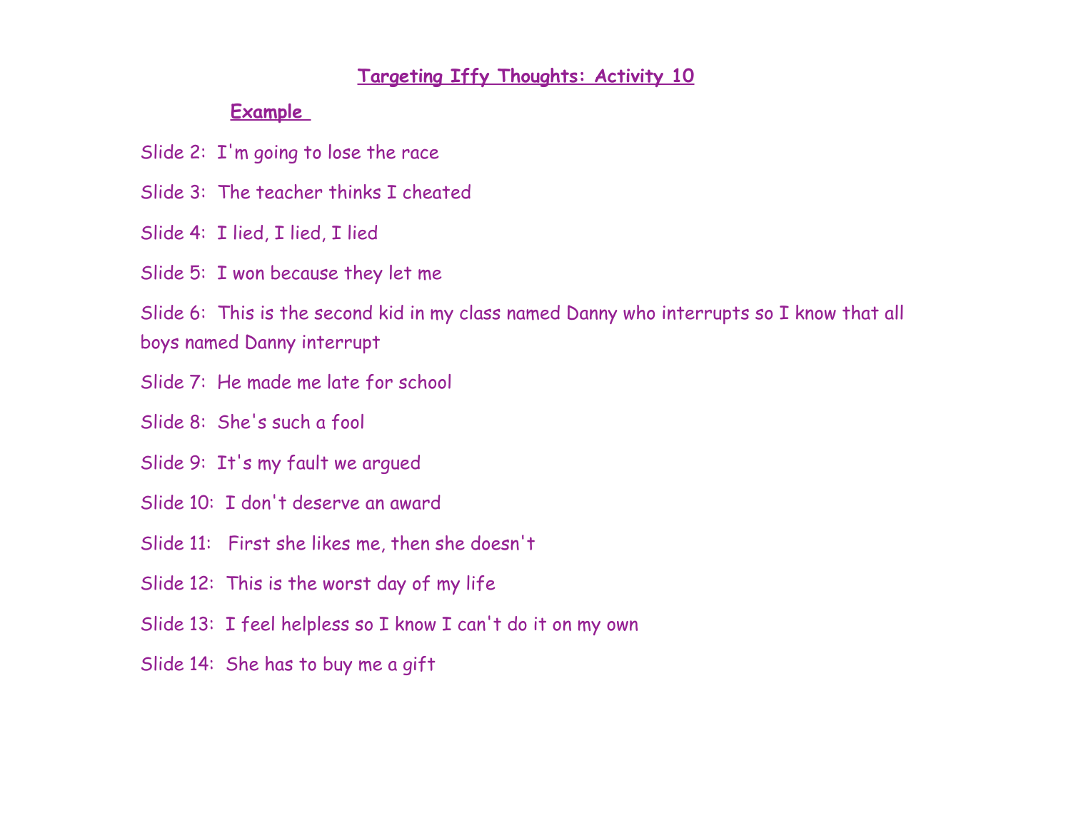# Targeting Iffy Thoughts: Activity 10

## Example

Slide 2: I'm going to lose the race

Slide 3: The teacher thinks I cheated

Slide 4: I lied, I lied, I lied

Slide 5: I won because they let me

Slide 6: This is the second kid in my class named Danny who interrupts so I know that all boys named Danny interrupt

Slide 7: He made me late for school

Slide 8: She's such a fool

Slide 9: It's my fault we argued

Slide 10: I don't deserve an award

Slide 11: First she likes me, then she doesn't

Slide 12: This is the worst day of my life

Slide 13: I feel helpless so I know I can't do it on my own

Slide 14: She has to buy me a gift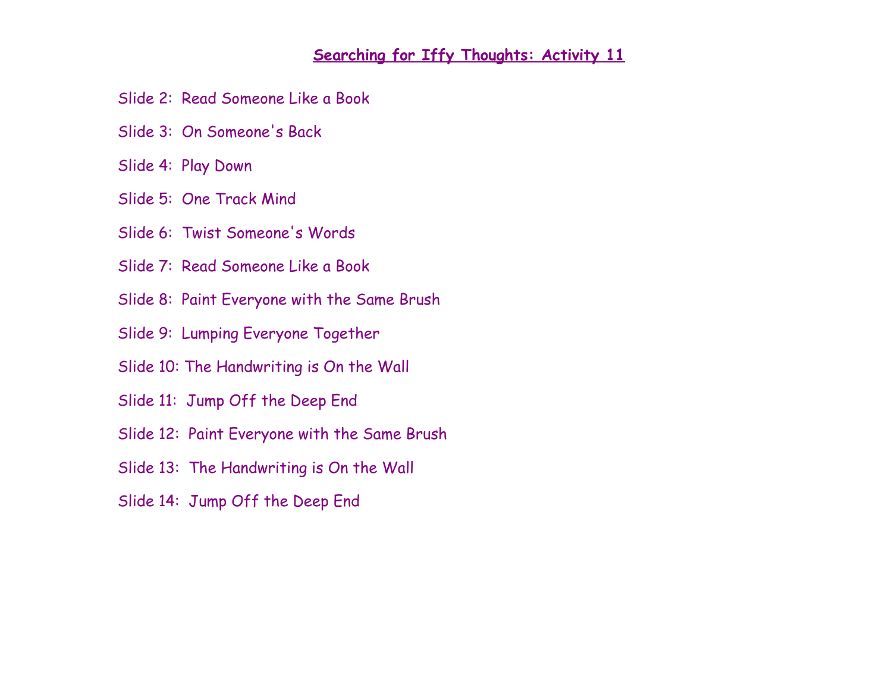## Searching for Iffy Thoughts: Activity 11

Slide 2: Read Someone Like a Book

Slide 3: On Someone's Back

Slide 4: Play Down

Slide 5: One Track Mind

Slide 6: Twist Someone's Words

Slide 7: Read Someone Like a Book

Slide 8: Paint Everyone with the Same Brush

Slide 9: Lumping Everyone Together

Slide 10: The Handwriting is On the Wall

Slide 11: Jump Off the Deep End

Slide 12: Paint Everyone with the Same Brush

Slide 13: The Handwriting is On the Wall

Slide 14: Jump Off the Deep End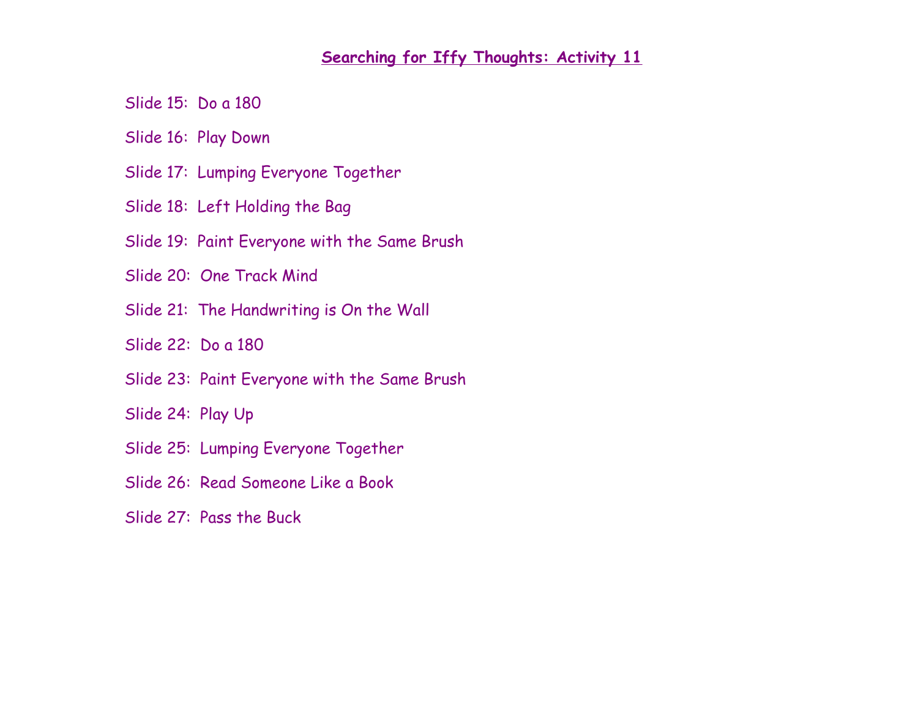## Searching for Iffy Thoughts: Activity 11

Slide 15: Do a 180

Slide 16: Play Down

Slide 17: Lumping Everyone Together

Slide 18: Left Holding the Bag

Slide 19: Paint Everyone with the Same Brush

Slide 20: One Track Mind

Slide 21: The Handwriting is On the Wall

Slide 22: Do a 180

Slide 23: Paint Everyone with the Same Brush

Slide 24: Play Up

Slide 25: Lumping Everyone Together

Slide 26: Read Someone Like a Book

Slide 27: Pass the Buck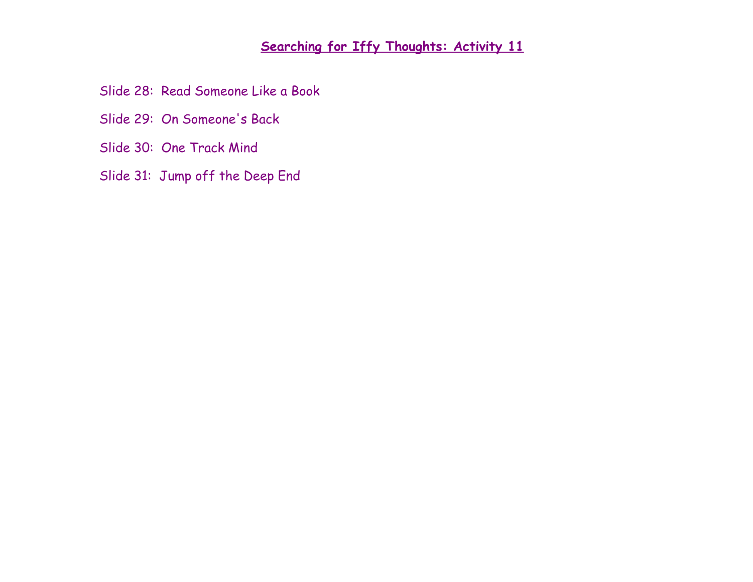## Searching for Iffy Thoughts: Activity 11

Slide 28: Read Someone Like a Book

Slide 29: On Someone's Back

Slide 30: One Track Mind

Slide 31: Jump off the Deep End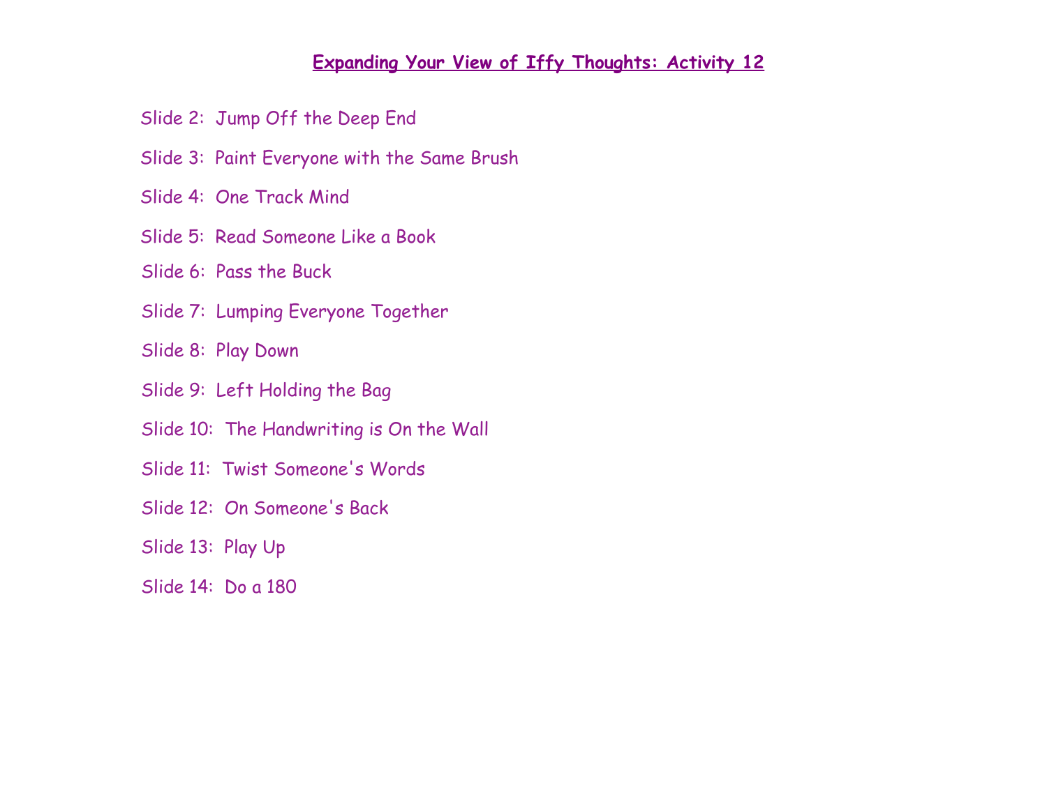# Expanding Your View of Iffy Thoughts: Activity 12

Slide 2: Jump Off the Deep End

Slide 3: Paint Everyone with the Same Brush

Slide 4: One Track Mind

Slide 5: Read Someone Like a Book

Slide 6: Pass the Buck

Slide 7: Lumping Everyone Together

Slide 8: Play Down

Slide 9: Left Holding the Bag

Slide 10: The Handwriting is On the Wall

Slide 11: Twist Someone's Words

Slide 12: On Someone's Back

Slide 13: Play Up

Slide 14: Do a 180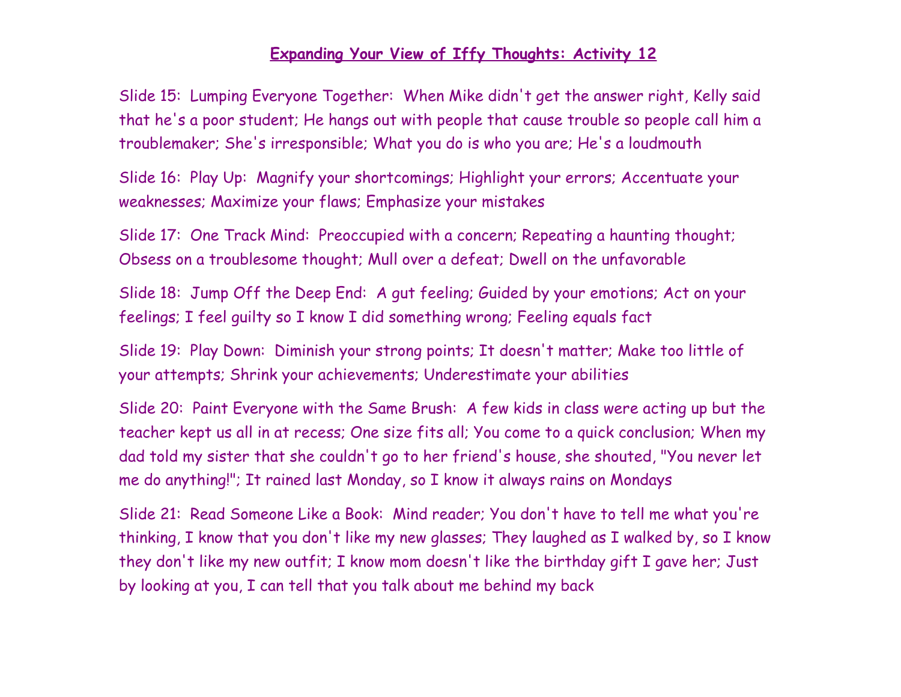## Expanding Your View of Iffy Thoughts: Activity 12

Slide 15: Lumping Everyone Together: When Mike didn't get the answer right, Kelly said that he's a poor student; He hangs out with people that cause trouble so people call him a troublemaker; She's irresponsible; What you do is who you are; He's a loudmouth

Slide 16: Play Up: Magnify your shortcomings; Highlight your errors; Accentuate your weaknesses; Maximize your flaws; Emphasize your mistakes

Slide 17: One Track Mind: Preoccupied with a concern; Repeating a haunting thought; Obsess on a troublesome thought; Mull over a defeat; Dwell on the unfavorable

Slide 18: Jump Off the Deep End: A gut feeling; Guided by your emotions; Act on your feelings; I feel guilty so I know I did something wrong; Feeling equals fact

Slide 19: Play Down: Diminish your strong points; It doesn't matter; Make too little of your attempts; Shrink your achievements; Underestimate your abilities

Slide 20: Paint Everyone with the Same Brush: A few kids in class were acting up but the teacher kept us all in at recess; One size fits all; You come to a quick conclusion; When my dad told my sister that she couldn't go to her friend's house, she shouted, "You never let me do anything!"; It rained last Monday, so I know it always rains on Mondays

Slide 21: Read Someone Like a Book: Mind reader; You don't have to tell me what you're thinking, I know that you don't like my new glasses; They laughed as I walked by, so I know they don't like my new outfit; I know mom doesn't like the birthday gift I gave her; Just by looking at you, I can tell that you talk about me behind my back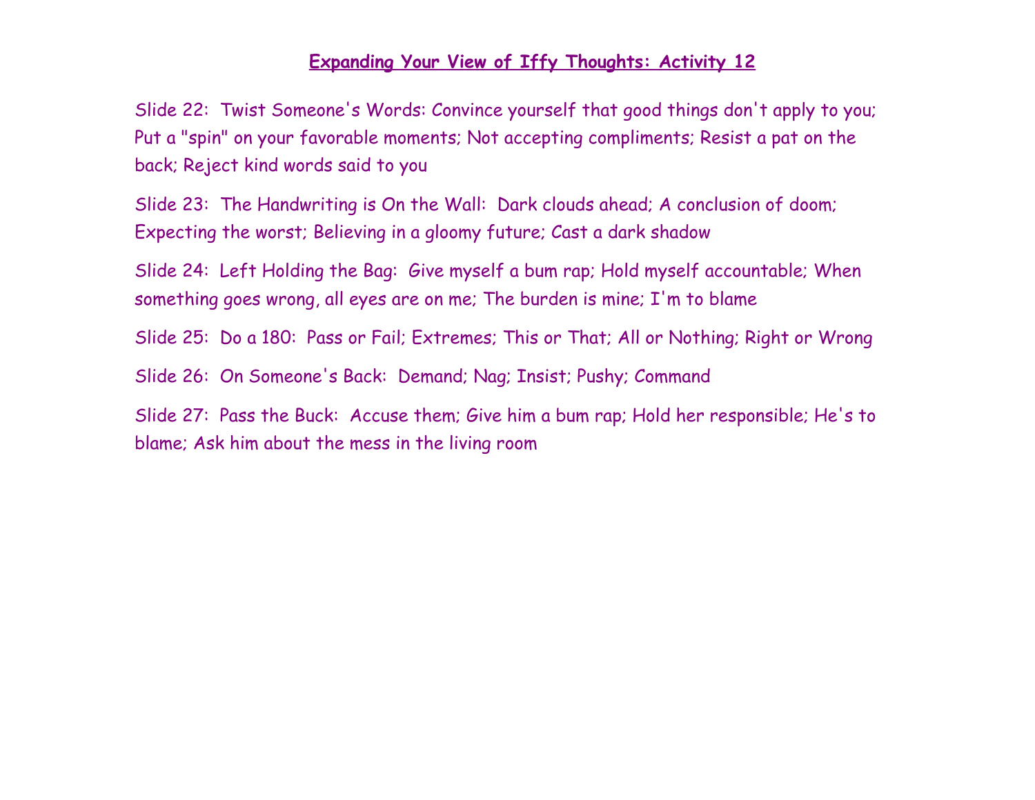# **Expanding Your View of Iffy Thoughts: Activity 12**

Slide 22: Twist Someone's Words: Convince yourself that good things don't apply to you; Put a "spin" on your favorable moments; Not accepting compliments; Resist a pat on the back; Reject kind words said to you

Slide 23: The Handwriting is On the Wall: Dark clouds ahead; A conclusion of doom; Expecting the worst; Believing in a gloomy future; Cast a dark shadow

Slide 24: Left Holding the Bag: Give myself a bum rap; Hold myself accountable; When something goes wrong, all eyes are on me; The burden is mine; I'm to blame

Slide 25: Do a 180: Pass or Fail; Extremes; This or That; All or Nothing; Right or Wrong

Slide 26: On Someone's Back: Demand; Nag; Insist; Pushy; Command

Slide 27: Pass the Buck: Accuse them; Give him a bum rap; Hold her responsible; He's to blame; Ask him about the mess in the living room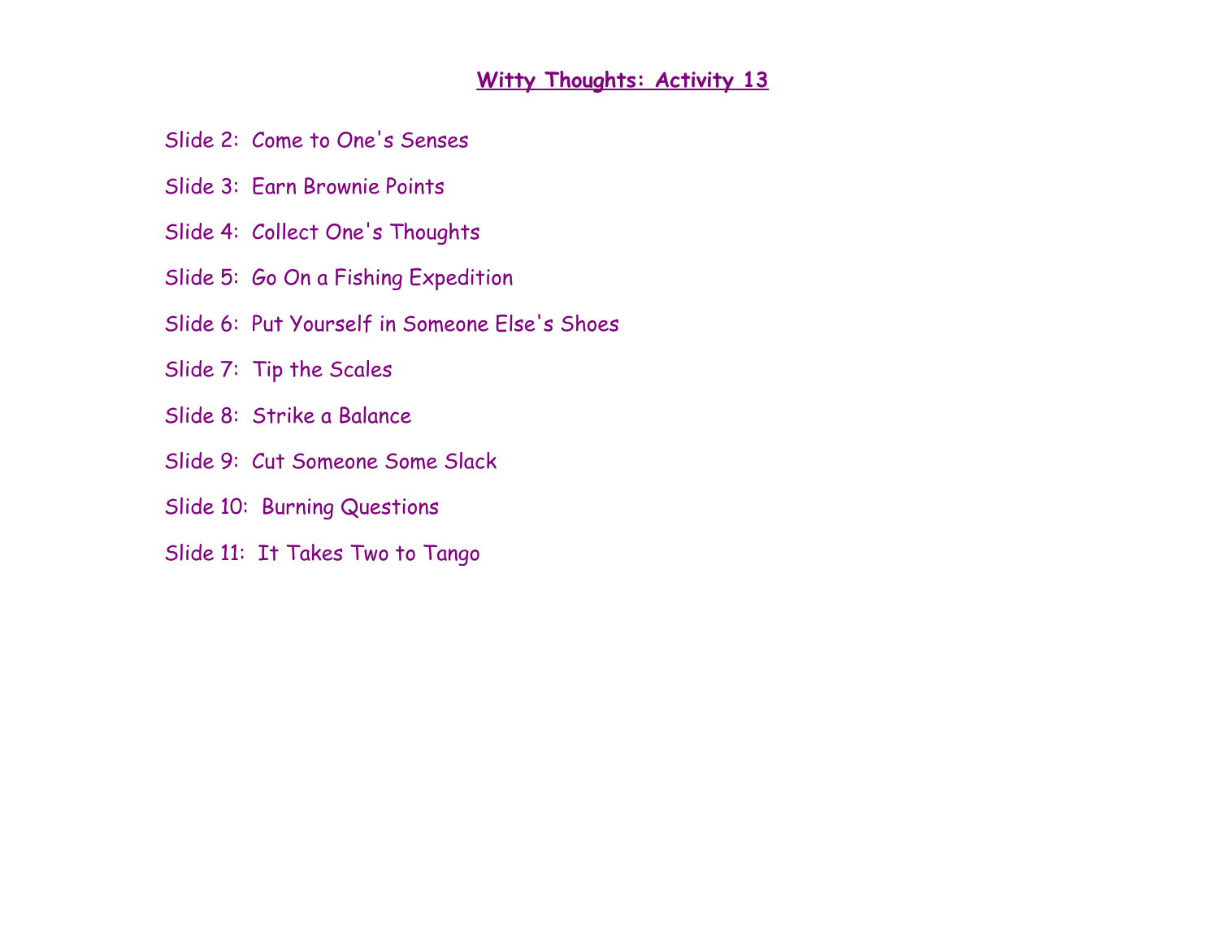# Witty Thoughts: Activity 13

Slide 2: Come to One's Senses

Slide 3: Earn Brownie Points

Slide 4: Collect One's Thoughts

Slide 5: Go On a Fishing Expedition

Slide 6: Put Yourself in Someone Else's Shoes

Slide 7: Tip the Scales

Slide 8: Strike a Balance

Slide 9: Cut Someone Some Slack

Slide 10: Burning Questions

Slide 11: It Takes Two to Tango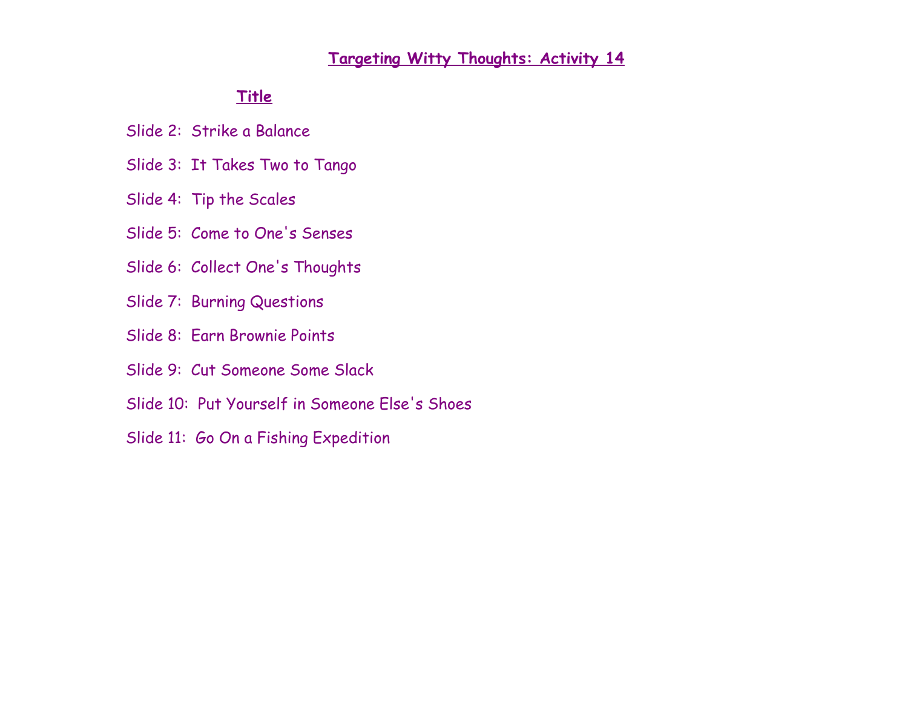# Targeting Witty Thoughts: Activity 14

## Title

Slide 2: Strike a Balance

Slide 3: It Takes Two to Tango

Slide 4: Tip the Scales

Slide 5: Come to One's Senses

Slide 6: Collect One's Thoughts

Slide 7: Burning Questions

Slide 8: Earn Brownie Points

Slide 9: Cut Someone Some Slack

Slide 10: Put Yourself in Someone Else's Shoes

Slide 11: Go On a Fishing Expedition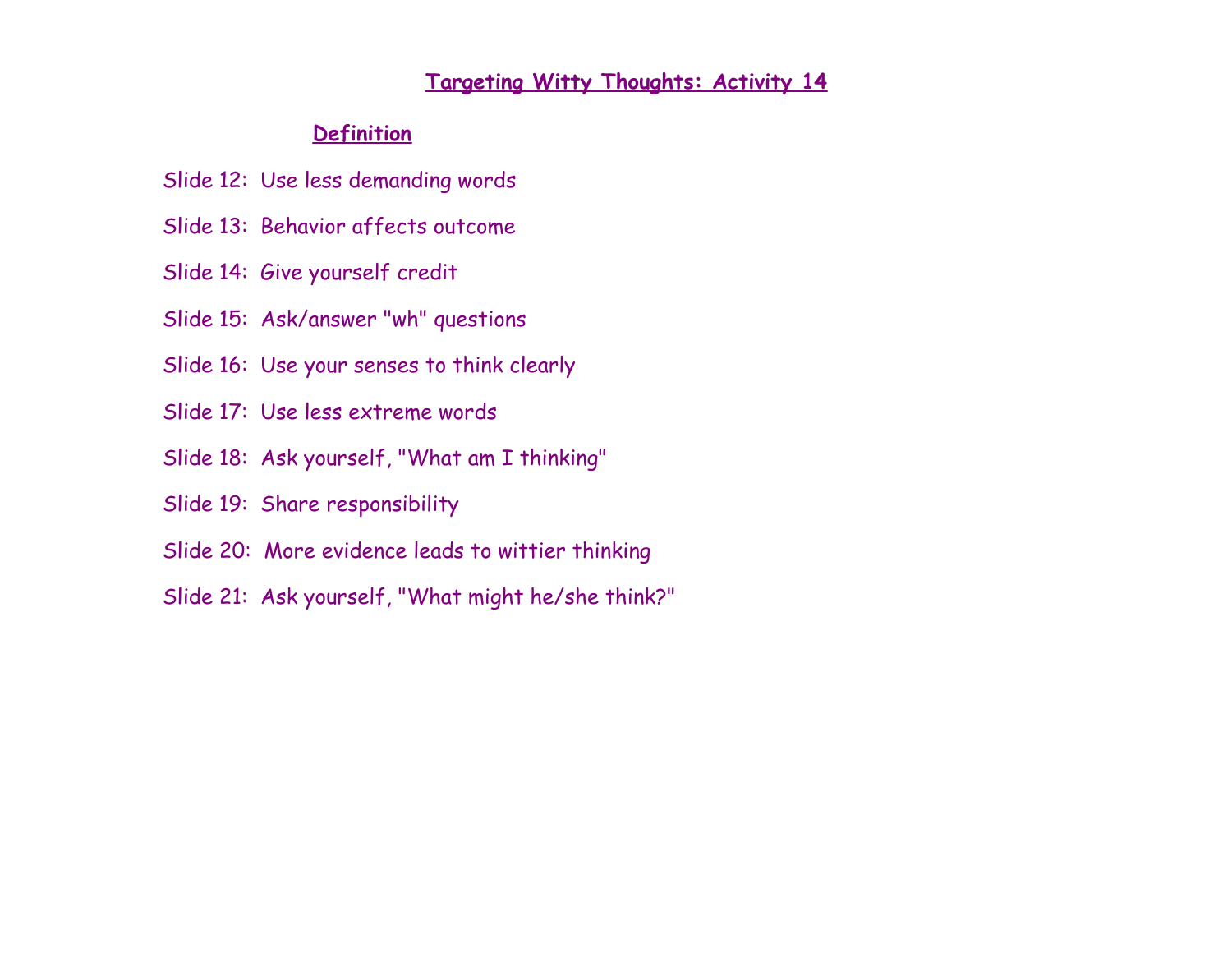## Targeting Witty Thoughts: Activity 14

### Definition

Slide 12: Use less demanding words

Slide 13: Behavior affects outcome

Slide 14: Give yourself credit

Slide 15: Ask/answer "wh" questions

Slide 16: Use your senses to think clearly

Slide 17: Use less extreme words

Slide 18: Ask yourself, "What am I thinking"

Slide 19: Share responsibility

Slide 20: More evidence leads to wittier thinking

Slide 21: Ask yourself, "What might he/she think?"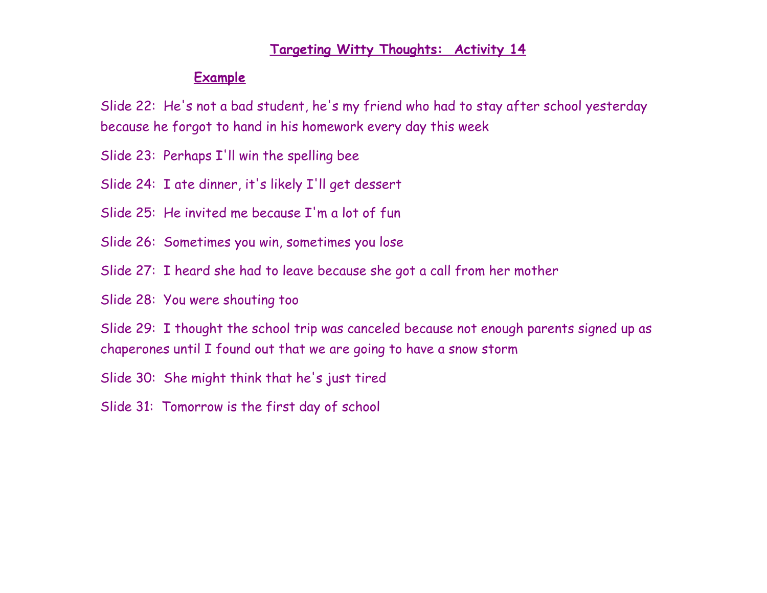## Targeting Witty Thoughts: Activity 14

### Example

Slide 22: He's not a bad student, he's my friend who had to stay after school yesterday because he forgot to hand in his homework every day this week

Slide 23: Perhaps I'll win the spelling bee

Slide 24: I ate dinner, it's likely I'll get dessert

Slide 25: He invited me because I'm a lot of fun

Slide 26: Sometimes you win, sometimes you lose

Slide 27: I heard she had to leave because she got a call from her mother

Slide 28: You were shouting too

Slide 29: I thought the school trip was canceled because not enough parents signed up as chaperones until I found out that we are going to have a snow storm

Slide 30: She might think that he's just tired

Slide 31: Tomorrow is the first day of school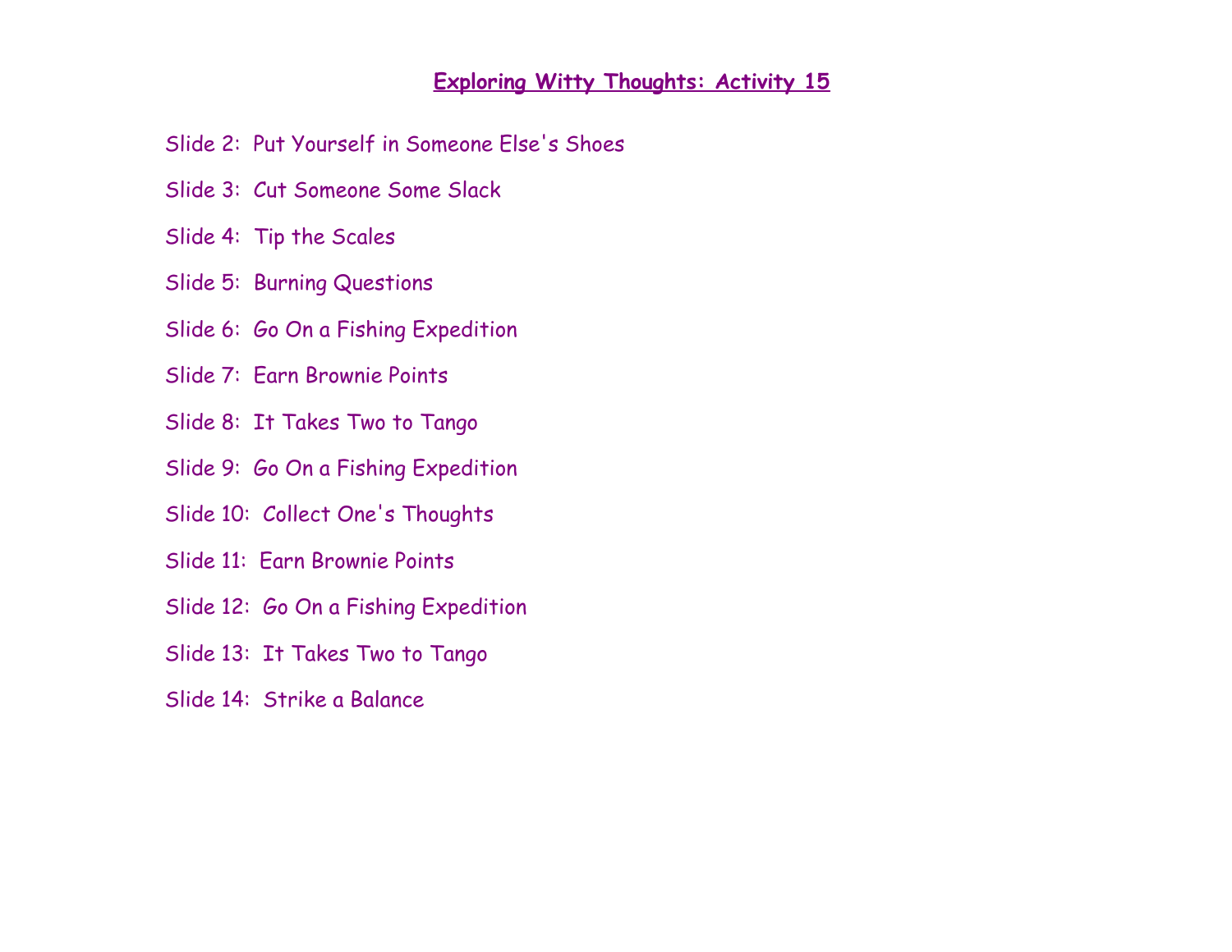# Exploring Witty Thoughts: Activity 15

Slide 2: Put Yourself in Someone Else's Shoes

Slide 3: Cut Someone Some Slack

Slide 4: Tip the Scales

Slide 5: Burning Questions

Slide 6: Go On a Fishing Expedition

Slide 7: Earn Brownie Points

Slide 8: It Takes Two to Tango

Slide 9: Go On a Fishing Expedition

Slide 10: Collect One's Thoughts

Slide 11: Earn Brownie Points

Slide 12: Go On a Fishing Expedition

Slide 13: It Takes Two to Tango

Slide 14: Strike a Balance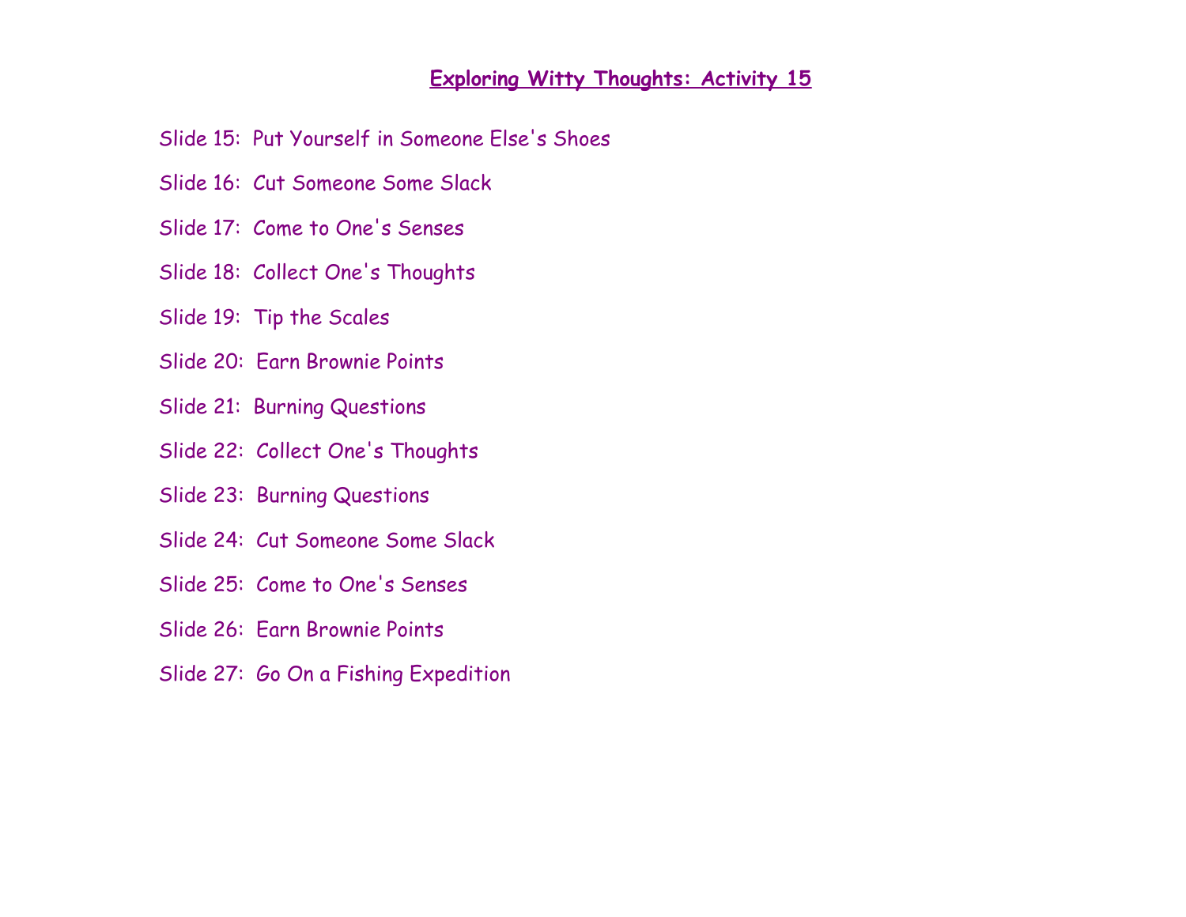# Exploring Witty Thoughts: Activity 15

Slide 15: Put Yourself in Someone Else's Shoes

Slide 16: Cut Someone Some Slack

Slide 17: Come to One's Senses

Slide 18: Collect One's Thoughts

Slide 19: Tip the Scales

Slide 20: Earn Brownie Points

Slide 21: Burning Questions

Slide 22: Collect One's Thoughts

Slide 23: Burning Questions

Slide 24: Cut Someone Some Slack

Slide 25: Come to One's Senses

Slide 26: Earn Brownie Points

Slide 27: Go On a Fishing Expedition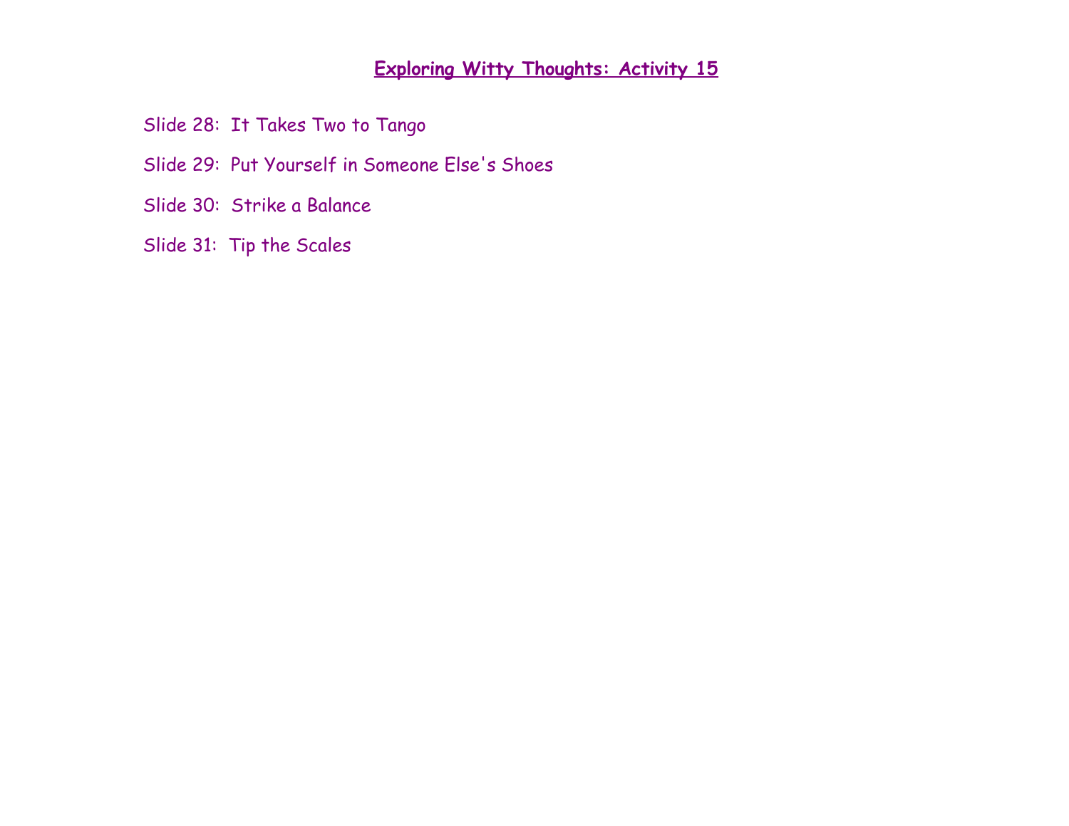# Exploring Witty Thoughts: Activity 15

Slide 28: It Takes Two to Tango

Slide 29: Put Yourself in Someone Else's Shoes

Slide 30: Strike a Balance

Slide 31: Tip the Scales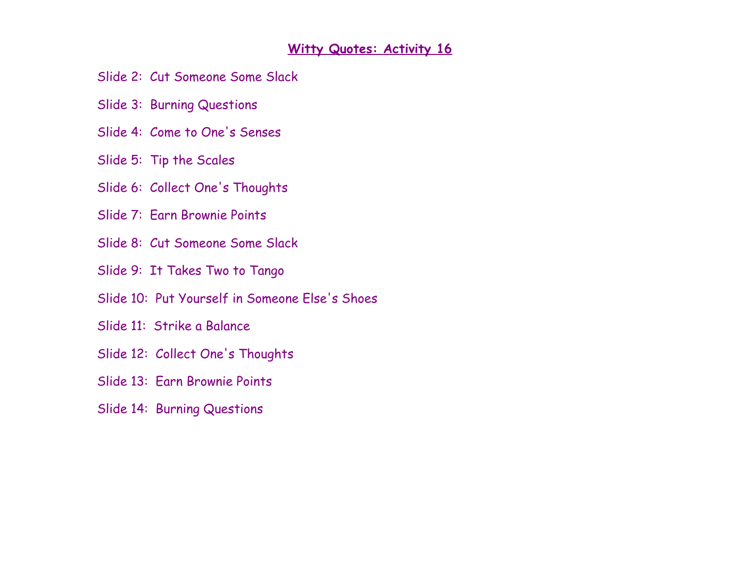# Witty Quotes: Activity 16

Slide 2: Cut Someone Some Slack

Slide 3: Burning Questions

Slide 4: Come to One's Senses

Slide 5: Tip the Scales

Slide 6: Collect One's Thoughts

Slide 7: Earn Brownie Points

Slide 8: Cut Someone Some Slack

Slide 9: It Takes Two to Tango

Slide 10: Put Yourself in Someone Else's Shoes

Slide 11: Strike a Balance

Slide 12: Collect One's Thoughts

Slide 13: Earn Brownie Points

Slide 14: Burning Questions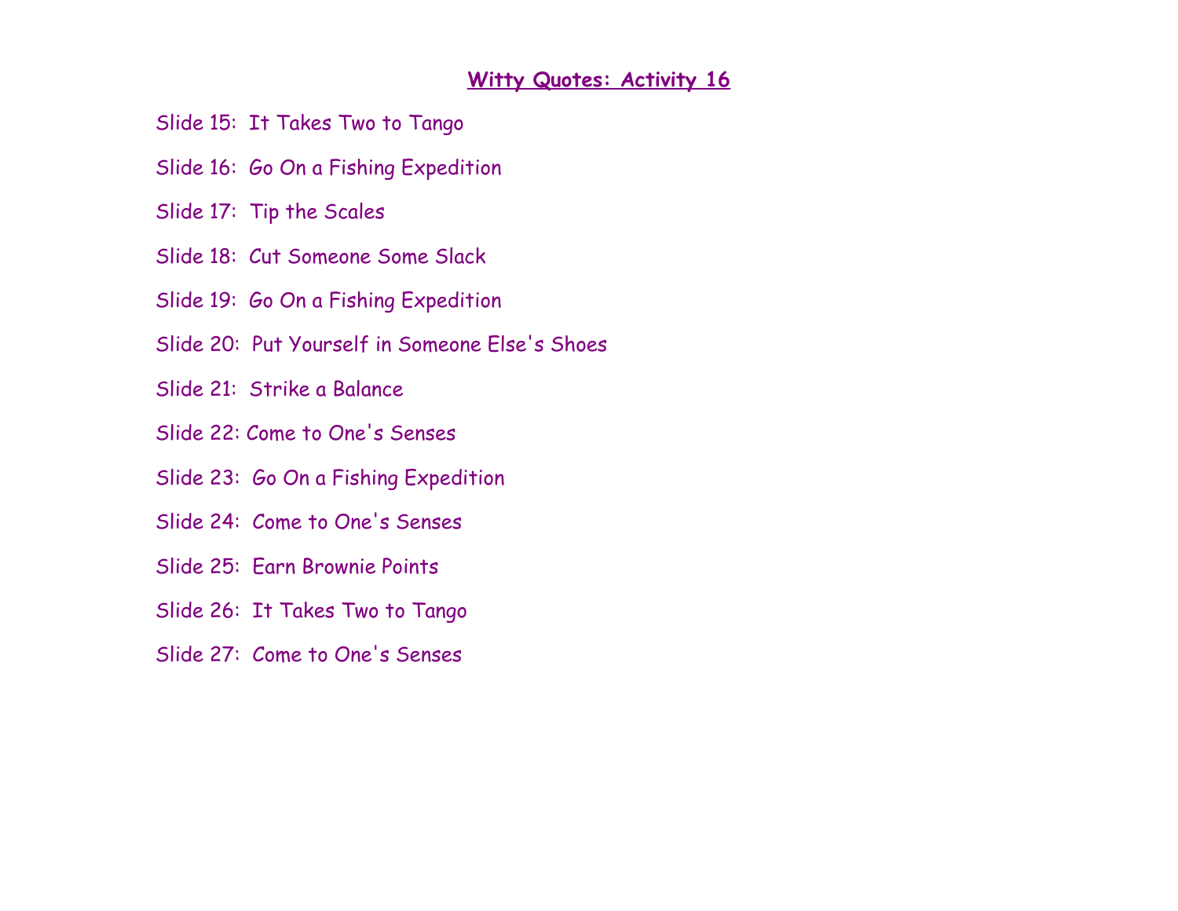# Witty Quotes: Activity 16

Slide 15: It Takes Two to Tango

Slide 16: Go On a Fishing Expedition

Slide 17: Tip the Scales

Slide 18: Cut Someone Some Slack

Slide 19: Go On a Fishing Expedition

Slide 20: Put Yourself in Someone Else's Shoes

Slide 21: Strike a Balance

Slide 22: Come to One's Senses

Slide 23: Go On a Fishing Expedition

Slide 24: Come to One's Senses

Slide 25: Earn Brownie Points

Slide 26: It Takes Two to Tango

Slide 27: Come to One's Senses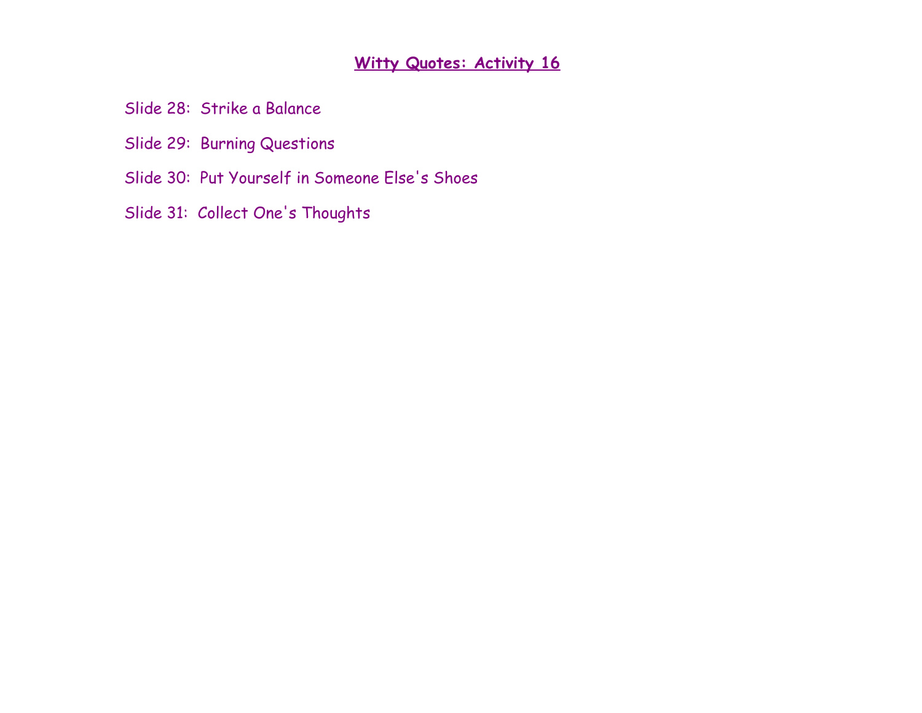## **Witty Quotes: Activity 16**

Slide 28: Strike a Balance

Slide 29: Burning Questions

Slide 30: Put Yourself in Someone Else's Shoes

Slide 31: Collect One's Thoughts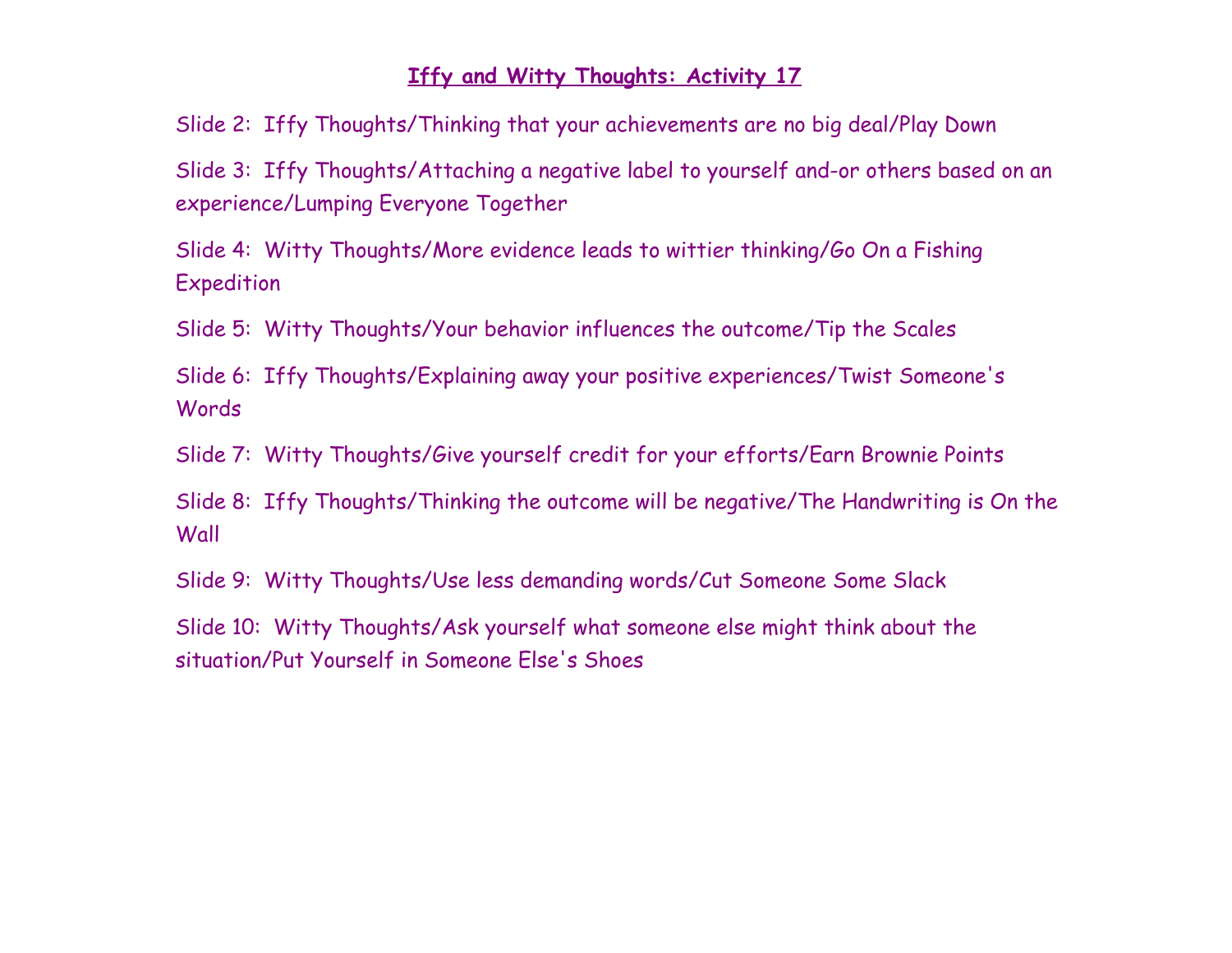# Iffy and Witty Thoughts: Activity 17

Slide 2: Iffy Thoughts/Thinking that your achievements are no big deal/Play Down

Slide 3: Iffy Thoughts/Attaching a negative label to yourself and-or others based on an experience/Lumping Everyone Together

Slide 4: Witty Thoughts/More evidence leads to wittier thinking/Go On a Fishing Expedition

Slide 5: Witty Thoughts/Your behavior influences the outcome/Tip the Scales

Slide 6: Iffy Thoughts/Explaining away your positive experiences/Twist Someone's Words

Slide 7: Witty Thoughts/Give yourself credit for your efforts/Earn Brownie Points

Slide 8: Iffy Thoughts/Thinking the outcome will be negative/The Handwriting is On the Wall

Slide 9: Witty Thoughts/Use less demanding words/Cut Someone Some Slack

Slide 10: Witty Thoughts/Ask yourself what someone else might think about the situation/Put Yourself in Someone Else's Shoes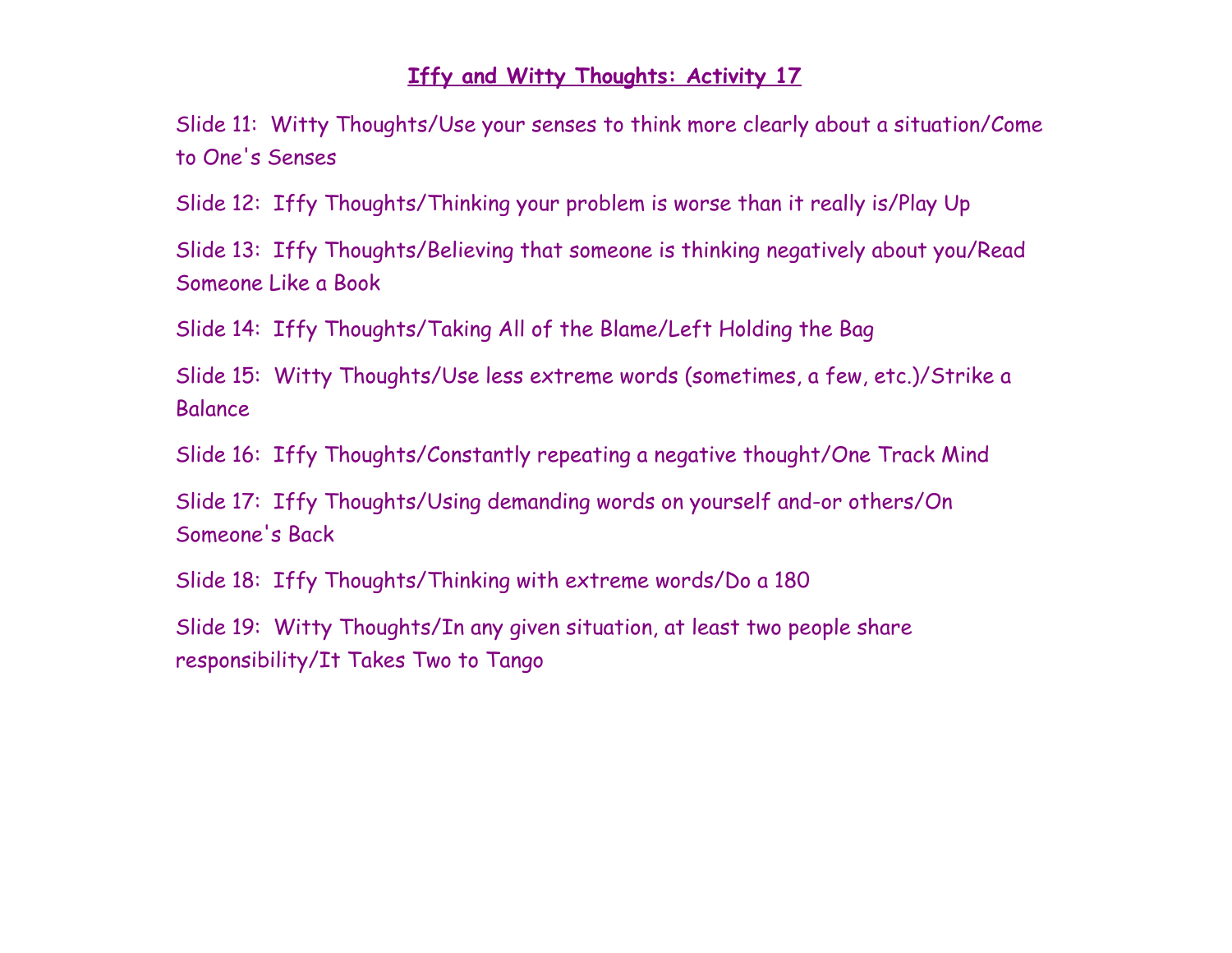# Iffy and Witty Thoughts: Activity 17

Slide 11: Witty Thoughts/Use your senses to think more clearly about a situation/Come to One's Senses

Slide 12: Iffy Thoughts/Thinking your problem is worse than it really is/Play Up

Slide 13: Iffy Thoughts/Believing that someone is thinking negatively about you/Read Someone Like a Book

Slide 14: Iffy Thoughts/Taking All of the Blame/Left Holding the Bag

Slide 15: Witty Thoughts/Use less extreme words (sometimes, a few, etc.)/Strike a Balance

Slide 16: Iffy Thoughts/Constantly repeating a negative thought/One Track Mind

Slide 17: Iffy Thoughts/Using demanding words on yourself and-or others/On Someone's Back

Slide 18: Iffy Thoughts/Thinking with extreme words/Do a 180

Slide 19: Witty Thoughts/In any given situation, at least two people share responsibility/It Takes Two to Tango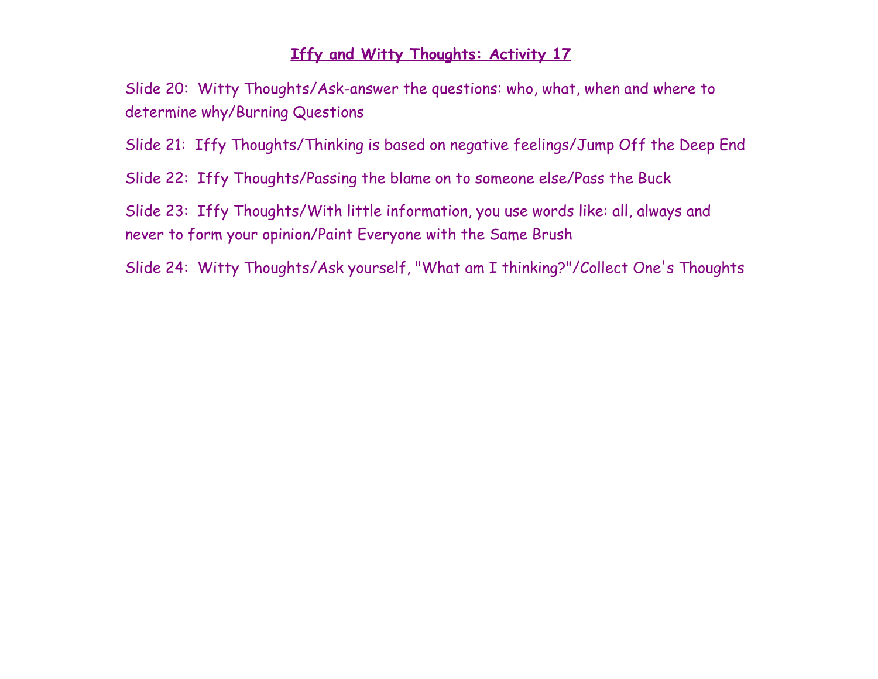## **Iffy and Witty Thoughts: Activity 17**

Slide 20: Witty Thoughts/Ask-answer the questions: who, what, when and where to determine why/Burning Questions

Slide 21: Iffy Thoughts/Thinking is based on negative feelings/Jump Off the Deep End

Slide 22: Iffy Thoughts/Passing the blame on to someone else/Pass the Buck

Slide 23: Iffy Thoughts/With little information, you use words like: all, always and never to form your opinion/Paint Everyone with the Same Brush

Slide 24: Witty Thoughts/Ask yourself, "What am I thinking?"/Collect One's Thoughts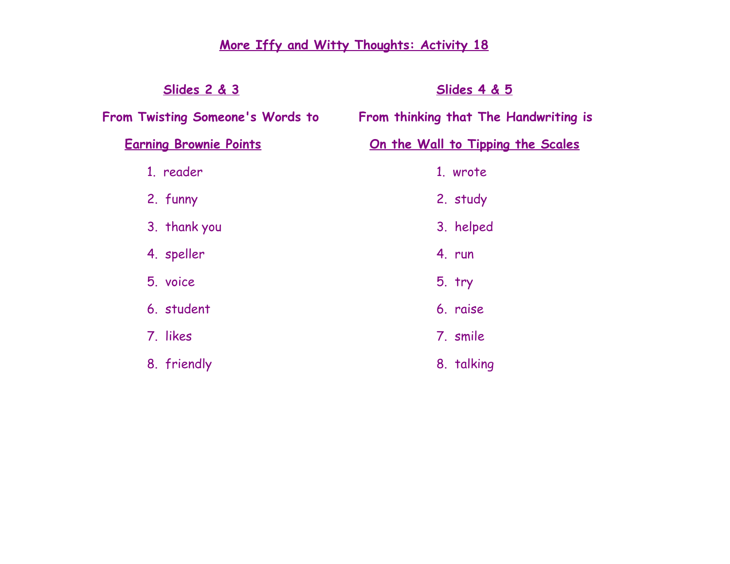# More Iffy and Witty Thoughts: Activity 18

## Slides 2 & 3

### From Twisting Someone's Words to Earning Brownie Points

1. reader
2. funny
3. thank you
4. speller
5. voice
6. student
7. likes
8. friendly

## Slides 4 & 5

### From thinking that The Handwriting is On the Wall to Tipping the Scales

1. wrote
2. study
3. helped
4. run
5. try
6. raise
7. smile
8. talking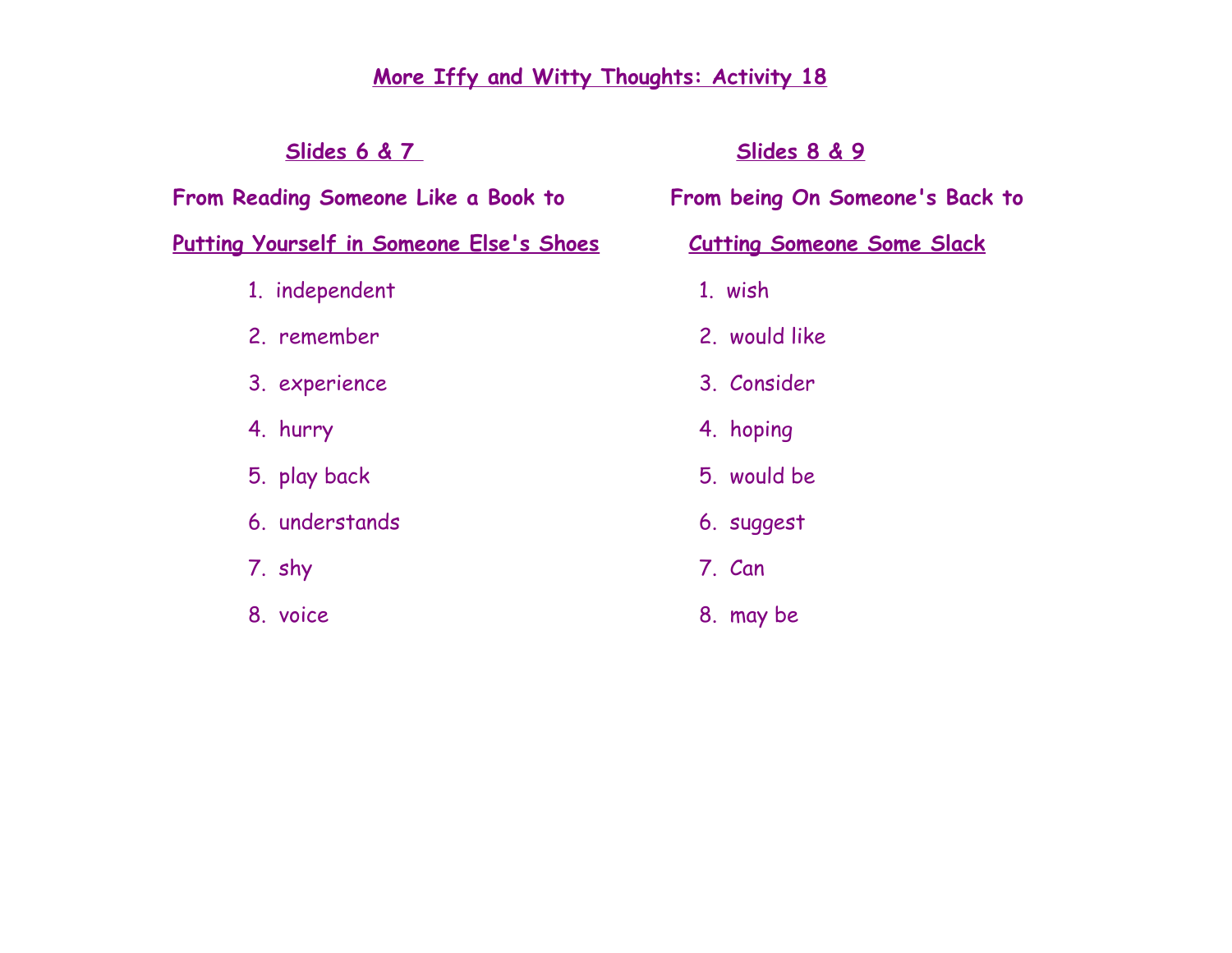# More Iffy and Witty Thoughts: Activity 18

## Slides 6 & 7

**From Reading Someone Like a Book to**

**Putting Yourself in Someone Else's Shoes**

1. independent
2. remember
3. experience
4. hurry
5. play back
6. understands
7. shy
8. voice

## Slides 8 & 9

**From being On Someone's Back to**

**Cutting Someone Some Slack**

1. wish
2. would like
3. Consider
4. hoping
5. would be
6. suggest
7. Can
8. may be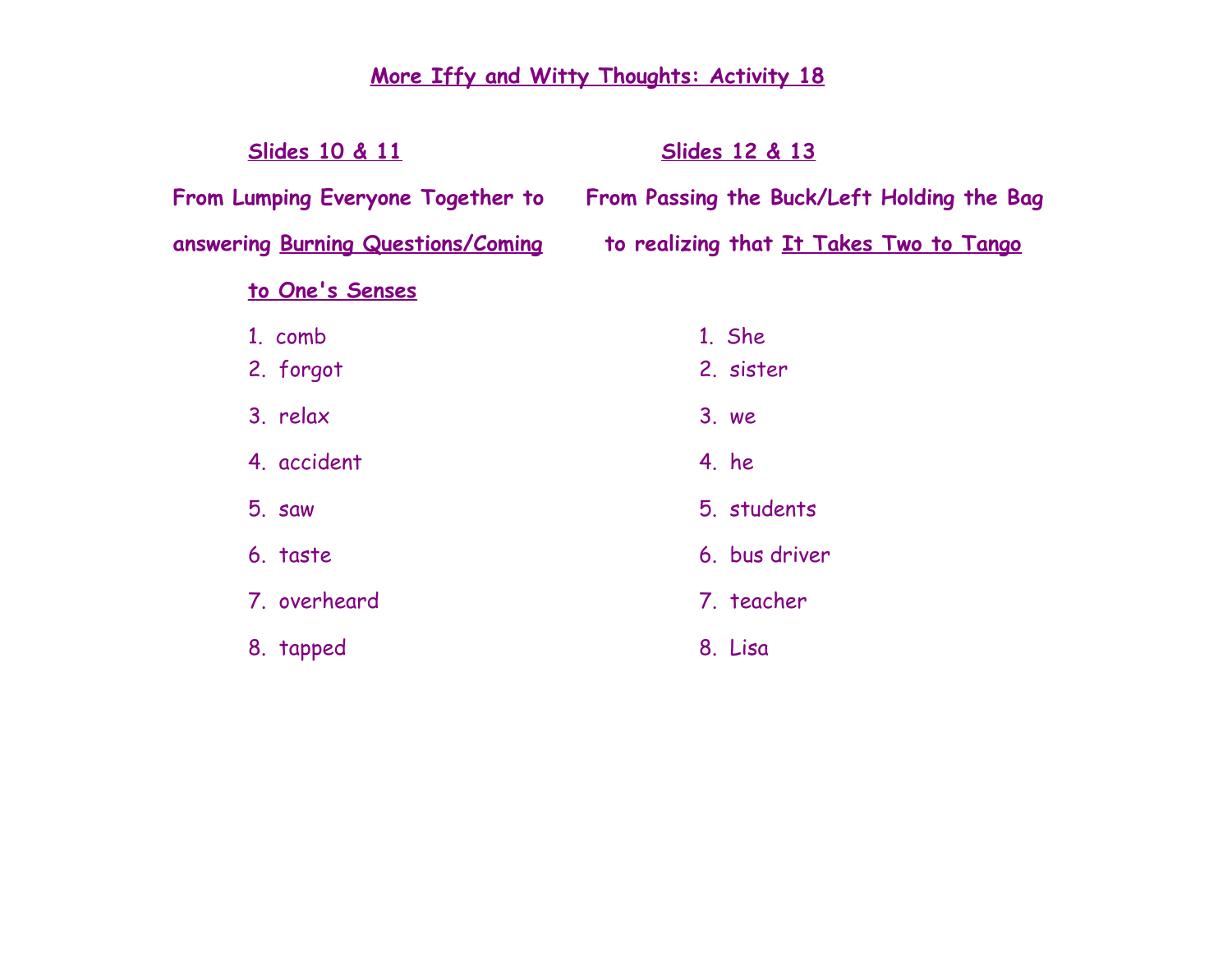# More Iffy and Witty Thoughts: Activity 18

## Slides 10 & 11

**From Lumping Everyone Together to answering Burning Questions/Coming to One's Senses**

1. comb
2. forgot
3. relax
4. accident
5. saw
6. taste
7. overheard
8. tapped

## Slides 12 & 13

**From Passing the Buck/Left Holding the Bag to realizing that It Takes Two to Tango**

1. She
2. sister
3. we
4. he
5. students
6. bus driver
7. teacher
8. Lisa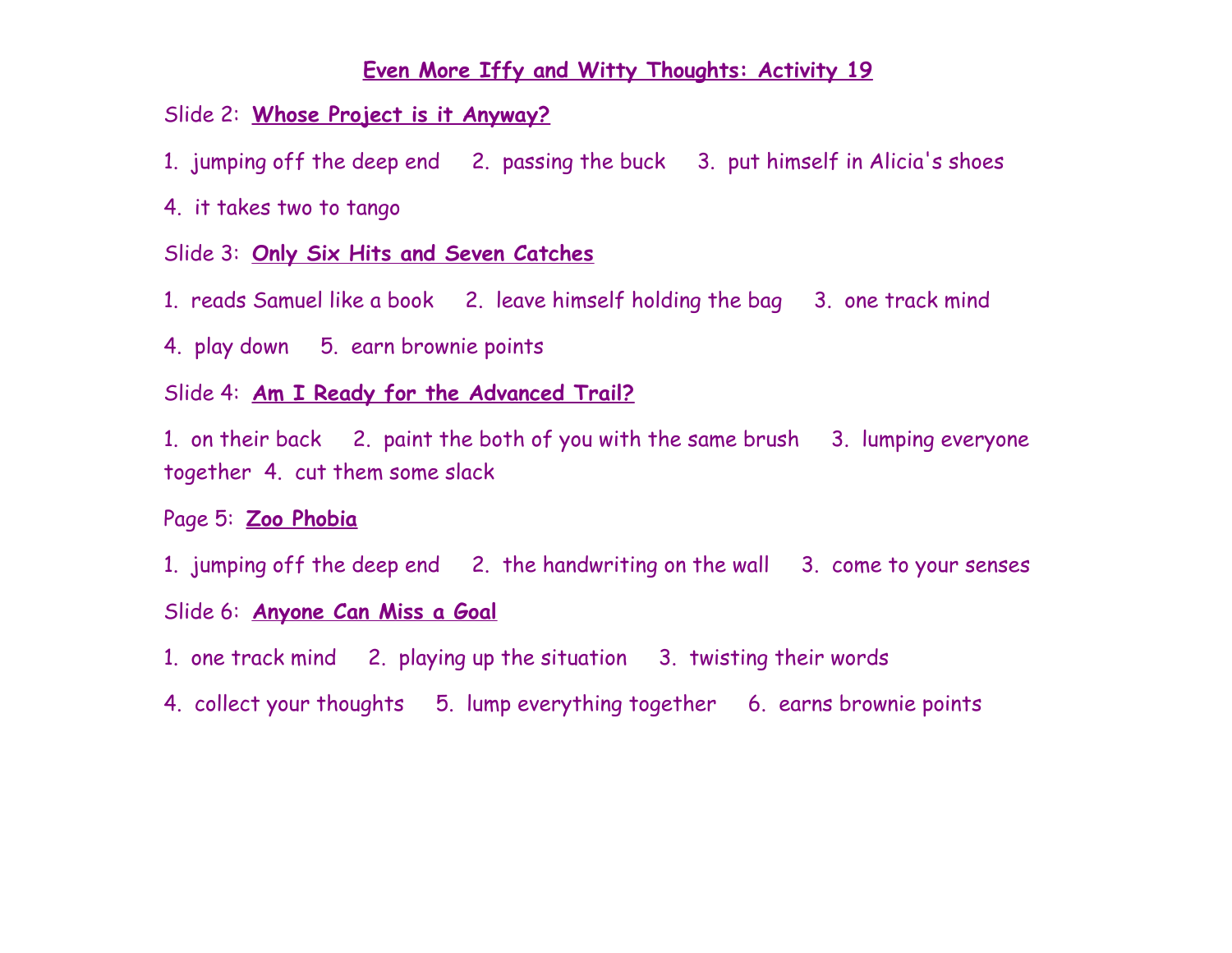# Even More Iffy and Witty Thoughts: Activity 19

Slide 2: **Whose Project is it Anyway?**

1. jumping off the deep end 2. passing the buck 3. put himself in Alicia's shoes

4. it takes two to tango

Slide 3: **Only Six Hits and Seven Catches**

1. reads Samuel like a book 2. leave himself holding the bag 3. one track mind

4. play down 5. earn brownie points

Slide 4: **Am I Ready for the Advanced Trail?**

1. on their back 2. paint the both of you with the same brush 3. lumping everyone together 4. cut them some slack

Page 5: **Zoo Phobia**

1. jumping off the deep end 2. the handwriting on the wall 3. come to your senses

Slide 6: **Anyone Can Miss a Goal**

1. one track mind 2. playing up the situation 3. twisting their words

4. collect your thoughts 5. lump everything together 6. earns brownie points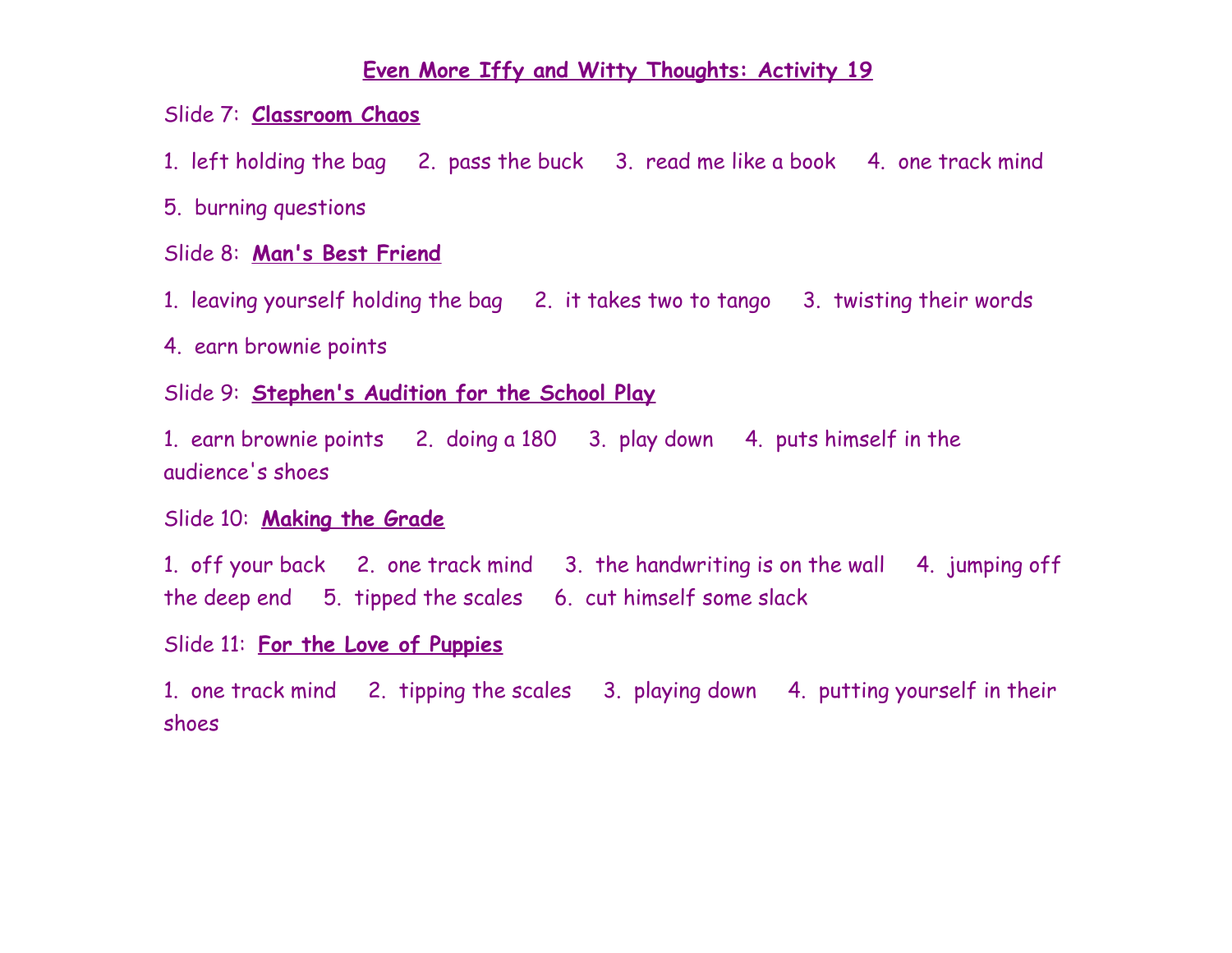# Even More Iffy and Witty Thoughts: Activity 19

Slide 7: **Classroom Chaos**

1. left holding the bag 2. pass the buck 3. read me like a book 4. one track mind 5. burning questions

Slide 8: **Man's Best Friend**

1. leaving yourself holding the bag 2. it takes two to tango 3. twisting their words 4. earn brownie points

Slide 9: **Stephen's Audition for the School Play**

1. earn brownie points 2. doing a 180 3. play down 4. puts himself in the audience's shoes

Slide 10: **Making the Grade**

1. off your back 2. one track mind 3. the handwriting is on the wall 4. jumping off the deep end 5. tipped the scales 6. cut himself some slack

Slide 11: **For the Love of Puppies**

1. one track mind 2. tipping the scales 3. playing down 4. putting yourself in their shoes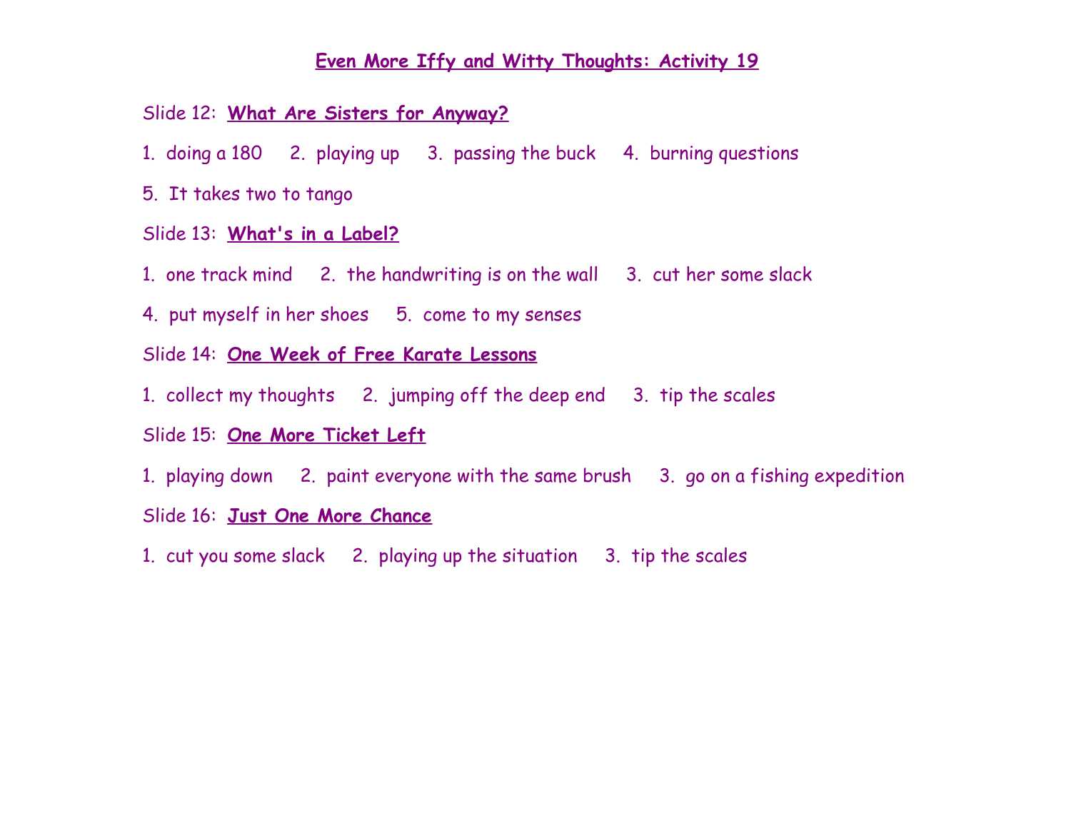# Even More Iffy and Witty Thoughts: Activity 19

Slide 12: **What Are Sisters for Anyway?**

1. doing a 180     2. playing up     3. passing the buck     4. burning questions

5. It takes two to tango

Slide 13: **What's in a Label?**

1. one track mind     2. the handwriting is on the wall     3. cut her some slack

4. put myself in her shoes     5. come to my senses

Slide 14: **One Week of Free Karate Lessons**

1. collect my thoughts     2. jumping off the deep end     3. tip the scales

Slide 15: **One More Ticket Left**

1. playing down     2. paint everyone with the same brush     3. go on a fishing expedition

Slide 16: **Just One More Chance**

1. cut you some slack     2. playing up the situation     3. tip the scales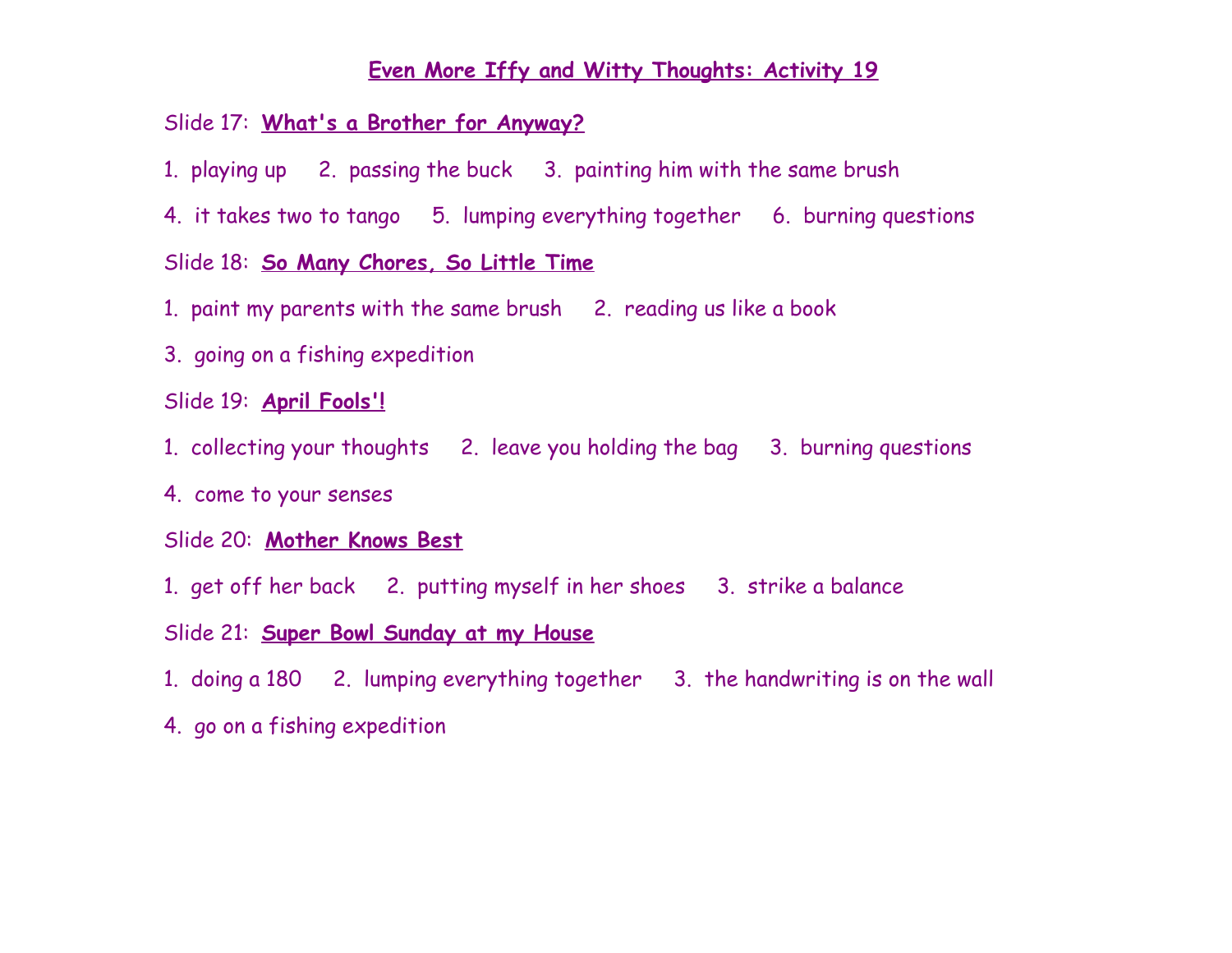# Even More Iffy and Witty Thoughts: Activity 19

Slide 17: **What's a Brother for Anyway?**

1. playing up  2. passing the buck  3. painting him with the same brush

4. it takes two to tango  5. lumping everything together  6. burning questions

Slide 18: **So Many Chores, So Little Time**

1. paint my parents with the same brush  2. reading us like a book

3. going on a fishing expedition

Slide 19: **April Fools'!**

1. collecting your thoughts  2. leave you holding the bag  3. burning questions

4. come to your senses

Slide 20: **Mother Knows Best**

1. get off her back  2. putting myself in her shoes  3. strike a balance

Slide 21: **Super Bowl Sunday at my House**

1. doing a 180  2. lumping everything together  3. the handwriting is on the wall

4. go on a fishing expedition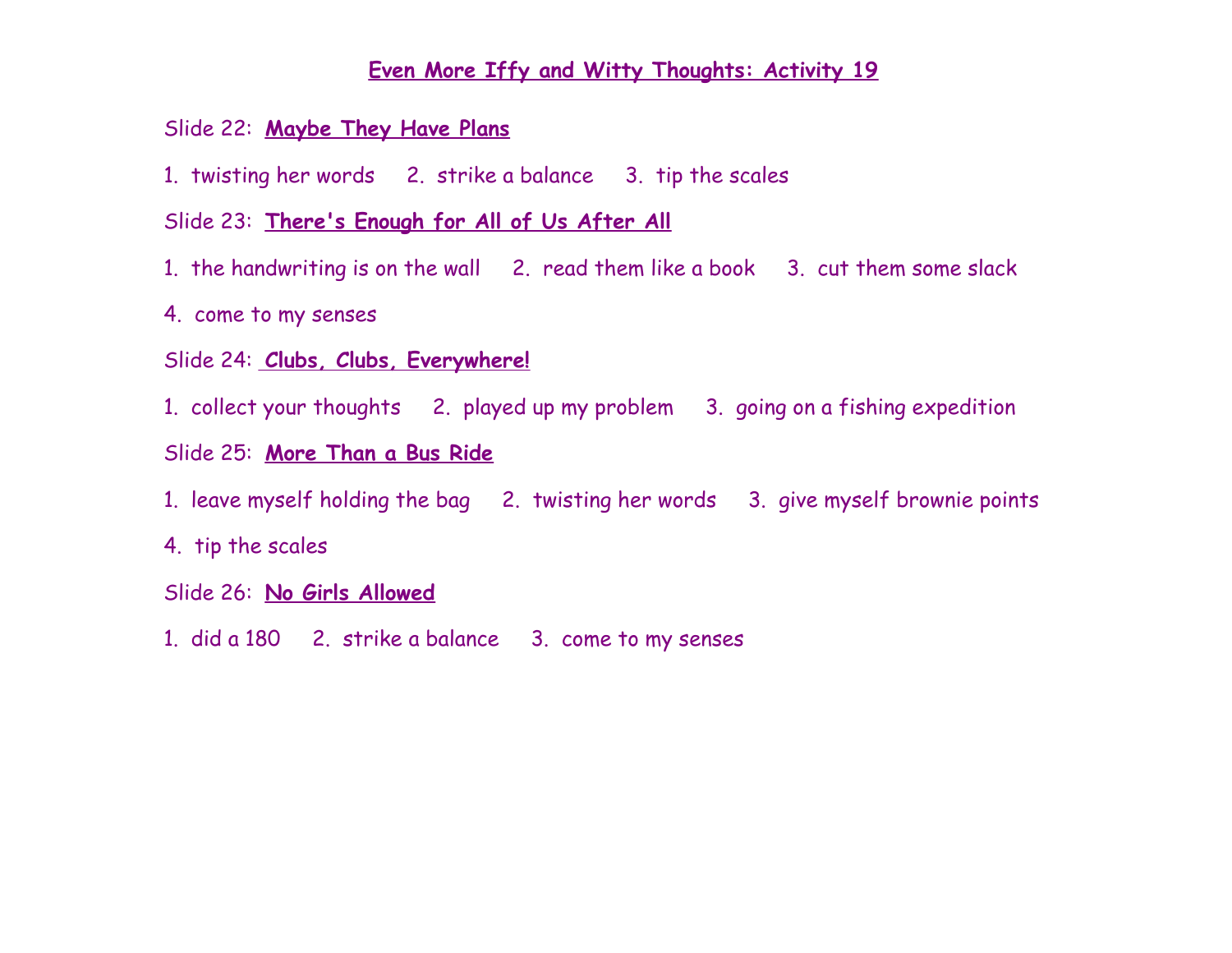# Even More Iffy and Witty Thoughts: Activity 19

Slide 22: **Maybe They Have Plans**

1. twisting her words  2. strike a balance  3. tip the scales

Slide 23: **There's Enough for All of Us After All**

1. the handwriting is on the wall  2. read them like a book  3. cut them some slack

4. come to my senses

Slide 24: **Clubs, Clubs, Everywhere!**

1. collect your thoughts  2. played up my problem  3. going on a fishing expedition

Slide 25: **More Than a Bus Ride**

1. leave myself holding the bag  2. twisting her words  3. give myself brownie points

4. tip the scales

Slide 26: **No Girls Allowed**

1. did a 180  2. strike a balance  3. come to my senses